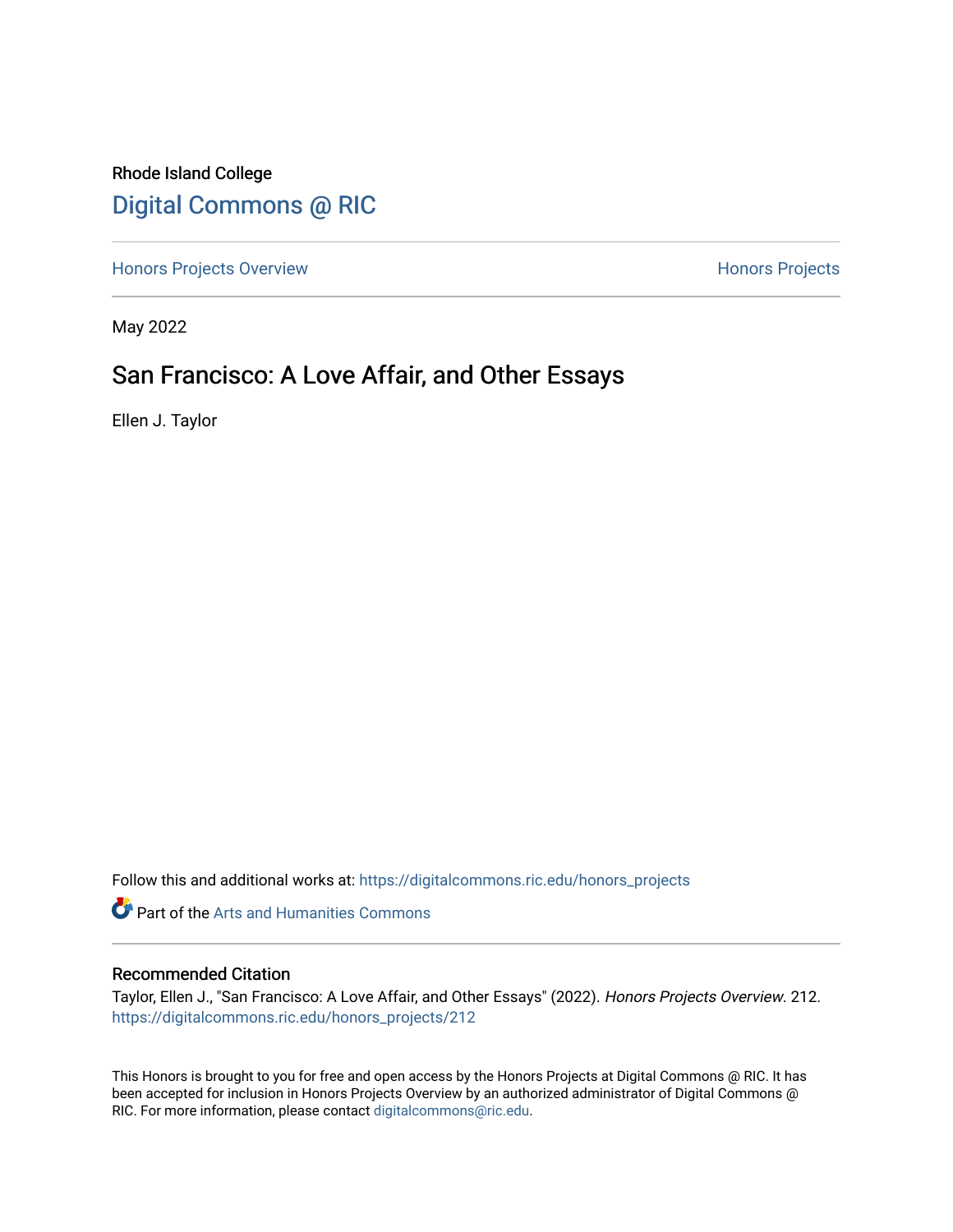Rhode Island College

Digital Commons @ RIC

Honors Projects Overview

Honors Projects

May 2022

# San Francisco: A Love Affair, and Other Essays

Ellen J. Taylor

Follow this and additional works at: https://digitalcommons.ric.edu/honors_projects

Part of the Arts and Humanities Commons

## Recommended Citation

Taylor, Ellen J., "San Francisco: A Love Affair, and Other Essays" (2022). *Honors Projects Overview*. 212.
https://digitalcommons.ric.edu/honors_projects/212

This Honors is brought to you for free and open access by the Honors Projects at Digital Commons @ RIC. It has been accepted for inclusion in Honors Projects Overview by an authorized administrator of Digital Commons @ RIC. For more information, please contact digitalcommons@ric.edu.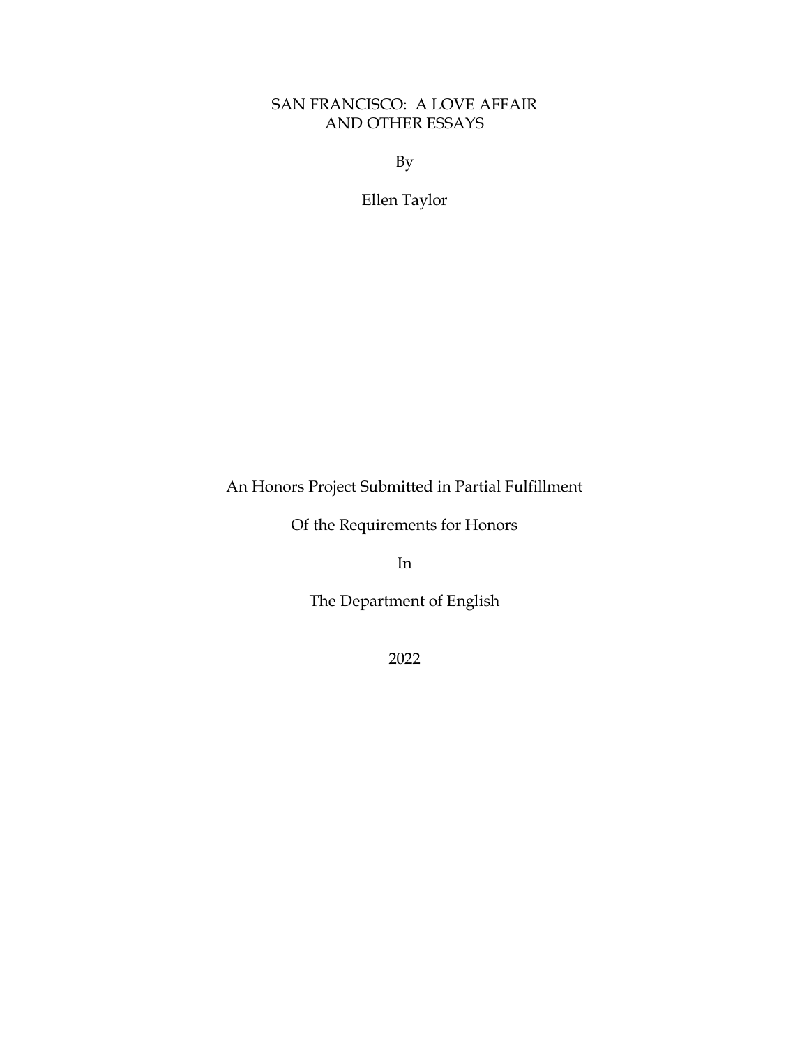# SAN FRANCISCO: A LOVE AFFAIR AND OTHER ESSAYS

By

Ellen Taylor

An Honors Project Submitted in Partial Fulfillment

Of the Requirements for Honors

In

The Department of English

2022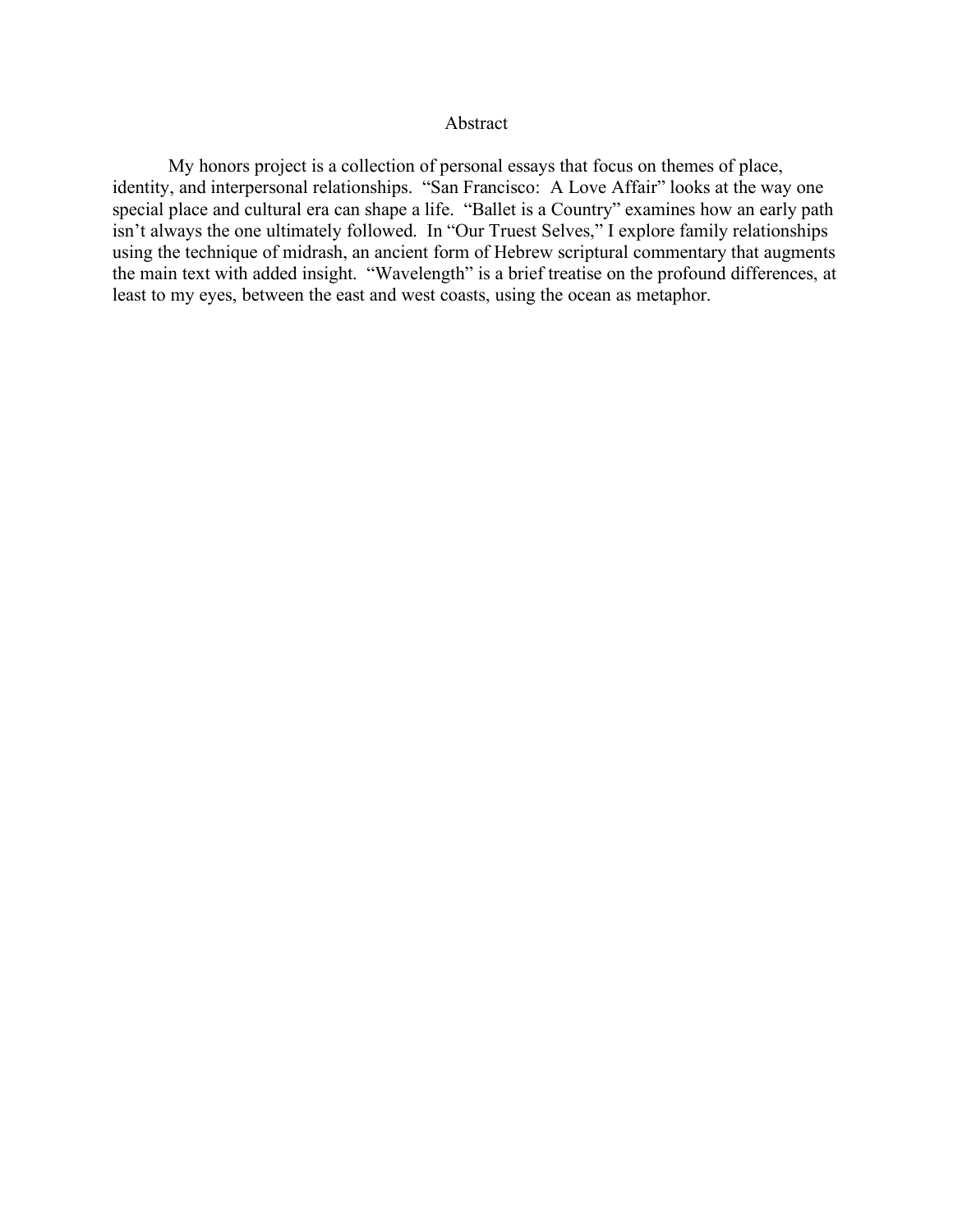# Abstract

My honors project is a collection of personal essays that focus on themes of place, identity, and interpersonal relationships. "San Francisco: A Love Affair" looks at the way one special place and cultural era can shape a life. "Ballet is a Country" examines how an early path isn't always the one ultimately followed. In "Our Truest Selves," I explore family relationships using the technique of midrash, an ancient form of Hebrew scriptural commentary that augments the main text with added insight. "Wavelength" is a brief treatise on the profound differences, at least to my eyes, between the east and west coasts, using the ocean as metaphor.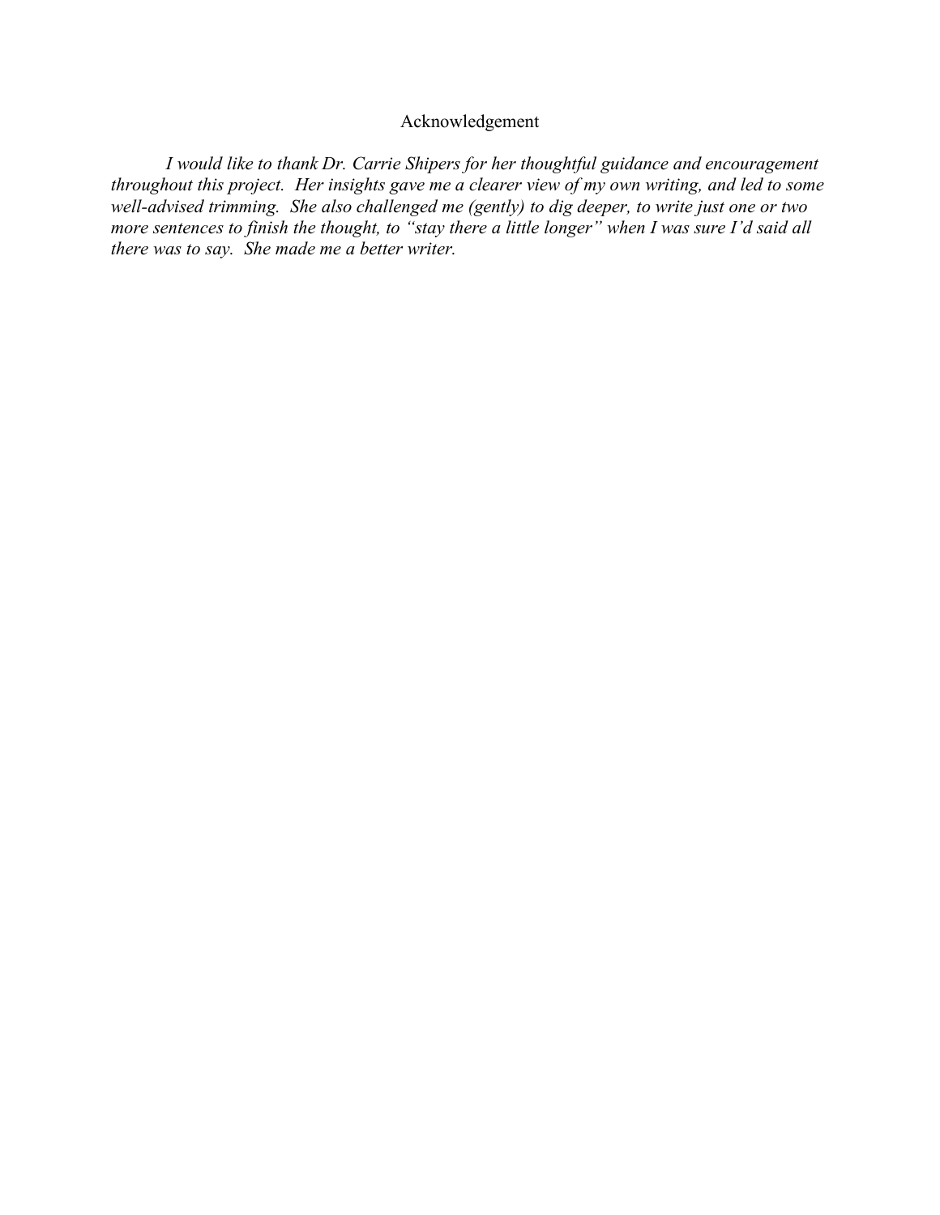# Acknowledgement

*I would like to thank Dr. Carrie Shipers for her thoughtful guidance and encouragement throughout this project. Her insights gave me a clearer view of my own writing, and led to some well-advised trimming. She also challenged me (gently) to dig deeper, to write just one or two more sentences to finish the thought, to "stay there a little longer" when I was sure I'd said all there was to say. She made me a better writer.*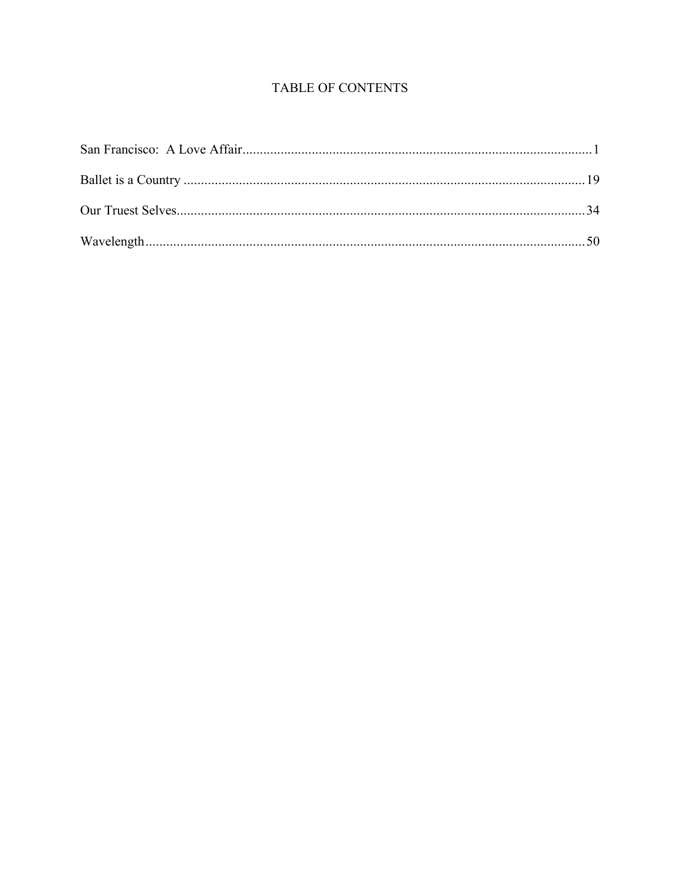# TABLE OF CONTENTS

San Francisco: A Love Affair....................................................................................................1

Ballet is a Country ...................................................................................................................19

Our Truest Selves.....................................................................................................................34

Wavelength..............................................................................................................................50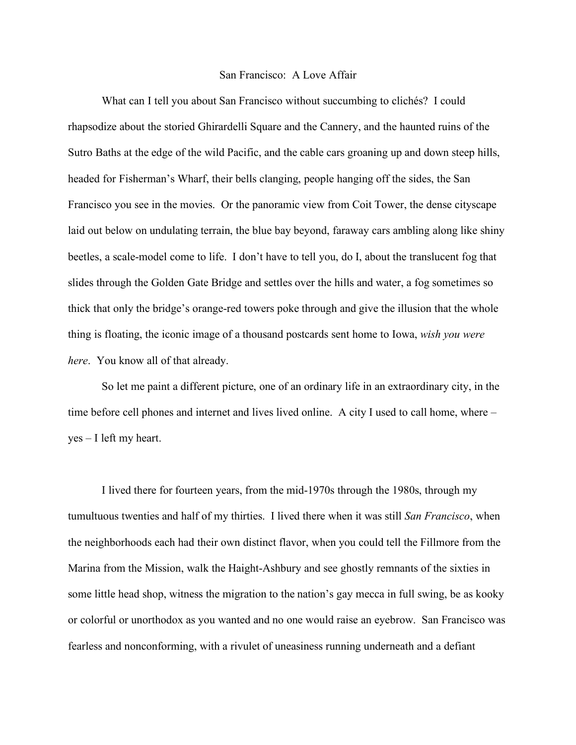# San Francisco: A Love Affair

What can I tell you about San Francisco without succumbing to clichés? I could rhapsodize about the storied Ghirardelli Square and the Cannery, and the haunted ruins of the Sutro Baths at the edge of the wild Pacific, and the cable cars groaning up and down steep hills, headed for Fisherman's Wharf, their bells clanging, people hanging off the sides, the San Francisco you see in the movies. Or the panoramic view from Coit Tower, the dense cityscape laid out below on undulating terrain, the blue bay beyond, faraway cars ambling along like shiny beetles, a scale-model come to life. I don't have to tell you, do I, about the translucent fog that slides through the Golden Gate Bridge and settles over the hills and water, a fog sometimes so thick that only the bridge's orange-red towers poke through and give the illusion that the whole thing is floating, the iconic image of a thousand postcards sent home to Iowa, *wish you were here*. You know all of that already.

So let me paint a different picture, one of an ordinary life in an extraordinary city, in the time before cell phones and internet and lives lived online. A city I used to call home, where – yes – I left my heart.

I lived there for fourteen years, from the mid-1970s through the 1980s, through my tumultuous twenties and half of my thirties. I lived there when it was still *San Francisco*, when the neighborhoods each had their own distinct flavor, when you could tell the Fillmore from the Marina from the Mission, walk the Haight-Ashbury and see ghostly remnants of the sixties in some little head shop, witness the migration to the nation's gay mecca in full swing, be as kooky or colorful or unorthodox as you wanted and no one would raise an eyebrow. San Francisco was fearless and nonconforming, with a rivulet of uneasiness running underneath and a defiant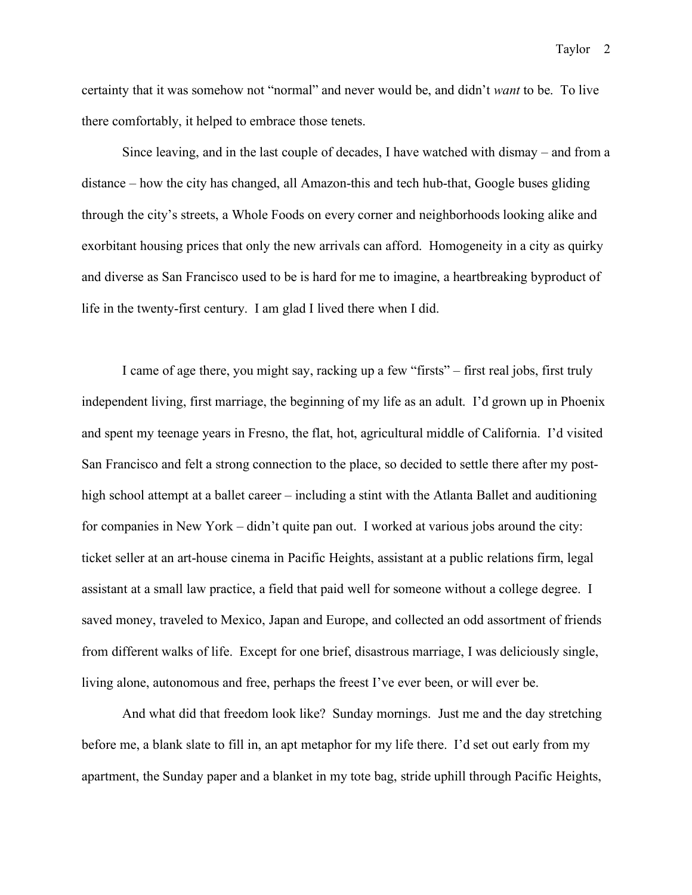certainty that it was somehow not "normal" and never would be, and didn't *want* to be. To live there comfortably, it helped to embrace those tenets.

Since leaving, and in the last couple of decades, I have watched with dismay – and from a distance – how the city has changed, all Amazon-this and tech hub-that, Google buses gliding through the city's streets, a Whole Foods on every corner and neighborhoods looking alike and exorbitant housing prices that only the new arrivals can afford. Homogeneity in a city as quirky and diverse as San Francisco used to be is hard for me to imagine, a heartbreaking byproduct of life in the twenty-first century. I am glad I lived there when I did.

I came of age there, you might say, racking up a few "firsts" – first real jobs, first truly independent living, first marriage, the beginning of my life as an adult. I'd grown up in Phoenix and spent my teenage years in Fresno, the flat, hot, agricultural middle of California. I'd visited San Francisco and felt a strong connection to the place, so decided to settle there after my post-high school attempt at a ballet career – including a stint with the Atlanta Ballet and auditioning for companies in New York – didn't quite pan out. I worked at various jobs around the city: ticket seller at an art-house cinema in Pacific Heights, assistant at a public relations firm, legal assistant at a small law practice, a field that paid well for someone without a college degree. I saved money, traveled to Mexico, Japan and Europe, and collected an odd assortment of friends from different walks of life. Except for one brief, disastrous marriage, I was deliciously single, living alone, autonomous and free, perhaps the freest I've ever been, or will ever be.

And what did that freedom look like? Sunday mornings. Just me and the day stretching before me, a blank slate to fill in, an apt metaphor for my life there. I'd set out early from my apartment, the Sunday paper and a blanket in my tote bag, stride uphill through Pacific Heights,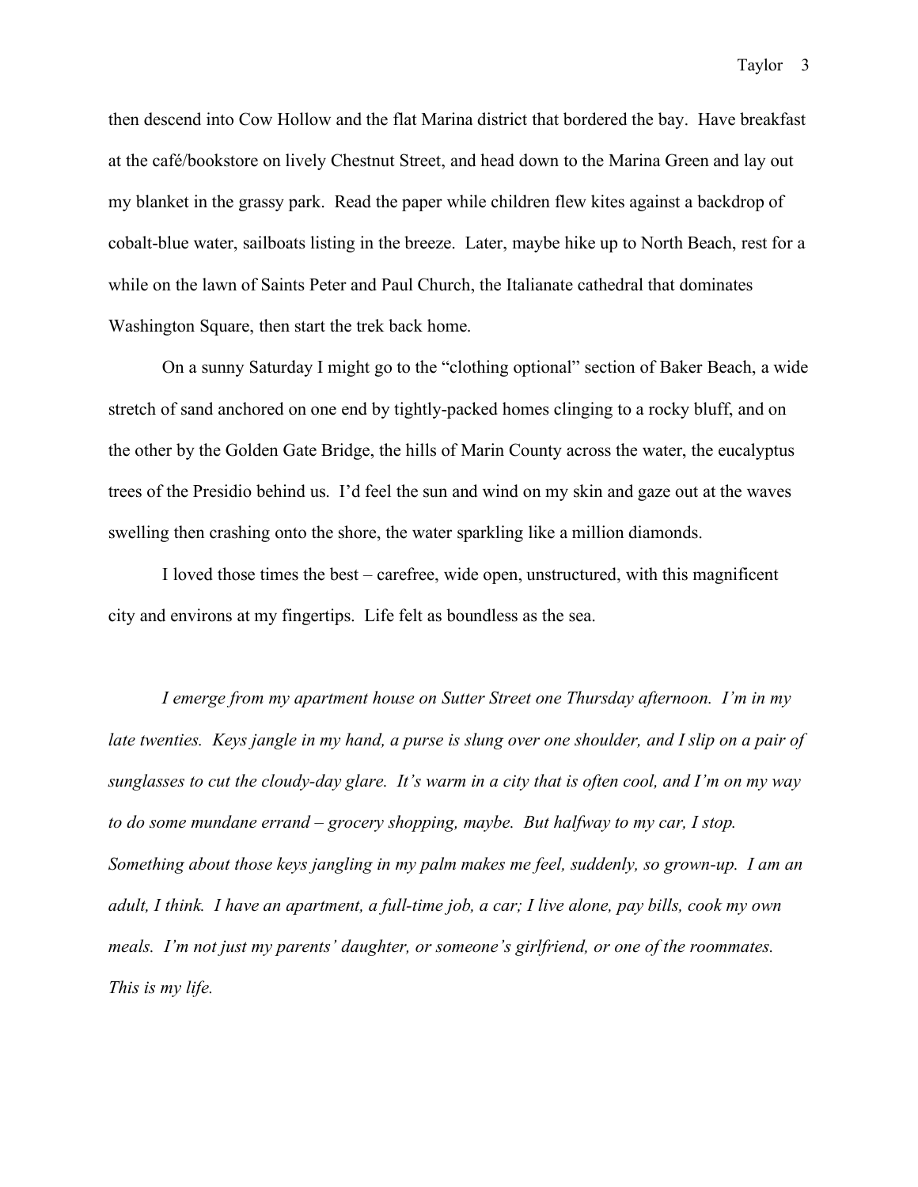then descend into Cow Hollow and the flat Marina district that bordered the bay. Have breakfast at the café/bookstore on lively Chestnut Street, and head down to the Marina Green and lay out my blanket in the grassy park. Read the paper while children flew kites against a backdrop of cobalt-blue water, sailboats listing in the breeze. Later, maybe hike up to North Beach, rest for a while on the lawn of Saints Peter and Paul Church, the Italianate cathedral that dominates Washington Square, then start the trek back home.

On a sunny Saturday I might go to the "clothing optional" section of Baker Beach, a wide stretch of sand anchored on one end by tightly-packed homes clinging to a rocky bluff, and on the other by the Golden Gate Bridge, the hills of Marin County across the water, the eucalyptus trees of the Presidio behind us. I'd feel the sun and wind on my skin and gaze out at the waves swelling then crashing onto the shore, the water sparkling like a million diamonds.

I loved those times the best – carefree, wide open, unstructured, with this magnificent city and environs at my fingertips. Life felt as boundless as the sea.

*I emerge from my apartment house on Sutter Street one Thursday afternoon. I'm in my late twenties. Keys jangle in my hand, a purse is slung over one shoulder, and I slip on a pair of sunglasses to cut the cloudy-day glare. It's warm in a city that is often cool, and I'm on my way to do some mundane errand – grocery shopping, maybe. But halfway to my car, I stop. Something about those keys jangling in my palm makes me feel, suddenly, so grown-up. I am an adult, I think. I have an apartment, a full-time job, a car; I live alone, pay bills, cook my own meals. I'm not just my parents' daughter, or someone's girlfriend, or one of the roommates. This is my life.*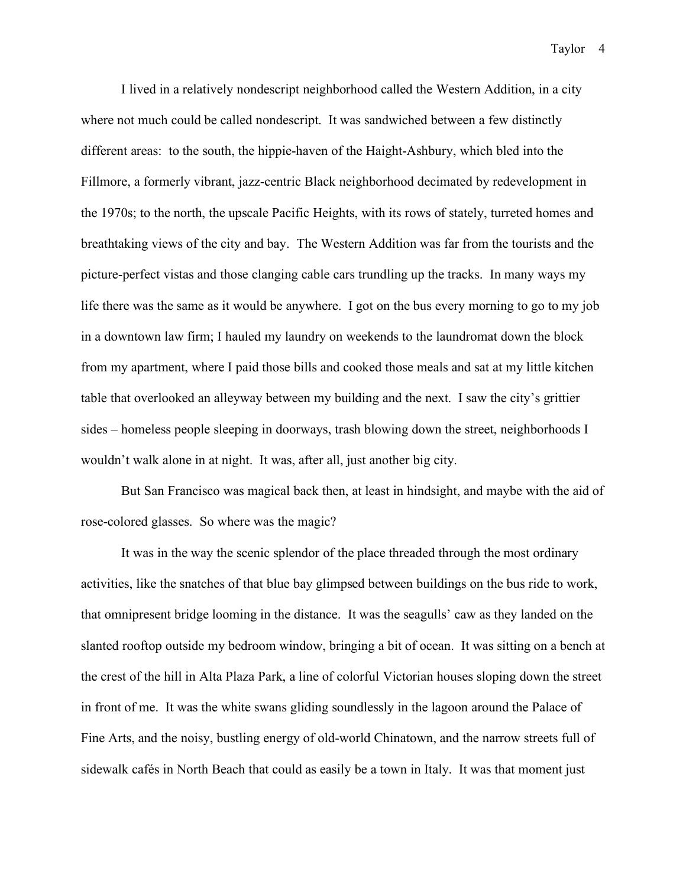I lived in a relatively nondescript neighborhood called the Western Addition, in a city where not much could be called nondescript. It was sandwiched between a few distinctly different areas: to the south, the hippie-haven of the Haight-Ashbury, which bled into the Fillmore, a formerly vibrant, jazz-centric Black neighborhood decimated by redevelopment in the 1970s; to the north, the upscale Pacific Heights, with its rows of stately, turreted homes and breathtaking views of the city and bay. The Western Addition was far from the tourists and the picture-perfect vistas and those clanging cable cars trundling up the tracks. In many ways my life there was the same as it would be anywhere. I got on the bus every morning to go to my job in a downtown law firm; I hauled my laundry on weekends to the laundromat down the block from my apartment, where I paid those bills and cooked those meals and sat at my little kitchen table that overlooked an alleyway between my building and the next. I saw the city's grittier sides – homeless people sleeping in doorways, trash blowing down the street, neighborhoods I wouldn't walk alone in at night. It was, after all, just another big city.

But San Francisco was magical back then, at least in hindsight, and maybe with the aid of rose-colored glasses. So where was the magic?

It was in the way the scenic splendor of the place threaded through the most ordinary activities, like the snatches of that blue bay glimpsed between buildings on the bus ride to work, that omnipresent bridge looming in the distance. It was the seagulls' caw as they landed on the slanted rooftop outside my bedroom window, bringing a bit of ocean. It was sitting on a bench at the crest of the hill in Alta Plaza Park, a line of colorful Victorian houses sloping down the street in front of me. It was the white swans gliding soundlessly in the lagoon around the Palace of Fine Arts, and the noisy, bustling energy of old-world Chinatown, and the narrow streets full of sidewalk cafés in North Beach that could as easily be a town in Italy. It was that moment just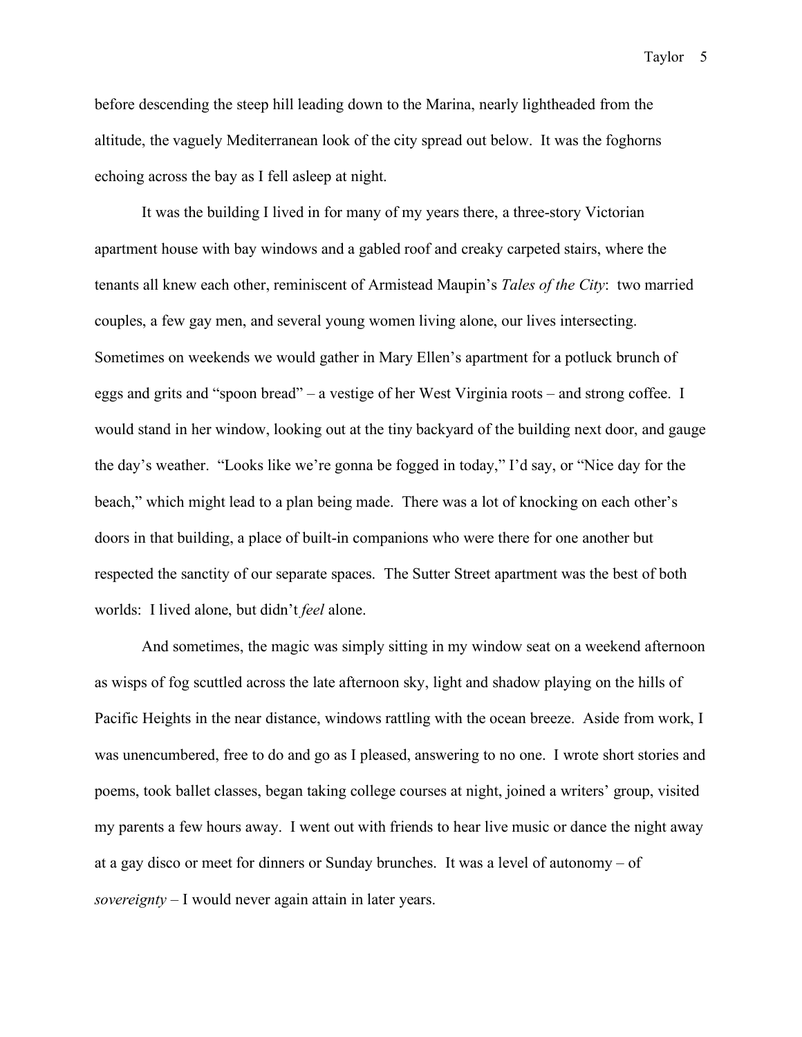before descending the steep hill leading down to the Marina, nearly lightheaded from the altitude, the vaguely Mediterranean look of the city spread out below. It was the foghorns echoing across the bay as I fell asleep at night.

It was the building I lived in for many of my years there, a three-story Victorian apartment house with bay windows and a gabled roof and creaky carpeted stairs, where the tenants all knew each other, reminiscent of Armistead Maupin's *Tales of the City*: two married couples, a few gay men, and several young women living alone, our lives intersecting. Sometimes on weekends we would gather in Mary Ellen's apartment for a potluck brunch of eggs and grits and "spoon bread" – a vestige of her West Virginia roots – and strong coffee. I would stand in her window, looking out at the tiny backyard of the building next door, and gauge the day's weather. "Looks like we're gonna be fogged in today," I'd say, or "Nice day for the beach," which might lead to a plan being made. There was a lot of knocking on each other's doors in that building, a place of built-in companions who were there for one another but respected the sanctity of our separate spaces. The Sutter Street apartment was the best of both worlds: I lived alone, but didn't *feel* alone.

And sometimes, the magic was simply sitting in my window seat on a weekend afternoon as wisps of fog scuttled across the late afternoon sky, light and shadow playing on the hills of Pacific Heights in the near distance, windows rattling with the ocean breeze. Aside from work, I was unencumbered, free to do and go as I pleased, answering to no one. I wrote short stories and poems, took ballet classes, began taking college courses at night, joined a writers' group, visited my parents a few hours away. I went out with friends to hear live music or dance the night away at a gay disco or meet for dinners or Sunday brunches. It was a level of autonomy – of *sovereignty* – I would never again attain in later years.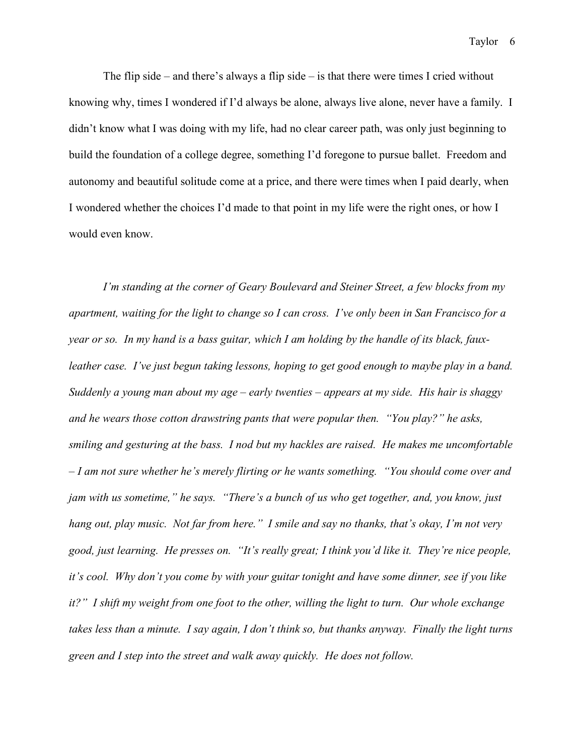The flip side – and there's always a flip side – is that there were times I cried without knowing why, times I wondered if I'd always be alone, always live alone, never have a family. I didn't know what I was doing with my life, had no clear career path, was only just beginning to build the foundation of a college degree, something I'd foregone to pursue ballet. Freedom and autonomy and beautiful solitude come at a price, and there were times when I paid dearly, when I wondered whether the choices I'd made to that point in my life were the right ones, or how I would even know.

*I'm standing at the corner of Geary Boulevard and Steiner Street, a few blocks from my apartment, waiting for the light to change so I can cross. I've only been in San Francisco for a year or so. In my hand is a bass guitar, which I am holding by the handle of its black, faux-leather case. I've just begun taking lessons, hoping to get good enough to maybe play in a band. Suddenly a young man about my age – early twenties – appears at my side. His hair is shaggy and he wears those cotton drawstring pants that were popular then. "You play?" he asks, smiling and gesturing at the bass. I nod but my hackles are raised. He makes me uncomfortable – I am not sure whether he's merely flirting or he wants something. "You should come over and jam with us sometime," he says. "There's a bunch of us who get together, and, you know, just hang out, play music. Not far from here." I smile and say no thanks, that's okay, I'm not very good, just learning. He presses on. "It's really great; I think you'd like it. They're nice people, it's cool. Why don't you come by with your guitar tonight and have some dinner, see if you like it?" I shift my weight from one foot to the other, willing the light to turn. Our whole exchange takes less than a minute. I say again, I don't think so, but thanks anyway. Finally the light turns green and I step into the street and walk away quickly. He does not follow.*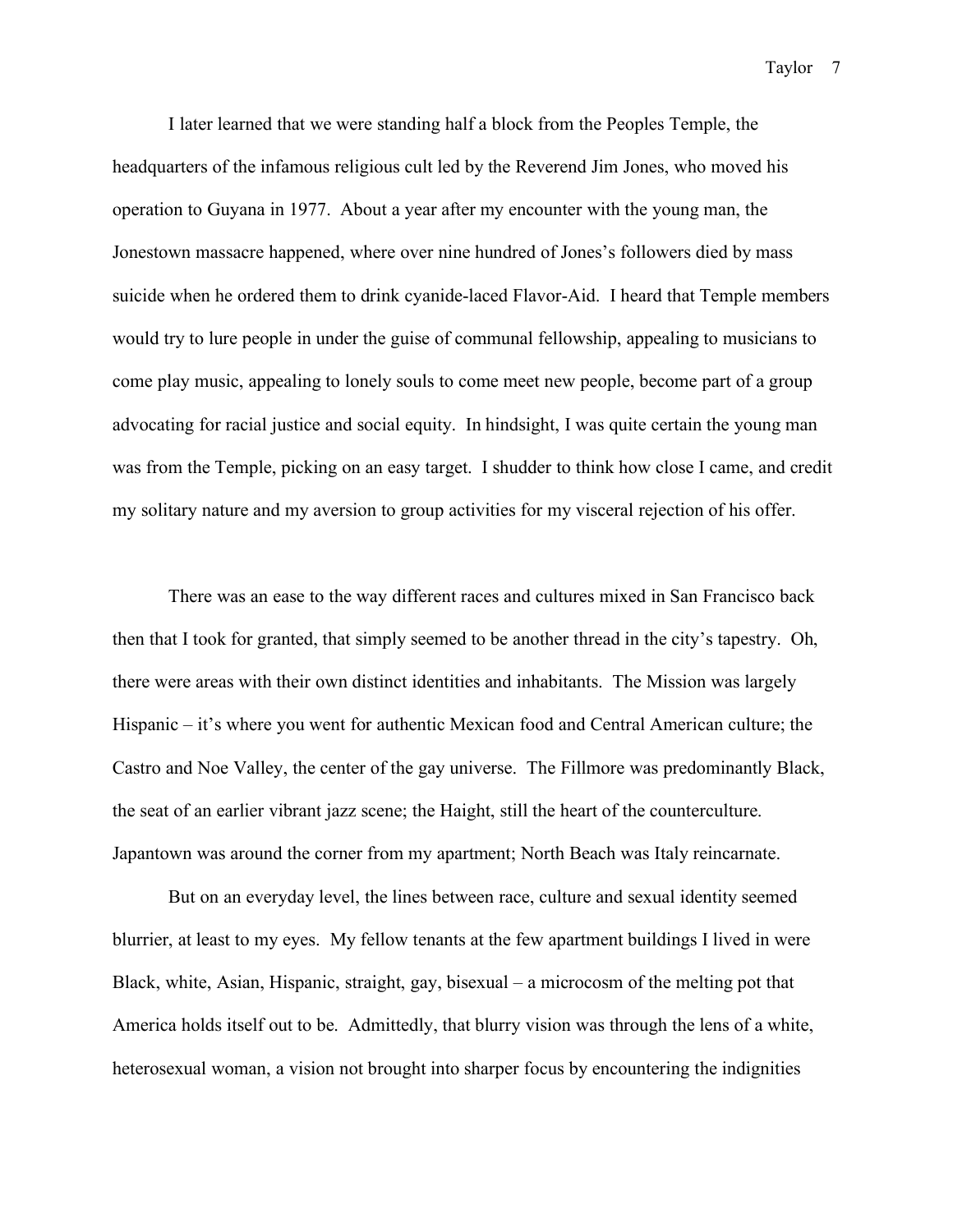I later learned that we were standing half a block from the Peoples Temple, the headquarters of the infamous religious cult led by the Reverend Jim Jones, who moved his operation to Guyana in 1977. About a year after my encounter with the young man, the Jonestown massacre happened, where over nine hundred of Jones's followers died by mass suicide when he ordered them to drink cyanide-laced Flavor-Aid. I heard that Temple members would try to lure people in under the guise of communal fellowship, appealing to musicians to come play music, appealing to lonely souls to come meet new people, become part of a group advocating for racial justice and social equity. In hindsight, I was quite certain the young man was from the Temple, picking on an easy target. I shudder to think how close I came, and credit my solitary nature and my aversion to group activities for my visceral rejection of his offer.

There was an ease to the way different races and cultures mixed in San Francisco back then that I took for granted, that simply seemed to be another thread in the city's tapestry. Oh, there were areas with their own distinct identities and inhabitants. The Mission was largely Hispanic – it's where you went for authentic Mexican food and Central American culture; the Castro and Noe Valley, the center of the gay universe. The Fillmore was predominantly Black, the seat of an earlier vibrant jazz scene; the Haight, still the heart of the counterculture. Japantown was around the corner from my apartment; North Beach was Italy reincarnate.

But on an everyday level, the lines between race, culture and sexual identity seemed blurrier, at least to my eyes. My fellow tenants at the few apartment buildings I lived in were Black, white, Asian, Hispanic, straight, gay, bisexual – a microcosm of the melting pot that America holds itself out to be. Admittedly, that blurry vision was through the lens of a white, heterosexual woman, a vision not brought into sharper focus by encountering the indignities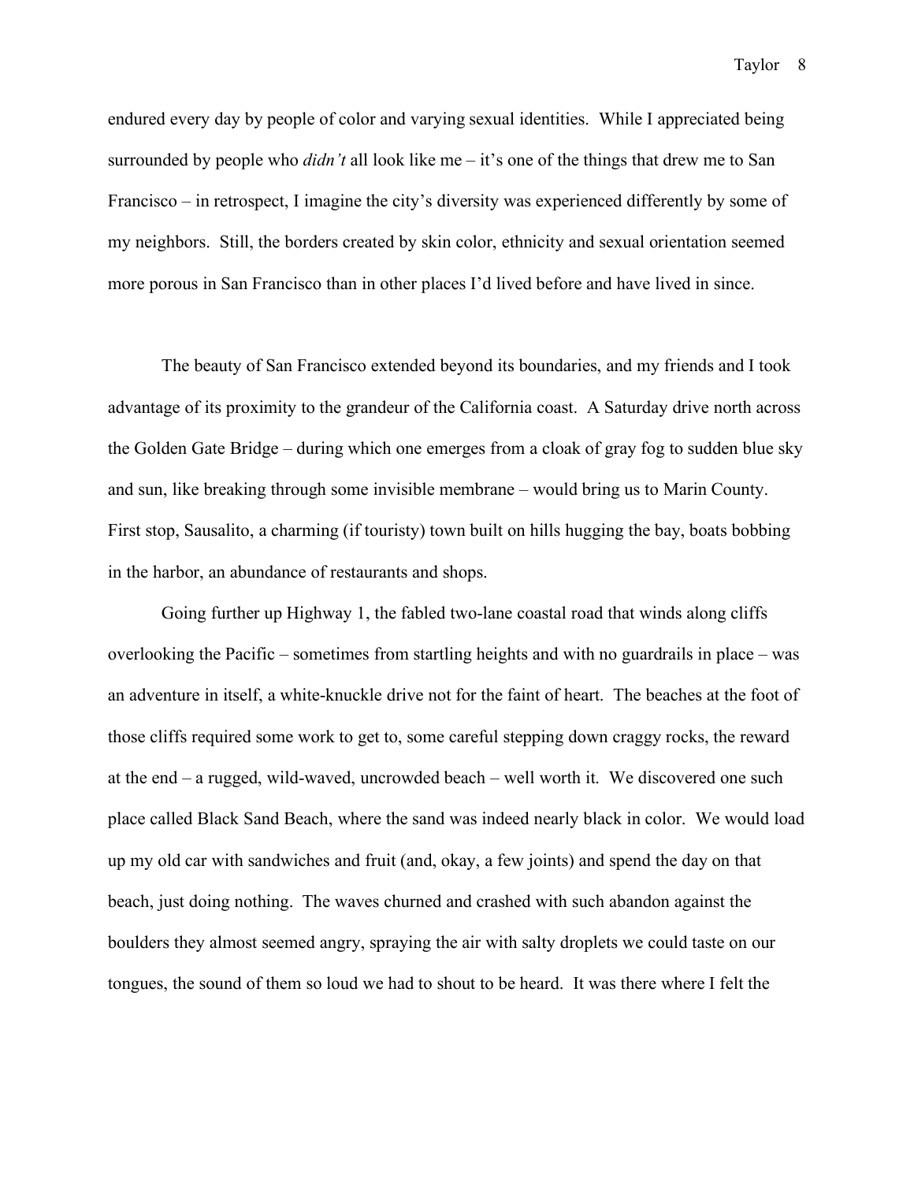endured every day by people of color and varying sexual identities. While I appreciated being surrounded by people who *didn't* all look like me – it's one of the things that drew me to San Francisco – in retrospect, I imagine the city's diversity was experienced differently by some of my neighbors. Still, the borders created by skin color, ethnicity and sexual orientation seemed more porous in San Francisco than in other places I'd lived before and have lived in since.

The beauty of San Francisco extended beyond its boundaries, and my friends and I took advantage of its proximity to the grandeur of the California coast. A Saturday drive north across the Golden Gate Bridge – during which one emerges from a cloak of gray fog to sudden blue sky and sun, like breaking through some invisible membrane – would bring us to Marin County. First stop, Sausalito, a charming (if touristy) town built on hills hugging the bay, boats bobbing in the harbor, an abundance of restaurants and shops.

Going further up Highway 1, the fabled two-lane coastal road that winds along cliffs overlooking the Pacific – sometimes from startling heights and with no guardrails in place – was an adventure in itself, a white-knuckle drive not for the faint of heart. The beaches at the foot of those cliffs required some work to get to, some careful stepping down craggy rocks, the reward at the end – a rugged, wild-waved, uncrowded beach – well worth it. We discovered one such place called Black Sand Beach, where the sand was indeed nearly black in color. We would load up my old car with sandwiches and fruit (and, okay, a few joints) and spend the day on that beach, just doing nothing. The waves churned and crashed with such abandon against the boulders they almost seemed angry, spraying the air with salty droplets we could taste on our tongues, the sound of them so loud we had to shout to be heard. It was there where I felt the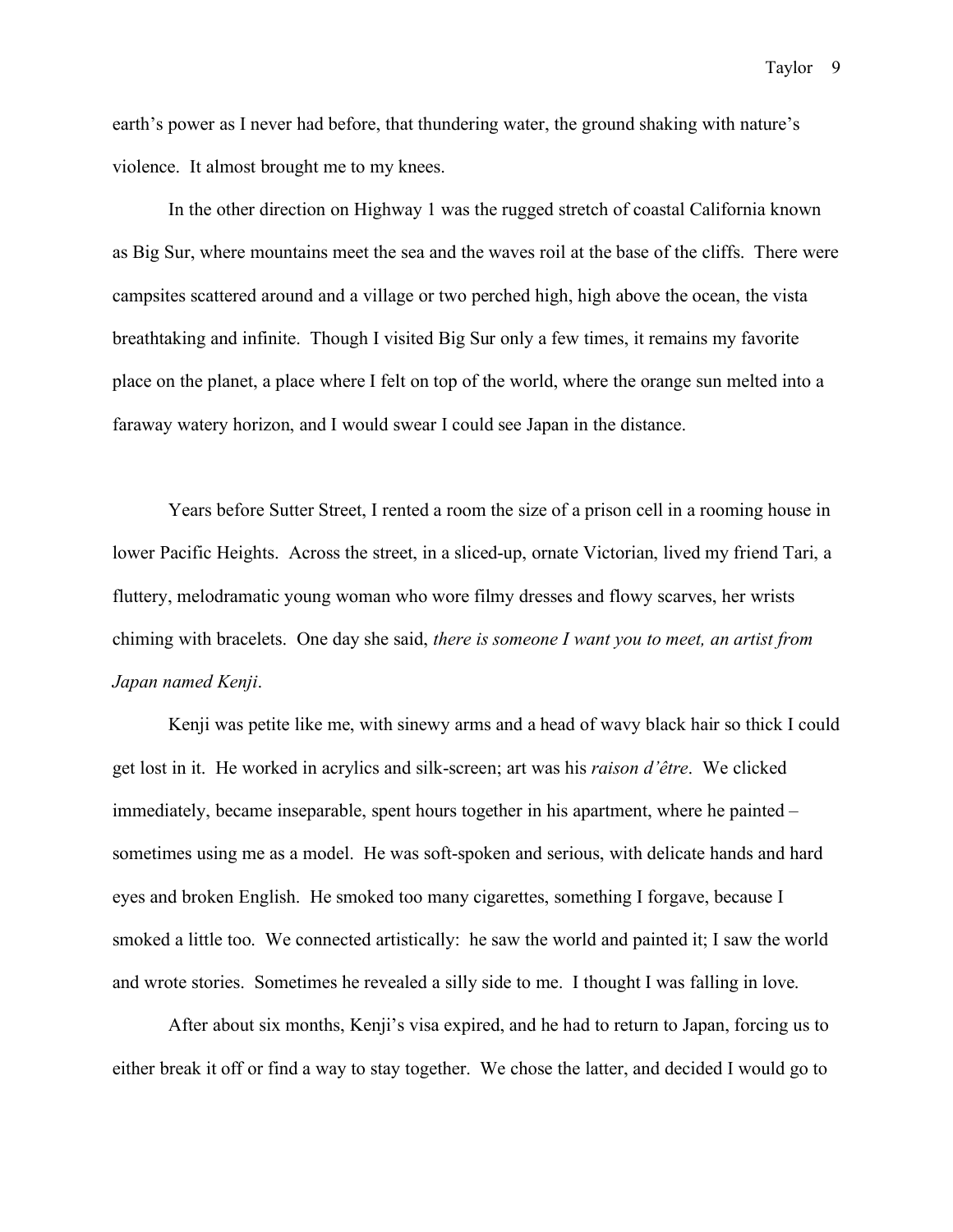earth's power as I never had before, that thundering water, the ground shaking with nature's violence. It almost brought me to my knees.

In the other direction on Highway 1 was the rugged stretch of coastal California known as Big Sur, where mountains meet the sea and the waves roil at the base of the cliffs. There were campsites scattered around and a village or two perched high, high above the ocean, the vista breathtaking and infinite. Though I visited Big Sur only a few times, it remains my favorite place on the planet, a place where I felt on top of the world, where the orange sun melted into a faraway watery horizon, and I would swear I could see Japan in the distance.

Years before Sutter Street, I rented a room the size of a prison cell in a rooming house in lower Pacific Heights. Across the street, in a sliced-up, ornate Victorian, lived my friend Tari, a fluttery, melodramatic young woman who wore filmy dresses and flowy scarves, her wrists chiming with bracelets. One day she said, *there is someone I want you to meet, an artist from Japan named Kenji*.

Kenji was petite like me, with sinewy arms and a head of wavy black hair so thick I could get lost in it. He worked in acrylics and silk-screen; art was his *raison d'être*. We clicked immediately, became inseparable, spent hours together in his apartment, where he painted – sometimes using me as a model. He was soft-spoken and serious, with delicate hands and hard eyes and broken English. He smoked too many cigarettes, something I forgave, because I smoked a little too. We connected artistically: he saw the world and painted it; I saw the world and wrote stories. Sometimes he revealed a silly side to me. I thought I was falling in love.

After about six months, Kenji's visa expired, and he had to return to Japan, forcing us to either break it off or find a way to stay together. We chose the latter, and decided I would go to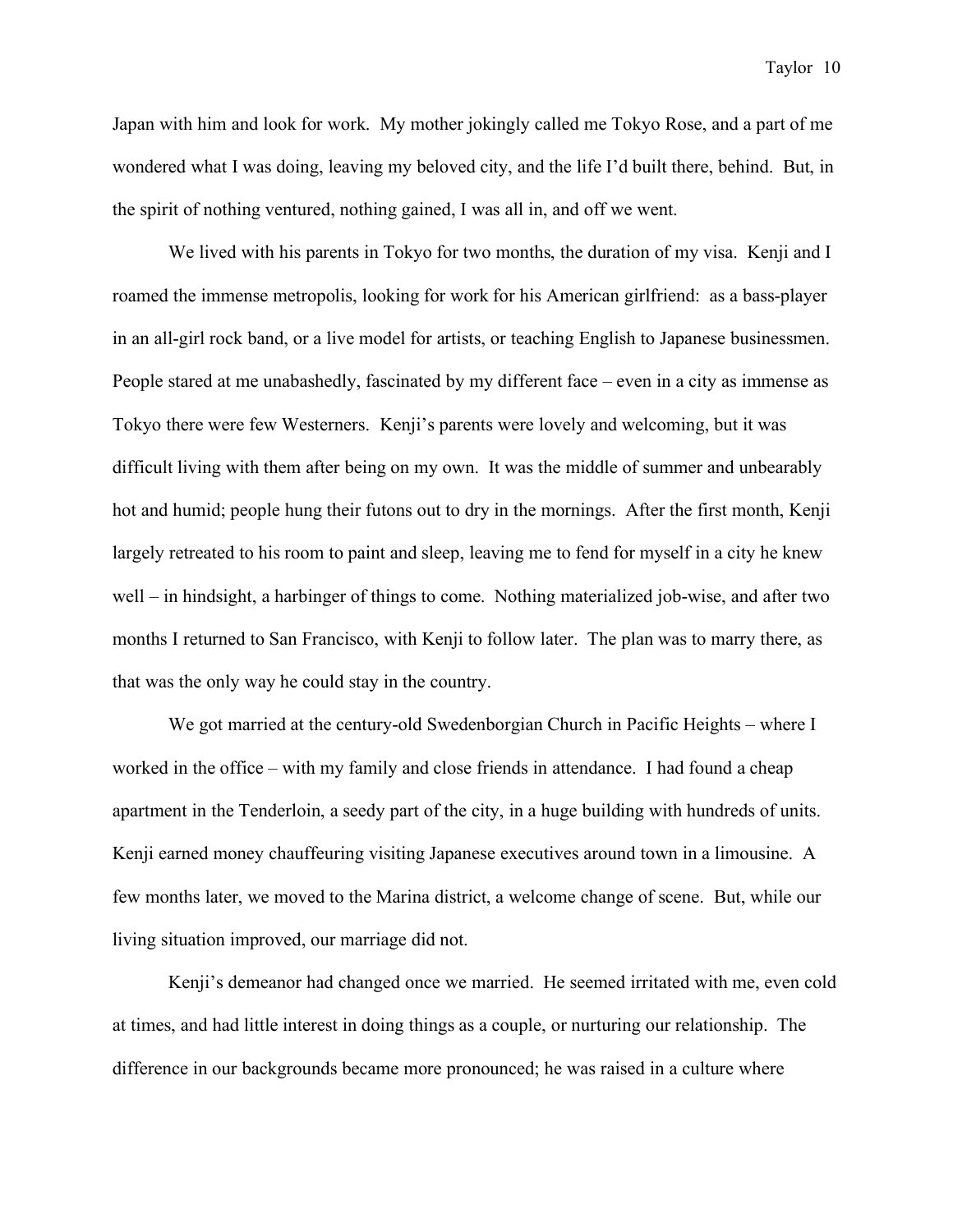Japan with him and look for work. My mother jokingly called me Tokyo Rose, and a part of me wondered what I was doing, leaving my beloved city, and the life I'd built there, behind. But, in the spirit of nothing ventured, nothing gained, I was all in, and off we went.

We lived with his parents in Tokyo for two months, the duration of my visa. Kenji and I roamed the immense metropolis, looking for work for his American girlfriend: as a bass-player in an all-girl rock band, or a live model for artists, or teaching English to Japanese businessmen. People stared at me unabashedly, fascinated by my different face – even in a city as immense as Tokyo there were few Westerners. Kenji's parents were lovely and welcoming, but it was difficult living with them after being on my own. It was the middle of summer and unbearably hot and humid; people hung their futons out to dry in the mornings. After the first month, Kenji largely retreated to his room to paint and sleep, leaving me to fend for myself in a city he knew well – in hindsight, a harbinger of things to come. Nothing materialized job-wise, and after two months I returned to San Francisco, with Kenji to follow later. The plan was to marry there, as that was the only way he could stay in the country.

We got married at the century-old Swedenborgian Church in Pacific Heights – where I worked in the office – with my family and close friends in attendance. I had found a cheap apartment in the Tenderloin, a seedy part of the city, in a huge building with hundreds of units. Kenji earned money chauffeuring visiting Japanese executives around town in a limousine. A few months later, we moved to the Marina district, a welcome change of scene. But, while our living situation improved, our marriage did not.

Kenji's demeanor had changed once we married. He seemed irritated with me, even cold at times, and had little interest in doing things as a couple, or nurturing our relationship. The difference in our backgrounds became more pronounced; he was raised in a culture where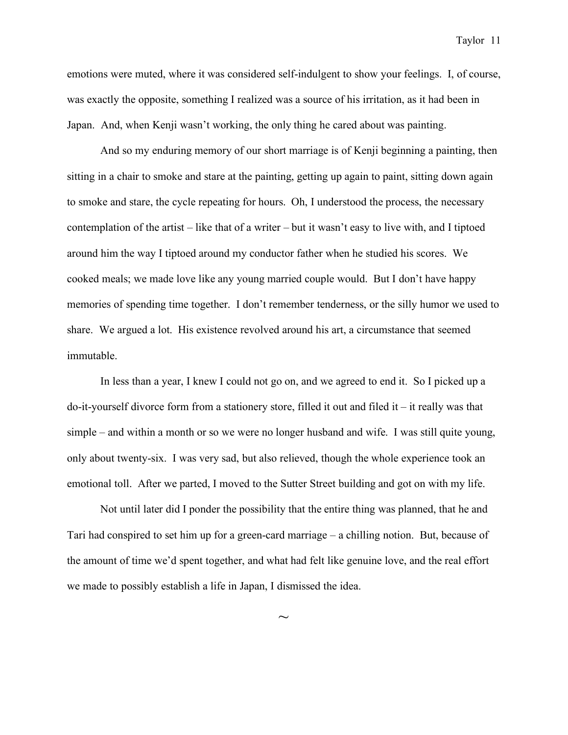emotions were muted, where it was considered self-indulgent to show your feelings. I, of course, was exactly the opposite, something I realized was a source of his irritation, as it had been in Japan. And, when Kenji wasn't working, the only thing he cared about was painting.

And so my enduring memory of our short marriage is of Kenji beginning a painting, then sitting in a chair to smoke and stare at the painting, getting up again to paint, sitting down again to smoke and stare, the cycle repeating for hours. Oh, I understood the process, the necessary contemplation of the artist – like that of a writer – but it wasn't easy to live with, and I tiptoed around him the way I tiptoed around my conductor father when he studied his scores. We cooked meals; we made love like any young married couple would. But I don't have happy memories of spending time together. I don't remember tenderness, or the silly humor we used to share. We argued a lot. His existence revolved around his art, a circumstance that seemed immutable.

In less than a year, I knew I could not go on, and we agreed to end it. So I picked up a do-it-yourself divorce form from a stationery store, filled it out and filed it – it really was that simple – and within a month or so we were no longer husband and wife. I was still quite young, only about twenty-six. I was very sad, but also relieved, though the whole experience took an emotional toll. After we parted, I moved to the Sutter Street building and got on with my life.

Not until later did I ponder the possibility that the entire thing was planned, that he and Tari had conspired to set him up for a green-card marriage – a chilling notion. But, because of the amount of time we'd spent together, and what had felt like genuine love, and the real effort we made to possibly establish a life in Japan, I dismissed the idea.

~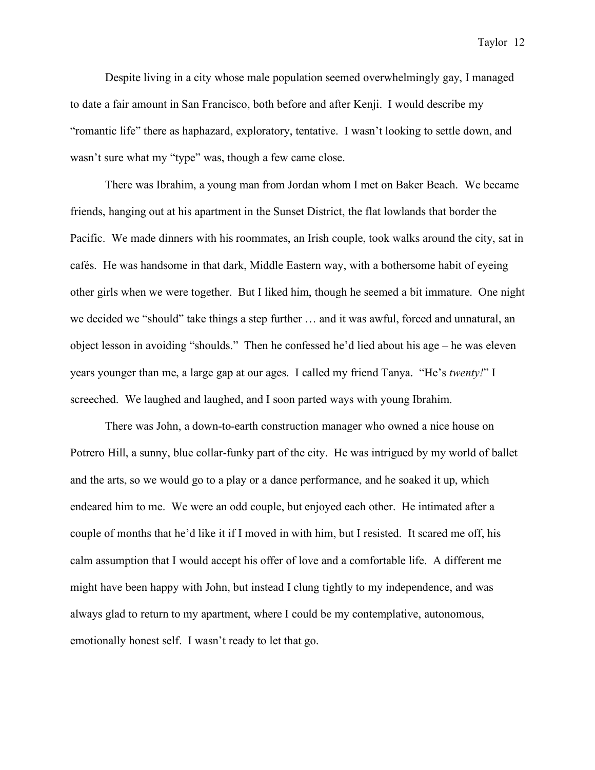Despite living in a city whose male population seemed overwhelmingly gay, I managed to date a fair amount in San Francisco, both before and after Kenji. I would describe my "romantic life" there as haphazard, exploratory, tentative. I wasn't looking to settle down, and wasn't sure what my "type" was, though a few came close.

There was Ibrahim, a young man from Jordan whom I met on Baker Beach. We became friends, hanging out at his apartment in the Sunset District, the flat lowlands that border the Pacific. We made dinners with his roommates, an Irish couple, took walks around the city, sat in cafés. He was handsome in that dark, Middle Eastern way, with a bothersome habit of eyeing other girls when we were together. But I liked him, though he seemed a bit immature. One night we decided we "should" take things a step further … and it was awful, forced and unnatural, an object lesson in avoiding "shoulds." Then he confessed he'd lied about his age – he was eleven years younger than me, a large gap at our ages. I called my friend Tanya. "He's *twenty!*" I screeched. We laughed and laughed, and I soon parted ways with young Ibrahim.

There was John, a down-to-earth construction manager who owned a nice house on Potrero Hill, a sunny, blue collar-funky part of the city. He was intrigued by my world of ballet and the arts, so we would go to a play or a dance performance, and he soaked it up, which endeared him to me. We were an odd couple, but enjoyed each other. He intimated after a couple of months that he'd like it if I moved in with him, but I resisted. It scared me off, his calm assumption that I would accept his offer of love and a comfortable life. A different me might have been happy with John, but instead I clung tightly to my independence, and was always glad to return to my apartment, where I could be my contemplative, autonomous, emotionally honest self. I wasn't ready to let that go.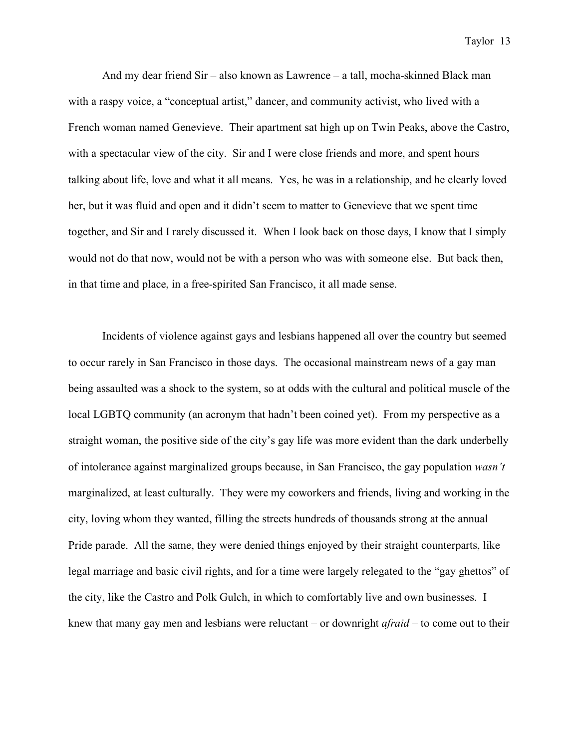And my dear friend Sir – also known as Lawrence – a tall, mocha-skinned Black man with a raspy voice, a "conceptual artist," dancer, and community activist, who lived with a French woman named Genevieve. Their apartment sat high up on Twin Peaks, above the Castro, with a spectacular view of the city. Sir and I were close friends and more, and spent hours talking about life, love and what it all means. Yes, he was in a relationship, and he clearly loved her, but it was fluid and open and it didn't seem to matter to Genevieve that we spent time together, and Sir and I rarely discussed it. When I look back on those days, I know that I simply would not do that now, would not be with a person who was with someone else. But back then, in that time and place, in a free-spirited San Francisco, it all made sense.

Incidents of violence against gays and lesbians happened all over the country but seemed to occur rarely in San Francisco in those days. The occasional mainstream news of a gay man being assaulted was a shock to the system, so at odds with the cultural and political muscle of the local LGBTQ community (an acronym that hadn't been coined yet). From my perspective as a straight woman, the positive side of the city's gay life was more evident than the dark underbelly of intolerance against marginalized groups because, in San Francisco, the gay population *wasn't* marginalized, at least culturally. They were my coworkers and friends, living and working in the city, loving whom they wanted, filling the streets hundreds of thousands strong at the annual Pride parade. All the same, they were denied things enjoyed by their straight counterparts, like legal marriage and basic civil rights, and for a time were largely relegated to the "gay ghettos" of the city, like the Castro and Polk Gulch, in which to comfortably live and own businesses. I knew that many gay men and lesbians were reluctant – or downright *afraid* – to come out to their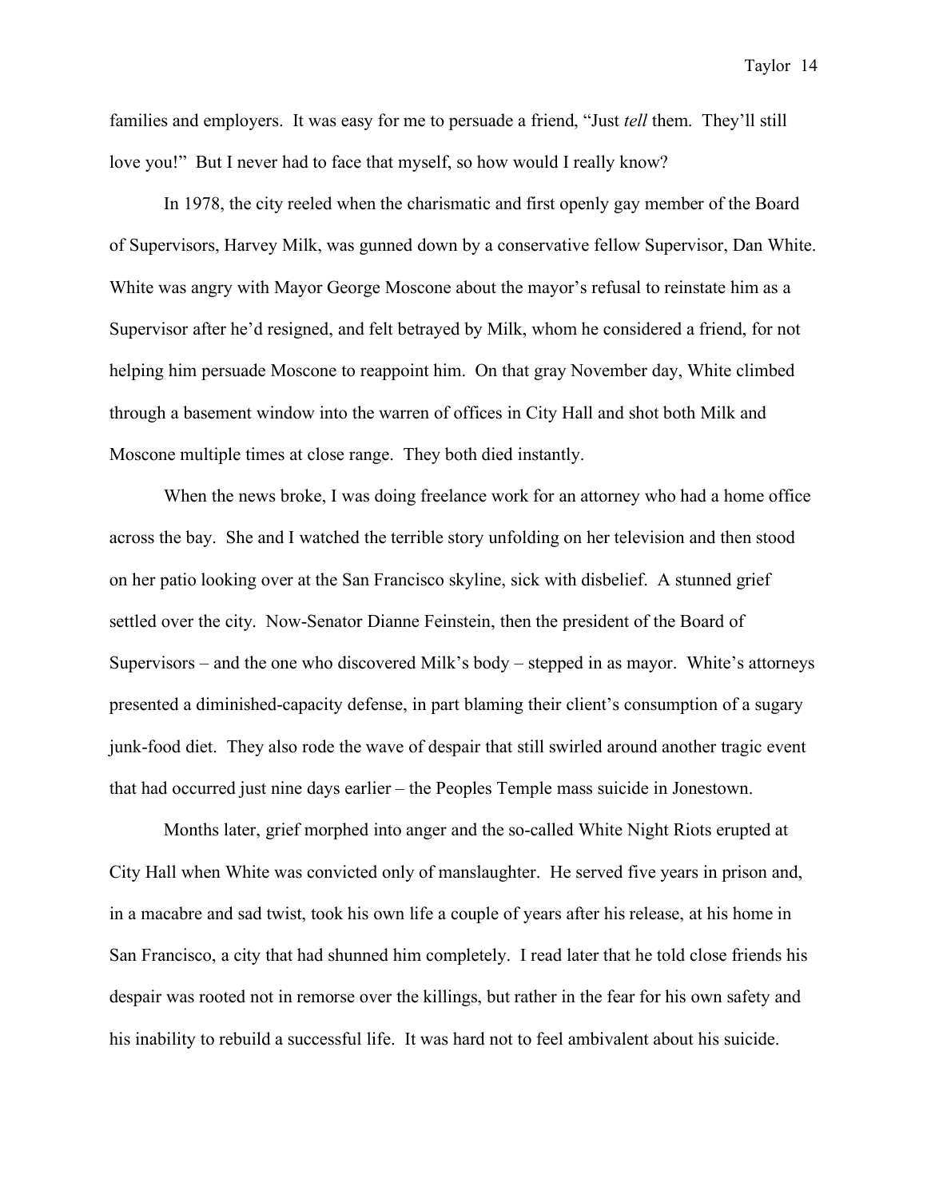families and employers. It was easy for me to persuade a friend, "Just *tell* them. They'll still love you!" But I never had to face that myself, so how would I really know?

In 1978, the city reeled when the charismatic and first openly gay member of the Board of Supervisors, Harvey Milk, was gunned down by a conservative fellow Supervisor, Dan White. White was angry with Mayor George Moscone about the mayor's refusal to reinstate him as a Supervisor after he'd resigned, and felt betrayed by Milk, whom he considered a friend, for not helping him persuade Moscone to reappoint him. On that gray November day, White climbed through a basement window into the warren of offices in City Hall and shot both Milk and Moscone multiple times at close range. They both died instantly.

When the news broke, I was doing freelance work for an attorney who had a home office across the bay. She and I watched the terrible story unfolding on her television and then stood on her patio looking over at the San Francisco skyline, sick with disbelief. A stunned grief settled over the city. Now-Senator Dianne Feinstein, then the president of the Board of Supervisors – and the one who discovered Milk's body – stepped in as mayor. White's attorneys presented a diminished-capacity defense, in part blaming their client's consumption of a sugary junk-food diet. They also rode the wave of despair that still swirled around another tragic event that had occurred just nine days earlier – the Peoples Temple mass suicide in Jonestown.

Months later, grief morphed into anger and the so-called White Night Riots erupted at City Hall when White was convicted only of manslaughter. He served five years in prison and, in a macabre and sad twist, took his own life a couple of years after his release, at his home in San Francisco, a city that had shunned him completely. I read later that he told close friends his despair was rooted not in remorse over the killings, but rather in the fear for his own safety and his inability to rebuild a successful life. It was hard not to feel ambivalent about his suicide.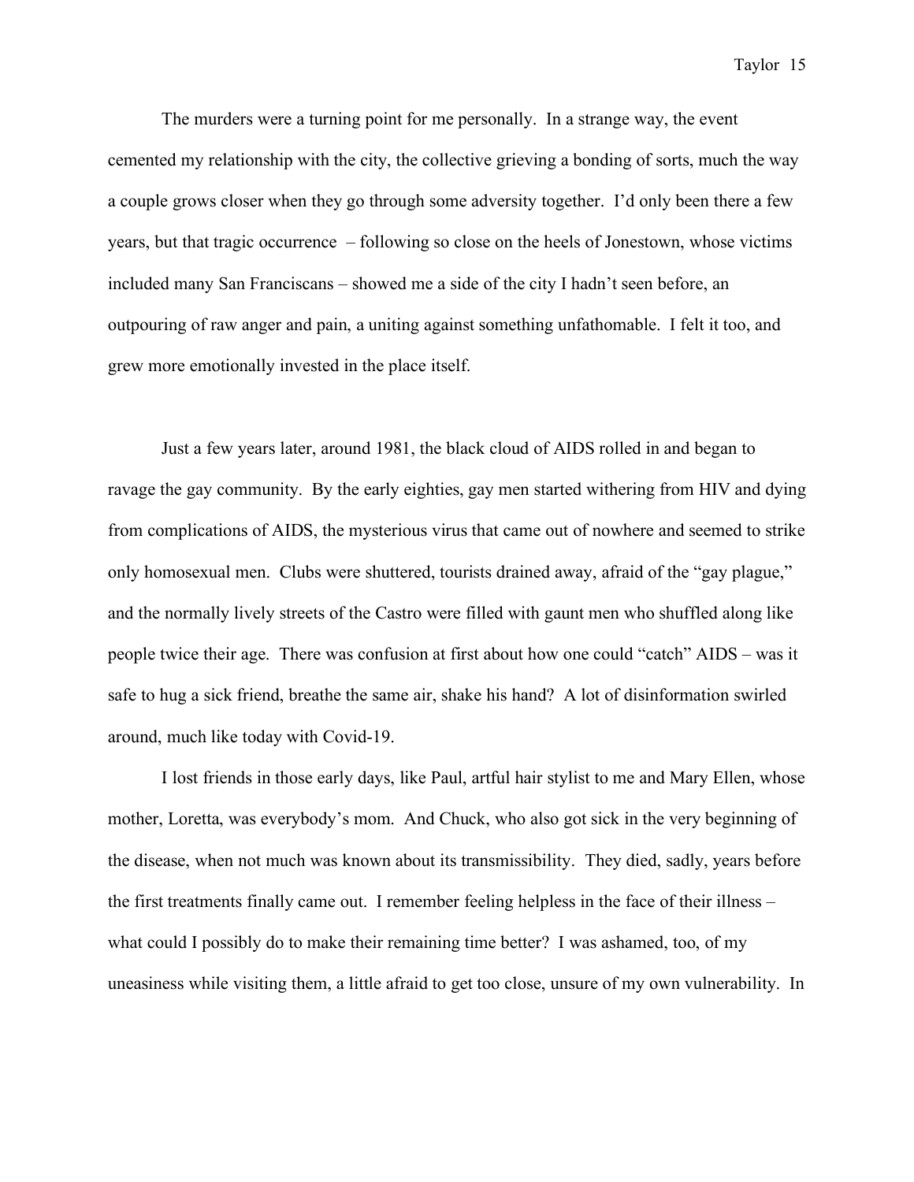The murders were a turning point for me personally. In a strange way, the event cemented my relationship with the city, the collective grieving a bonding of sorts, much the way a couple grows closer when they go through some adversity together. I'd only been there a few years, but that tragic occurrence – following so close on the heels of Jonestown, whose victims included many San Franciscans – showed me a side of the city I hadn't seen before, an outpouring of raw anger and pain, a uniting against something unfathomable. I felt it too, and grew more emotionally invested in the place itself.

Just a few years later, around 1981, the black cloud of AIDS rolled in and began to ravage the gay community. By the early eighties, gay men started withering from HIV and dying from complications of AIDS, the mysterious virus that came out of nowhere and seemed to strike only homosexual men. Clubs were shuttered, tourists drained away, afraid of the "gay plague," and the normally lively streets of the Castro were filled with gaunt men who shuffled along like people twice their age. There was confusion at first about how one could "catch" AIDS – was it safe to hug a sick friend, breathe the same air, shake his hand? A lot of disinformation swirled around, much like today with Covid-19.

I lost friends in those early days, like Paul, artful hair stylist to me and Mary Ellen, whose mother, Loretta, was everybody's mom. And Chuck, who also got sick in the very beginning of the disease, when not much was known about its transmissibility. They died, sadly, years before the first treatments finally came out. I remember feeling helpless in the face of their illness – what could I possibly do to make their remaining time better? I was ashamed, too, of my uneasiness while visiting them, a little afraid to get too close, unsure of my own vulnerability. In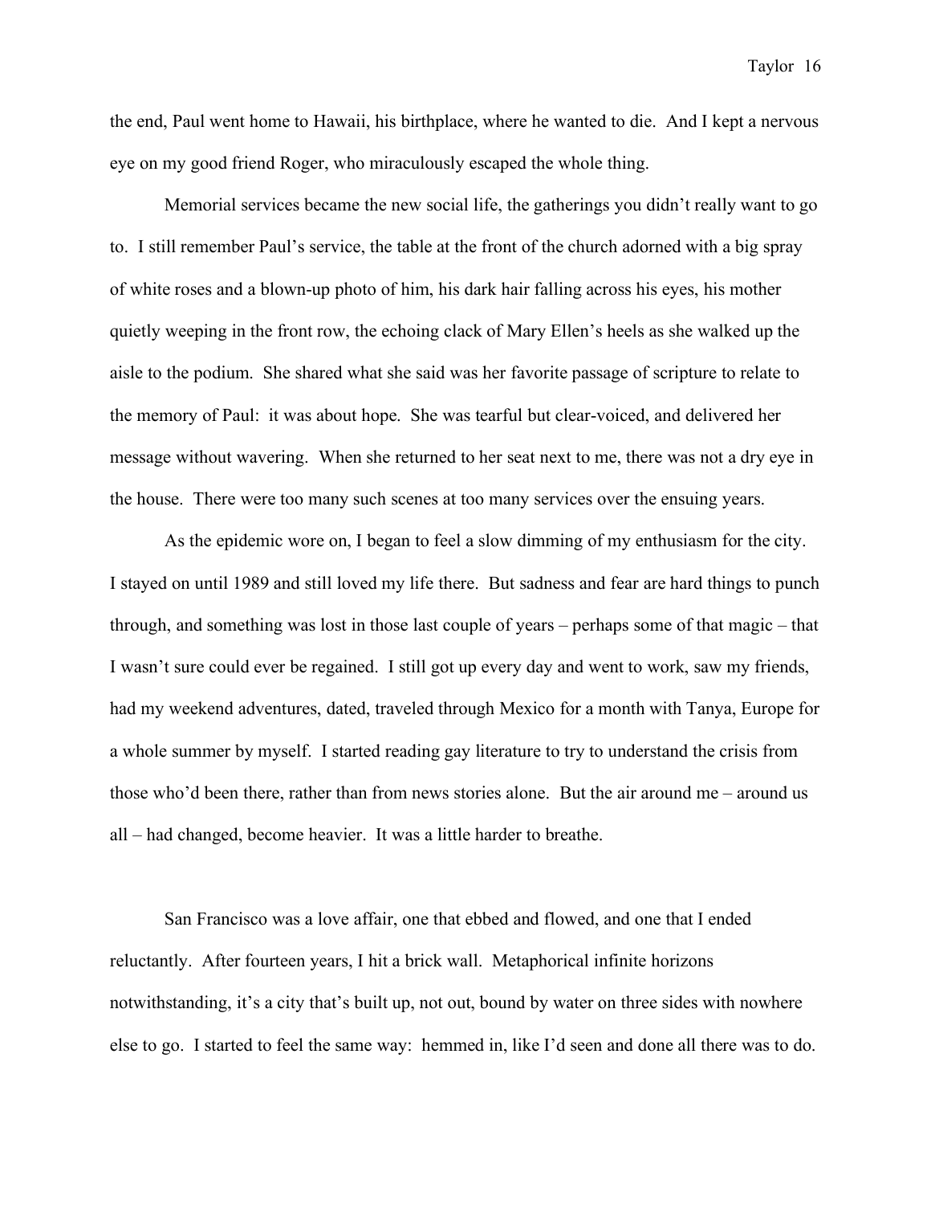the end, Paul went home to Hawaii, his birthplace, where he wanted to die. And I kept a nervous eye on my good friend Roger, who miraculously escaped the whole thing.

Memorial services became the new social life, the gatherings you didn't really want to go to. I still remember Paul's service, the table at the front of the church adorned with a big spray of white roses and a blown-up photo of him, his dark hair falling across his eyes, his mother quietly weeping in the front row, the echoing clack of Mary Ellen's heels as she walked up the aisle to the podium. She shared what she said was her favorite passage of scripture to relate to the memory of Paul: it was about hope. She was tearful but clear-voiced, and delivered her message without wavering. When she returned to her seat next to me, there was not a dry eye in the house. There were too many such scenes at too many services over the ensuing years.

As the epidemic wore on, I began to feel a slow dimming of my enthusiasm for the city. I stayed on until 1989 and still loved my life there. But sadness and fear are hard things to punch through, and something was lost in those last couple of years – perhaps some of that magic – that I wasn't sure could ever be regained. I still got up every day and went to work, saw my friends, had my weekend adventures, dated, traveled through Mexico for a month with Tanya, Europe for a whole summer by myself. I started reading gay literature to try to understand the crisis from those who'd been there, rather than from news stories alone. But the air around me – around us all – had changed, become heavier. It was a little harder to breathe.

San Francisco was a love affair, one that ebbed and flowed, and one that I ended reluctantly. After fourteen years, I hit a brick wall. Metaphorical infinite horizons notwithstanding, it's a city that's built up, not out, bound by water on three sides with nowhere else to go. I started to feel the same way: hemmed in, like I'd seen and done all there was to do.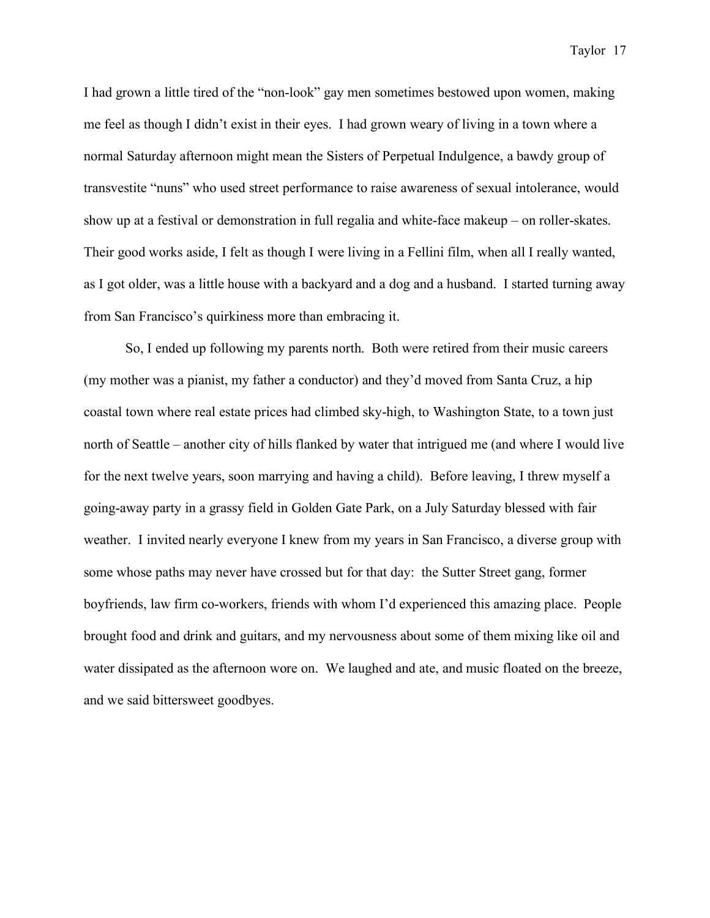I had grown a little tired of the "non-look" gay men sometimes bestowed upon women, making me feel as though I didn't exist in their eyes. I had grown weary of living in a town where a normal Saturday afternoon might mean the Sisters of Perpetual Indulgence, a bawdy group of transvestite "nuns" who used street performance to raise awareness of sexual intolerance, would show up at a festival or demonstration in full regalia and white-face makeup – on roller-skates. Their good works aside, I felt as though I were living in a Fellini film, when all I really wanted, as I got older, was a little house with a backyard and a dog and a husband. I started turning away from San Francisco's quirkiness more than embracing it.

So, I ended up following my parents north. Both were retired from their music careers (my mother was a pianist, my father a conductor) and they'd moved from Santa Cruz, a hip coastal town where real estate prices had climbed sky-high, to Washington State, to a town just north of Seattle – another city of hills flanked by water that intrigued me (and where I would live for the next twelve years, soon marrying and having a child). Before leaving, I threw myself a going-away party in a grassy field in Golden Gate Park, on a July Saturday blessed with fair weather. I invited nearly everyone I knew from my years in San Francisco, a diverse group with some whose paths may never have crossed but for that day: the Sutter Street gang, former boyfriends, law firm co-workers, friends with whom I'd experienced this amazing place. People brought food and drink and guitars, and my nervousness about some of them mixing like oil and water dissipated as the afternoon wore on. We laughed and ate, and music floated on the breeze, and we said bittersweet goodbyes.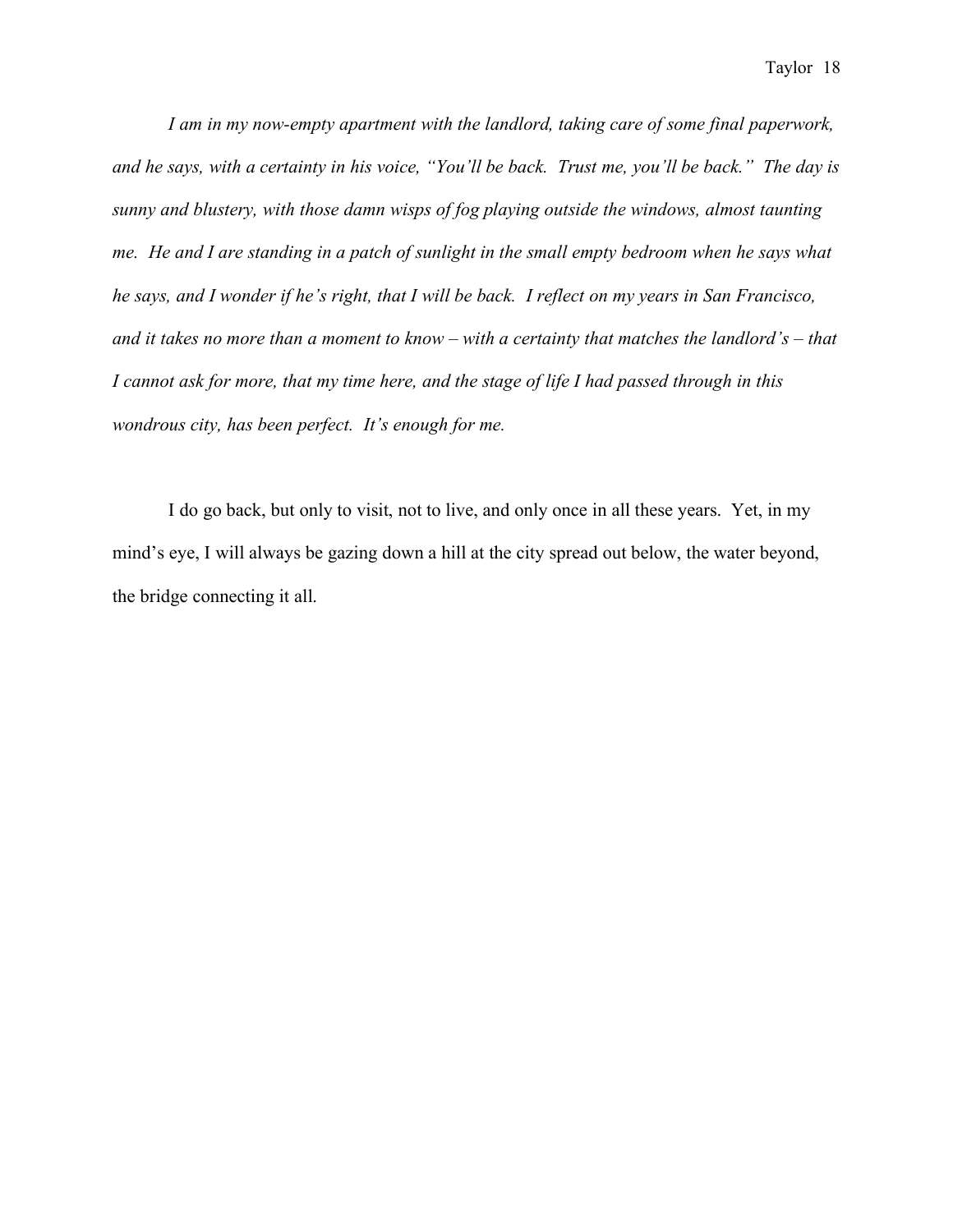*I am in my now-empty apartment with the landlord, taking care of some final paperwork, and he says, with a certainty in his voice, "You'll be back. Trust me, you'll be back." The day is sunny and blustery, with those damn wisps of fog playing outside the windows, almost taunting me. He and I are standing in a patch of sunlight in the small empty bedroom when he says what he says, and I wonder if he's right, that I will be back. I reflect on my years in San Francisco, and it takes no more than a moment to know – with a certainty that matches the landlord's – that I cannot ask for more, that my time here, and the stage of life I had passed through in this wondrous city, has been perfect. It's enough for me.*

I do go back, but only to visit, not to live, and only once in all these years. Yet, in my mind's eye, I will always be gazing down a hill at the city spread out below, the water beyond, the bridge connecting it all.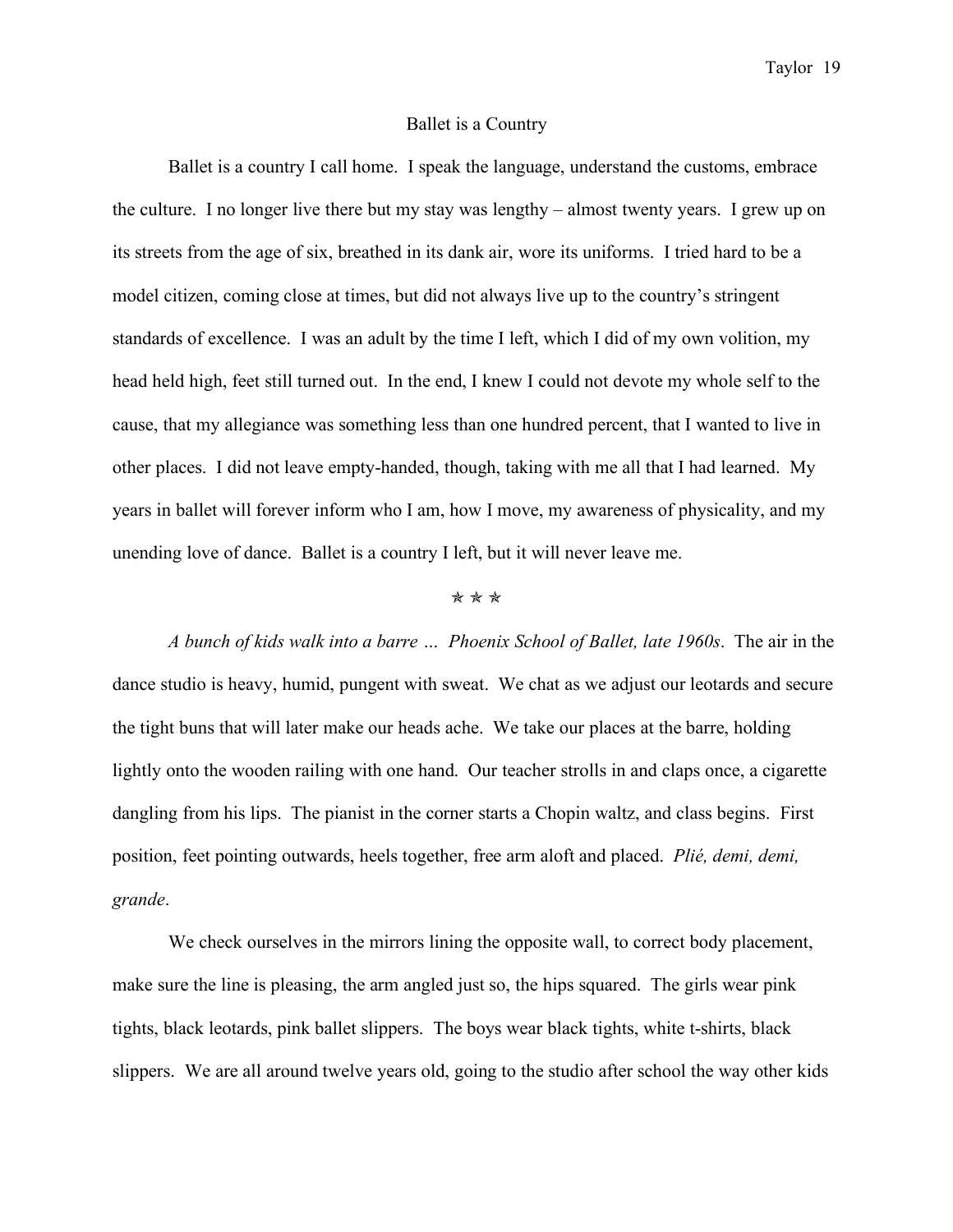## Ballet is a Country

Ballet is a country I call home. I speak the language, understand the customs, embrace the culture. I no longer live there but my stay was lengthy – almost twenty years. I grew up on its streets from the age of six, breathed in its dank air, wore its uniforms. I tried hard to be a model citizen, coming close at times, but did not always live up to the country's stringent standards of excellence. I was an adult by the time I left, which I did of my own volition, my head held high, feet still turned out. In the end, I knew I could not devote my whole self to the cause, that my allegiance was something less than one hundred percent, that I wanted to live in other places. I did not leave empty-handed, though, taking with me all that I had learned. My years in ballet will forever inform who I am, how I move, my awareness of physicality, and my unending love of dance. Ballet is a country I left, but it will never leave me.

✯ ✯ ✯

*A bunch of kids walk into a barre … Phoenix School of Ballet, late 1960s*. The air in the dance studio is heavy, humid, pungent with sweat. We chat as we adjust our leotards and secure the tight buns that will later make our heads ache. We take our places at the barre, holding lightly onto the wooden railing with one hand. Our teacher strolls in and claps once, a cigarette dangling from his lips. The pianist in the corner starts a Chopin waltz, and class begins. First position, feet pointing outwards, heels together, free arm aloft and placed. *Plié, demi, demi, grande*.

We check ourselves in the mirrors lining the opposite wall, to correct body placement, make sure the line is pleasing, the arm angled just so, the hips squared. The girls wear pink tights, black leotards, pink ballet slippers. The boys wear black tights, white t-shirts, black slippers. We are all around twelve years old, going to the studio after school the way other kids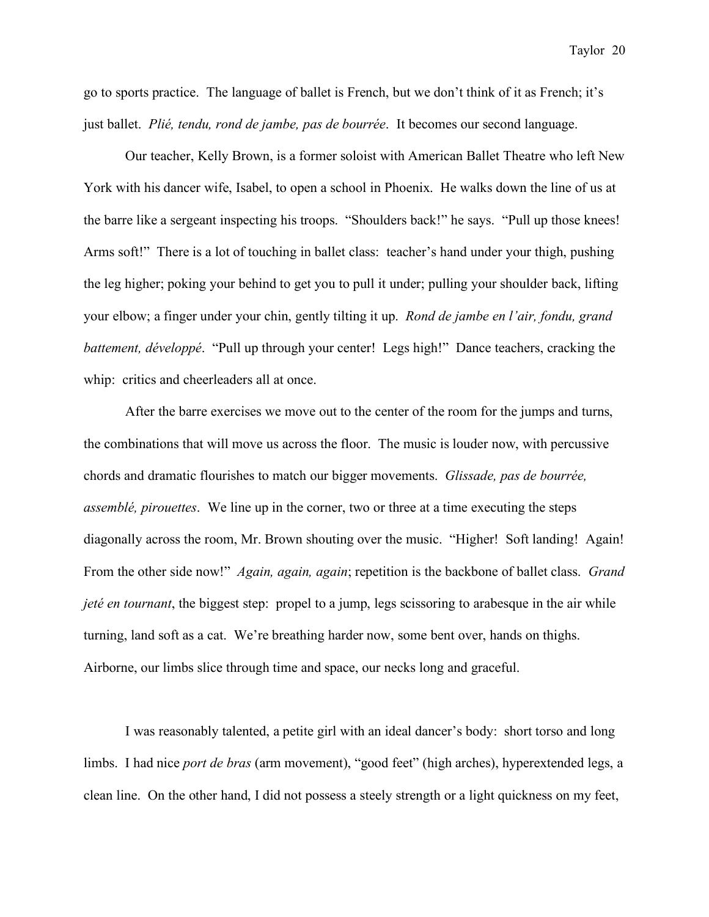go to sports practice. The language of ballet is French, but we don't think of it as French; it's just ballet. *Plié, tendu, rond de jambe, pas de bourrée*. It becomes our second language.

Our teacher, Kelly Brown, is a former soloist with American Ballet Theatre who left New York with his dancer wife, Isabel, to open a school in Phoenix. He walks down the line of us at the barre like a sergeant inspecting his troops. "Shoulders back!" he says. "Pull up those knees! Arms soft!" There is a lot of touching in ballet class: teacher's hand under your thigh, pushing the leg higher; poking your behind to get you to pull it under; pulling your shoulder back, lifting your elbow; a finger under your chin, gently tilting it up. *Rond de jambe en l'air, fondu, grand battement, développé*. "Pull up through your center! Legs high!" Dance teachers, cracking the whip: critics and cheerleaders all at once.

After the barre exercises we move out to the center of the room for the jumps and turns, the combinations that will move us across the floor. The music is louder now, with percussive chords and dramatic flourishes to match our bigger movements. *Glissade, pas de bourrée, assemblé, pirouettes*. We line up in the corner, two or three at a time executing the steps diagonally across the room, Mr. Brown shouting over the music. "Higher! Soft landing! Again! From the other side now!" *Again, again, again*; repetition is the backbone of ballet class. *Grand jeté en tournant*, the biggest step: propel to a jump, legs scissoring to arabesque in the air while turning, land soft as a cat. We're breathing harder now, some bent over, hands on thighs. Airborne, our limbs slice through time and space, our necks long and graceful.

I was reasonably talented, a petite girl with an ideal dancer's body: short torso and long limbs. I had nice *port de bras* (arm movement), "good feet" (high arches), hyperextended legs, a clean line. On the other hand, I did not possess a steely strength or a light quickness on my feet,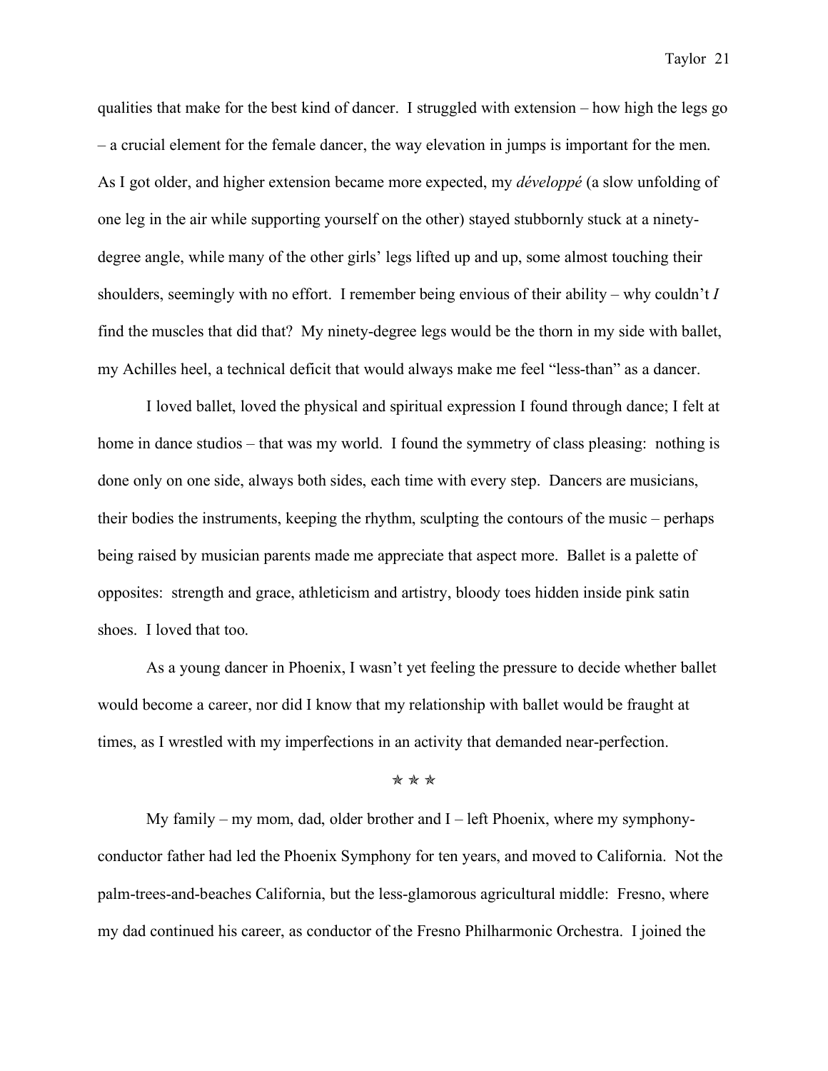qualities that make for the best kind of dancer. I struggled with extension – how high the legs go – a crucial element for the female dancer, the way elevation in jumps is important for the men. As I got older, and higher extension became more expected, my *développé* (a slow unfolding of one leg in the air while supporting yourself on the other) stayed stubbornly stuck at a ninety-degree angle, while many of the other girls' legs lifted up and up, some almost touching their shoulders, seemingly with no effort. I remember being envious of their ability – why couldn't *I* find the muscles that did that? My ninety-degree legs would be the thorn in my side with ballet, my Achilles heel, a technical deficit that would always make me feel "less-than" as a dancer.

I loved ballet, loved the physical and spiritual expression I found through dance; I felt at home in dance studios – that was my world. I found the symmetry of class pleasing: nothing is done only on one side, always both sides, each time with every step. Dancers are musicians, their bodies the instruments, keeping the rhythm, sculpting the contours of the music – perhaps being raised by musician parents made me appreciate that aspect more. Ballet is a palette of opposites: strength and grace, athleticism and artistry, bloody toes hidden inside pink satin shoes. I loved that too.

As a young dancer in Phoenix, I wasn't yet feeling the pressure to decide whether ballet would become a career, nor did I know that my relationship with ballet would be fraught at times, as I wrestled with my imperfections in an activity that demanded near-perfection.

✯ ✯ ✯

My family – my mom, dad, older brother and I – left Phoenix, where my symphony-conductor father had led the Phoenix Symphony for ten years, and moved to California. Not the palm-trees-and-beaches California, but the less-glamorous agricultural middle: Fresno, where my dad continued his career, as conductor of the Fresno Philharmonic Orchestra. I joined the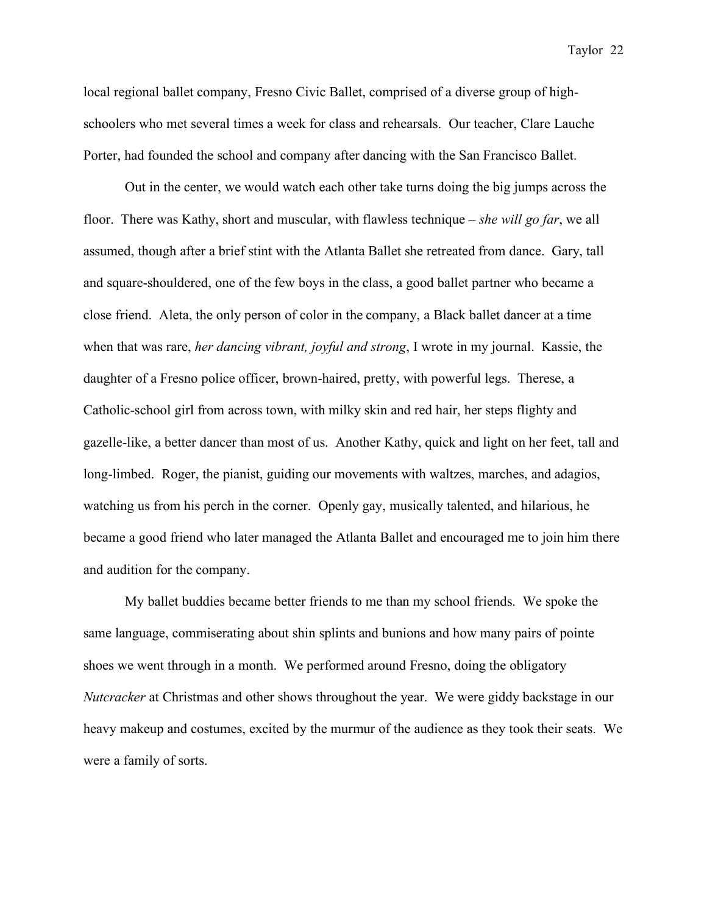local regional ballet company, Fresno Civic Ballet, comprised of a diverse group of high-schoolers who met several times a week for class and rehearsals. Our teacher, Clare Lauche Porter, had founded the school and company after dancing with the San Francisco Ballet.

Out in the center, we would watch each other take turns doing the big jumps across the floor. There was Kathy, short and muscular, with flawless technique – *she will go far*, we all assumed, though after a brief stint with the Atlanta Ballet she retreated from dance. Gary, tall and square-shouldered, one of the few boys in the class, a good ballet partner who became a close friend. Aleta, the only person of color in the company, a Black ballet dancer at a time when that was rare, *her dancing vibrant, joyful and strong*, I wrote in my journal. Kassie, the daughter of a Fresno police officer, brown-haired, pretty, with powerful legs. Therese, a Catholic-school girl from across town, with milky skin and red hair, her steps flighty and gazelle-like, a better dancer than most of us. Another Kathy, quick and light on her feet, tall and long-limbed. Roger, the pianist, guiding our movements with waltzes, marches, and adagios, watching us from his perch in the corner. Openly gay, musically talented, and hilarious, he became a good friend who later managed the Atlanta Ballet and encouraged me to join him there and audition for the company.

My ballet buddies became better friends to me than my school friends. We spoke the same language, commiserating about shin splints and bunions and how many pairs of pointe shoes we went through in a month. We performed around Fresno, doing the obligatory *Nutcracker* at Christmas and other shows throughout the year. We were giddy backstage in our heavy makeup and costumes, excited by the murmur of the audience as they took their seats. We were a family of sorts.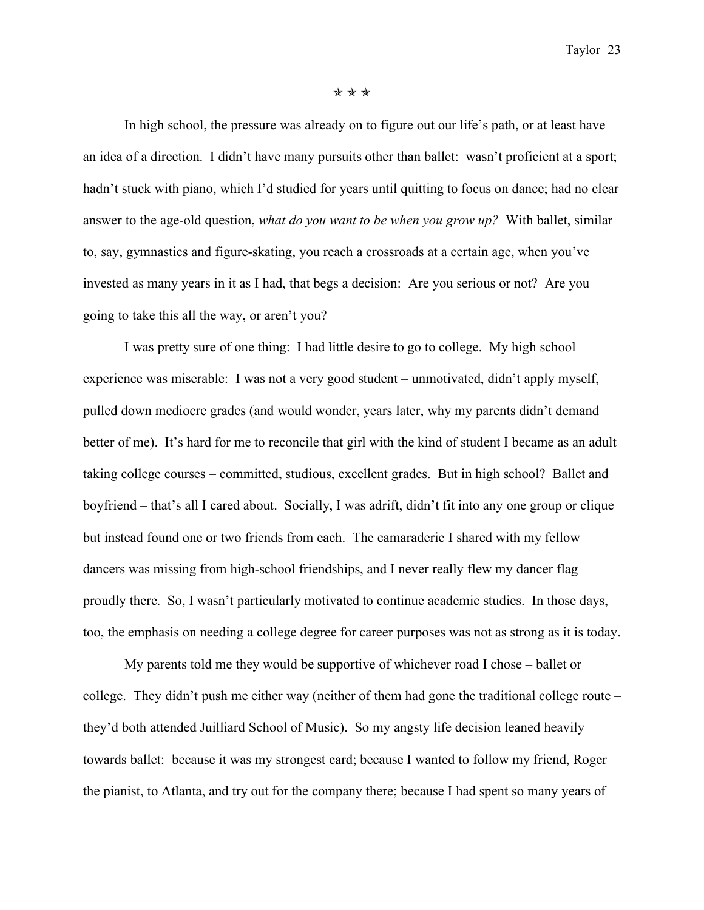⭑ ⭑ ⭑

In high school, the pressure was already on to figure out our life's path, or at least have an idea of a direction. I didn't have many pursuits other than ballet: wasn't proficient at a sport; hadn't stuck with piano, which I'd studied for years until quitting to focus on dance; had no clear answer to the age-old question, *what do you want to be when you grow up?* With ballet, similar to, say, gymnastics and figure-skating, you reach a crossroads at a certain age, when you've invested as many years in it as I had, that begs a decision: Are you serious or not? Are you going to take this all the way, or aren't you?

I was pretty sure of one thing: I had little desire to go to college. My high school experience was miserable: I was not a very good student – unmotivated, didn't apply myself, pulled down mediocre grades (and would wonder, years later, why my parents didn't demand better of me). It's hard for me to reconcile that girl with the kind of student I became as an adult taking college courses – committed, studious, excellent grades. But in high school? Ballet and boyfriend – that's all I cared about. Socially, I was adrift, didn't fit into any one group or clique but instead found one or two friends from each. The camaraderie I shared with my fellow dancers was missing from high-school friendships, and I never really flew my dancer flag proudly there. So, I wasn't particularly motivated to continue academic studies. In those days, too, the emphasis on needing a college degree for career purposes was not as strong as it is today.

My parents told me they would be supportive of whichever road I chose – ballet or college. They didn't push me either way (neither of them had gone the traditional college route – they'd both attended Juilliard School of Music). So my angsty life decision leaned heavily towards ballet: because it was my strongest card; because I wanted to follow my friend, Roger the pianist, to Atlanta, and try out for the company there; because I had spent so many years of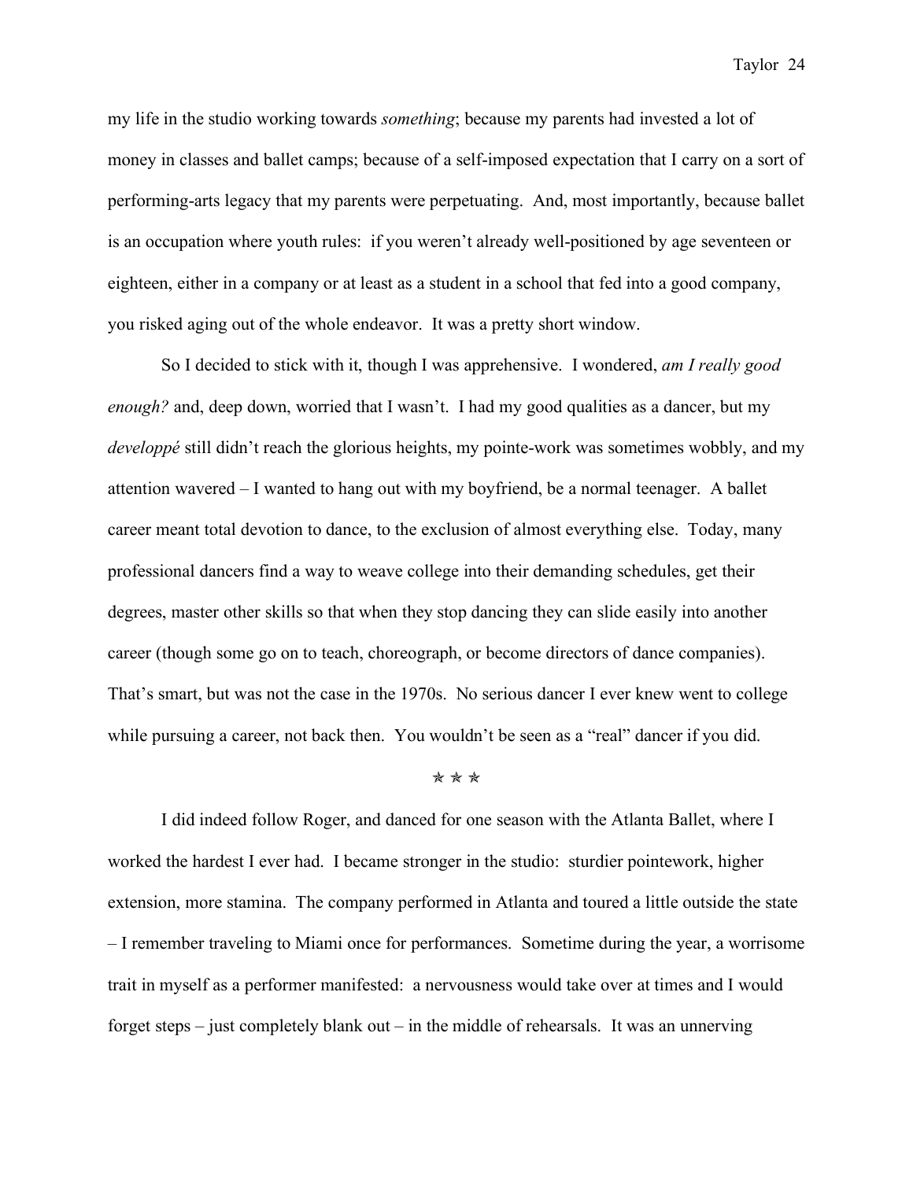my life in the studio working towards *something*; because my parents had invested a lot of money in classes and ballet camps; because of a self-imposed expectation that I carry on a sort of performing-arts legacy that my parents were perpetuating. And, most importantly, because ballet is an occupation where youth rules: if you weren't already well-positioned by age seventeen or eighteen, either in a company or at least as a student in a school that fed into a good company, you risked aging out of the whole endeavor. It was a pretty short window.

So I decided to stick with it, though I was apprehensive. I wondered, *am I really good enough?* and, deep down, worried that I wasn't. I had my good qualities as a dancer, but my *developpé* still didn't reach the glorious heights, my pointe-work was sometimes wobbly, and my attention wavered – I wanted to hang out with my boyfriend, be a normal teenager. A ballet career meant total devotion to dance, to the exclusion of almost everything else. Today, many professional dancers find a way to weave college into their demanding schedules, get their degrees, master other skills so that when they stop dancing they can slide easily into another career (though some go on to teach, choreograph, or become directors of dance companies). That's smart, but was not the case in the 1970s. No serious dancer I ever knew went to college while pursuing a career, not back then. You wouldn't be seen as a "real" dancer if you did.

✯ ✯ ✯

I did indeed follow Roger, and danced for one season with the Atlanta Ballet, where I worked the hardest I ever had. I became stronger in the studio: sturdier pointework, higher extension, more stamina. The company performed in Atlanta and toured a little outside the state – I remember traveling to Miami once for performances. Sometime during the year, a worrisome trait in myself as a performer manifested: a nervousness would take over at times and I would forget steps – just completely blank out – in the middle of rehearsals. It was an unnerving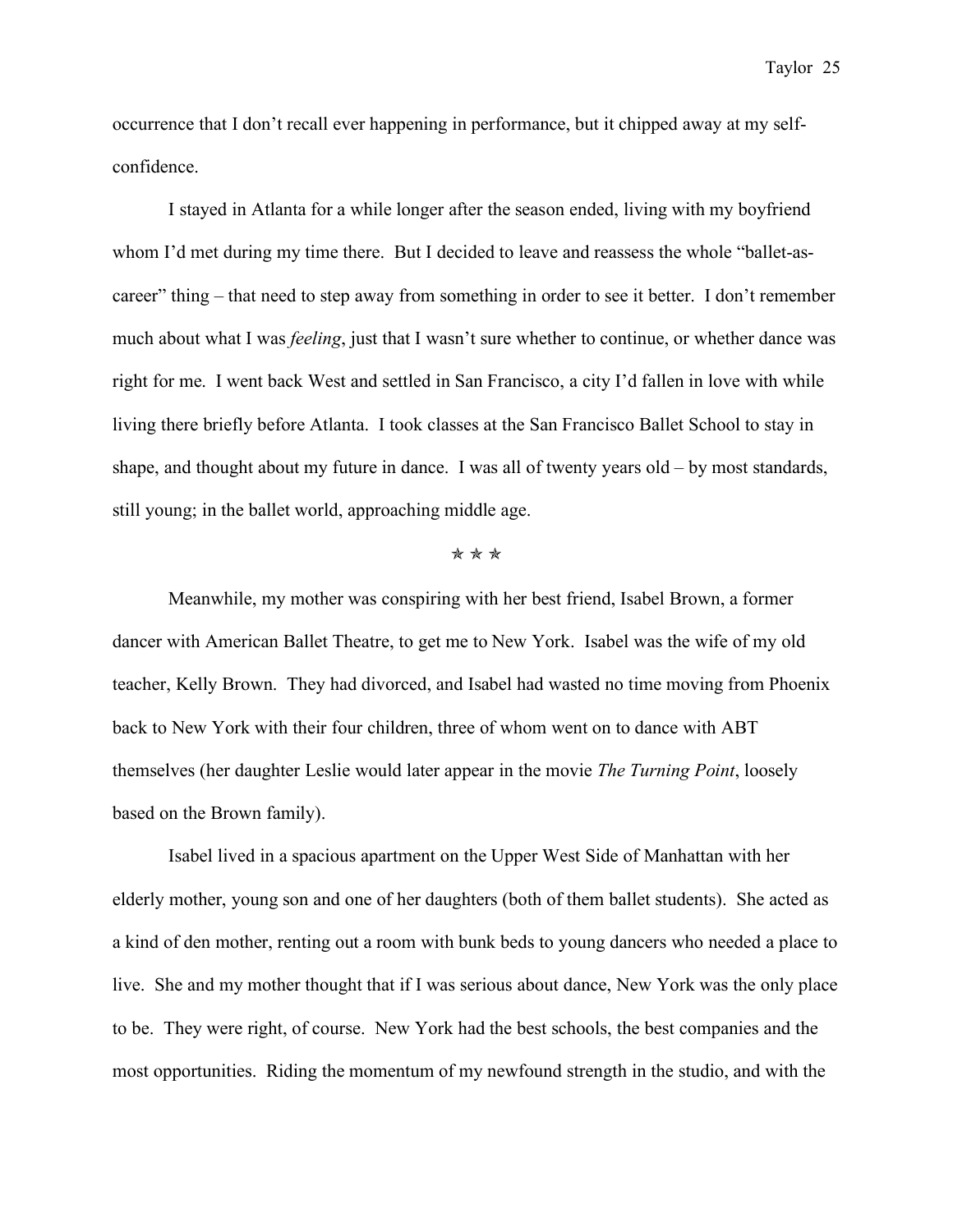occurrence that I don't recall ever happening in performance, but it chipped away at my self-confidence.

I stayed in Atlanta for a while longer after the season ended, living with my boyfriend whom I'd met during my time there. But I decided to leave and reassess the whole "ballet-as-career" thing – that need to step away from something in order to see it better. I don't remember much about what I was *feeling*, just that I wasn't sure whether to continue, or whether dance was right for me. I went back West and settled in San Francisco, a city I'd fallen in love with while living there briefly before Atlanta. I took classes at the San Francisco Ballet School to stay in shape, and thought about my future in dance. I was all of twenty years old – by most standards, still young; in the ballet world, approaching middle age.

✯ ✯ ✯

Meanwhile, my mother was conspiring with her best friend, Isabel Brown, a former dancer with American Ballet Theatre, to get me to New York. Isabel was the wife of my old teacher, Kelly Brown. They had divorced, and Isabel had wasted no time moving from Phoenix back to New York with their four children, three of whom went on to dance with ABT themselves (her daughter Leslie would later appear in the movie *The Turning Point*, loosely based on the Brown family).

Isabel lived in a spacious apartment on the Upper West Side of Manhattan with her elderly mother, young son and one of her daughters (both of them ballet students). She acted as a kind of den mother, renting out a room with bunk beds to young dancers who needed a place to live. She and my mother thought that if I was serious about dance, New York was the only place to be. They were right, of course. New York had the best schools, the best companies and the most opportunities. Riding the momentum of my newfound strength in the studio, and with the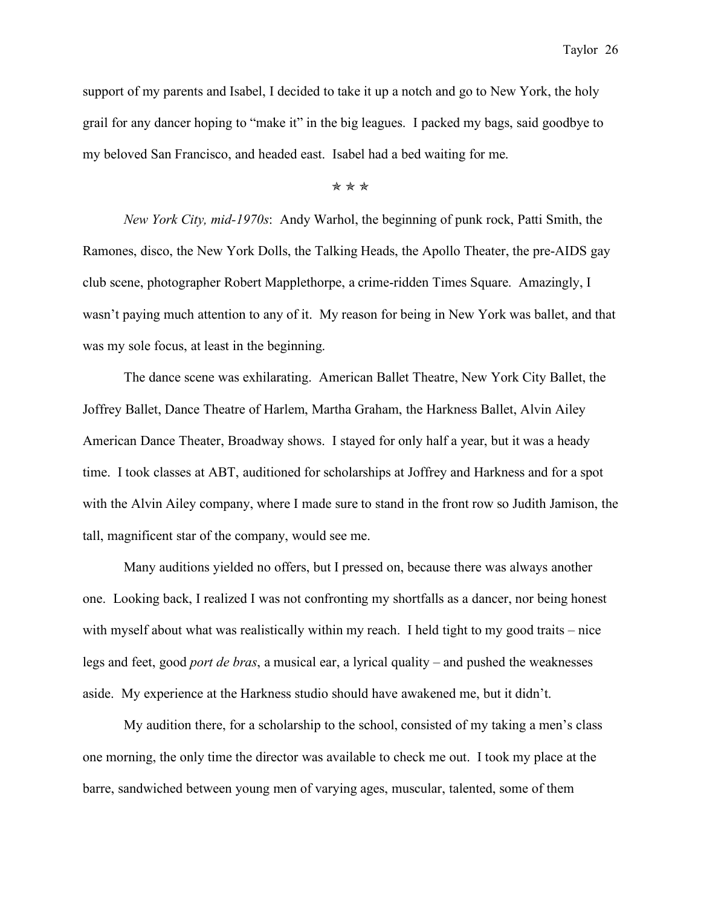support of my parents and Isabel, I decided to take it up a notch and go to New York, the holy grail for any dancer hoping to "make it" in the big leagues. I packed my bags, said goodbye to my beloved San Francisco, and headed east. Isabel had a bed waiting for me.

✯ ✯ ✯

*New York City, mid-1970s*: Andy Warhol, the beginning of punk rock, Patti Smith, the Ramones, disco, the New York Dolls, the Talking Heads, the Apollo Theater, the pre-AIDS gay club scene, photographer Robert Mapplethorpe, a crime-ridden Times Square. Amazingly, I wasn't paying much attention to any of it. My reason for being in New York was ballet, and that was my sole focus, at least in the beginning.

The dance scene was exhilarating. American Ballet Theatre, New York City Ballet, the Joffrey Ballet, Dance Theatre of Harlem, Martha Graham, the Harkness Ballet, Alvin Ailey American Dance Theater, Broadway shows. I stayed for only half a year, but it was a heady time. I took classes at ABT, auditioned for scholarships at Joffrey and Harkness and for a spot with the Alvin Ailey company, where I made sure to stand in the front row so Judith Jamison, the tall, magnificent star of the company, would see me.

Many auditions yielded no offers, but I pressed on, because there was always another one. Looking back, I realized I was not confronting my shortfalls as a dancer, nor being honest with myself about what was realistically within my reach. I held tight to my good traits – nice legs and feet, good *port de bras*, a musical ear, a lyrical quality – and pushed the weaknesses aside. My experience at the Harkness studio should have awakened me, but it didn't.

My audition there, for a scholarship to the school, consisted of my taking a men's class one morning, the only time the director was available to check me out. I took my place at the barre, sandwiched between young men of varying ages, muscular, talented, some of them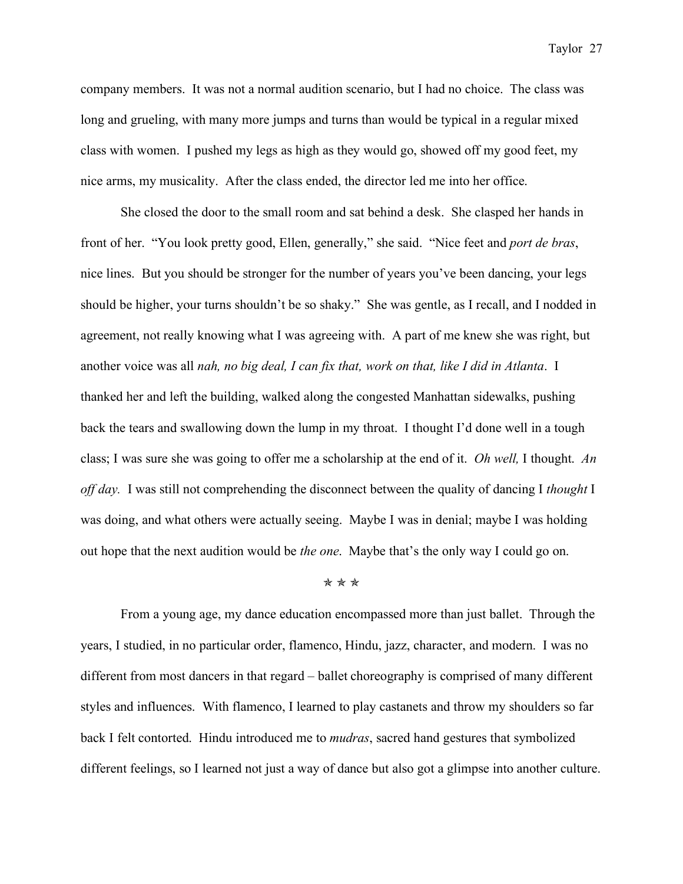company members. It was not a normal audition scenario, but I had no choice. The class was long and grueling, with many more jumps and turns than would be typical in a regular mixed class with women. I pushed my legs as high as they would go, showed off my good feet, my nice arms, my musicality. After the class ended, the director led me into her office.

She closed the door to the small room and sat behind a desk. She clasped her hands in front of her. "You look pretty good, Ellen, generally," she said. "Nice feet and *port de bras*, nice lines. But you should be stronger for the number of years you've been dancing, your legs should be higher, your turns shouldn't be so shaky." She was gentle, as I recall, and I nodded in agreement, not really knowing what I was agreeing with. A part of me knew she was right, but another voice was all *nah, no big deal, I can fix that, work on that, like I did in Atlanta*. I thanked her and left the building, walked along the congested Manhattan sidewalks, pushing back the tears and swallowing down the lump in my throat. I thought I'd done well in a tough class; I was sure she was going to offer me a scholarship at the end of it. *Oh well,* I thought. *An off day.* I was still not comprehending the disconnect between the quality of dancing I *thought* I was doing, and what others were actually seeing. Maybe I was in denial; maybe I was holding out hope that the next audition would be *the one*. Maybe that's the only way I could go on.

✯ ✯ ✯

From a young age, my dance education encompassed more than just ballet. Through the years, I studied, in no particular order, flamenco, Hindu, jazz, character, and modern. I was no different from most dancers in that regard – ballet choreography is comprised of many different styles and influences. With flamenco, I learned to play castanets and throw my shoulders so far back I felt contorted. Hindu introduced me to *mudras*, sacred hand gestures that symbolized different feelings, so I learned not just a way of dance but also got a glimpse into another culture.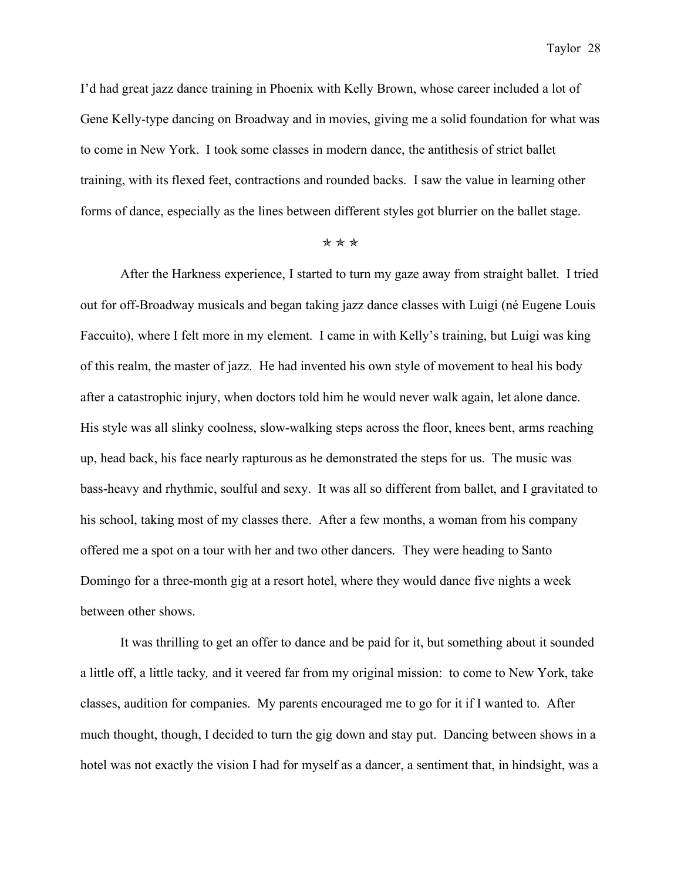I'd had great jazz dance training in Phoenix with Kelly Brown, whose career included a lot of Gene Kelly-type dancing on Broadway and in movies, giving me a solid foundation for what was to come in New York. I took some classes in modern dance, the antithesis of strict ballet training, with its flexed feet, contractions and rounded backs. I saw the value in learning other forms of dance, especially as the lines between different styles got blurrier on the ballet stage.

✯ ✯ ✯

After the Harkness experience, I started to turn my gaze away from straight ballet. I tried out for off-Broadway musicals and began taking jazz dance classes with Luigi (né Eugene Louis Faccuito), where I felt more in my element. I came in with Kelly's training, but Luigi was king of this realm, the master of jazz. He had invented his own style of movement to heal his body after a catastrophic injury, when doctors told him he would never walk again, let alone dance. His style was all slinky coolness, slow-walking steps across the floor, knees bent, arms reaching up, head back, his face nearly rapturous as he demonstrated the steps for us. The music was bass-heavy and rhythmic, soulful and sexy. It was all so different from ballet, and I gravitated to his school, taking most of my classes there. After a few months, a woman from his company offered me a spot on a tour with her and two other dancers. They were heading to Santo Domingo for a three-month gig at a resort hotel, where they would dance five nights a week between other shows.

It was thrilling to get an offer to dance and be paid for it, but something about it sounded a little off, a little tacky*,* and it veered far from my original mission: to come to New York, take classes, audition for companies. My parents encouraged me to go for it if I wanted to. After much thought, though, I decided to turn the gig down and stay put. Dancing between shows in a hotel was not exactly the vision I had for myself as a dancer, a sentiment that, in hindsight, was a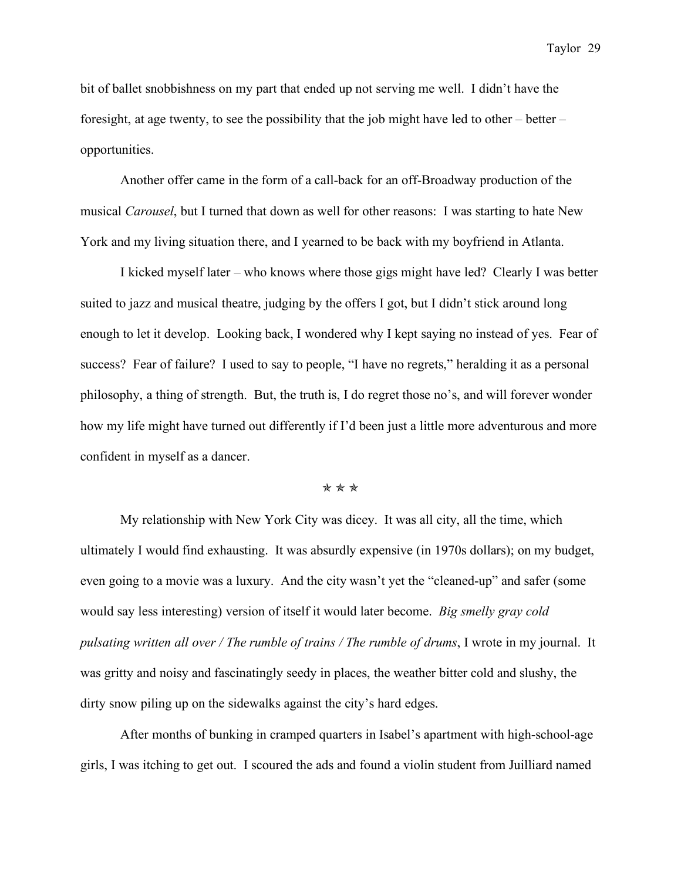bit of ballet snobbishness on my part that ended up not serving me well. I didn't have the foresight, at age twenty, to see the possibility that the job might have led to other – better – opportunities.

Another offer came in the form of a call-back for an off-Broadway production of the musical *Carousel*, but I turned that down as well for other reasons: I was starting to hate New York and my living situation there, and I yearned to be back with my boyfriend in Atlanta.

I kicked myself later – who knows where those gigs might have led? Clearly I was better suited to jazz and musical theatre, judging by the offers I got, but I didn't stick around long enough to let it develop. Looking back, I wondered why I kept saying no instead of yes. Fear of success? Fear of failure? I used to say to people, "I have no regrets," heralding it as a personal philosophy, a thing of strength. But, the truth is, I do regret those no's, and will forever wonder how my life might have turned out differently if I'd been just a little more adventurous and more confident in myself as a dancer.

✯ ✯ ✯

My relationship with New York City was dicey. It was all city, all the time, which ultimately I would find exhausting. It was absurdly expensive (in 1970s dollars); on my budget, even going to a movie was a luxury. And the city wasn't yet the "cleaned-up" and safer (some would say less interesting) version of itself it would later become. *Big smelly gray cold pulsating written all over / The rumble of trains / The rumble of drums*, I wrote in my journal. It was gritty and noisy and fascinatingly seedy in places, the weather bitter cold and slushy, the dirty snow piling up on the sidewalks against the city's hard edges.

After months of bunking in cramped quarters in Isabel's apartment with high-school-age girls, I was itching to get out. I scoured the ads and found a violin student from Juilliard named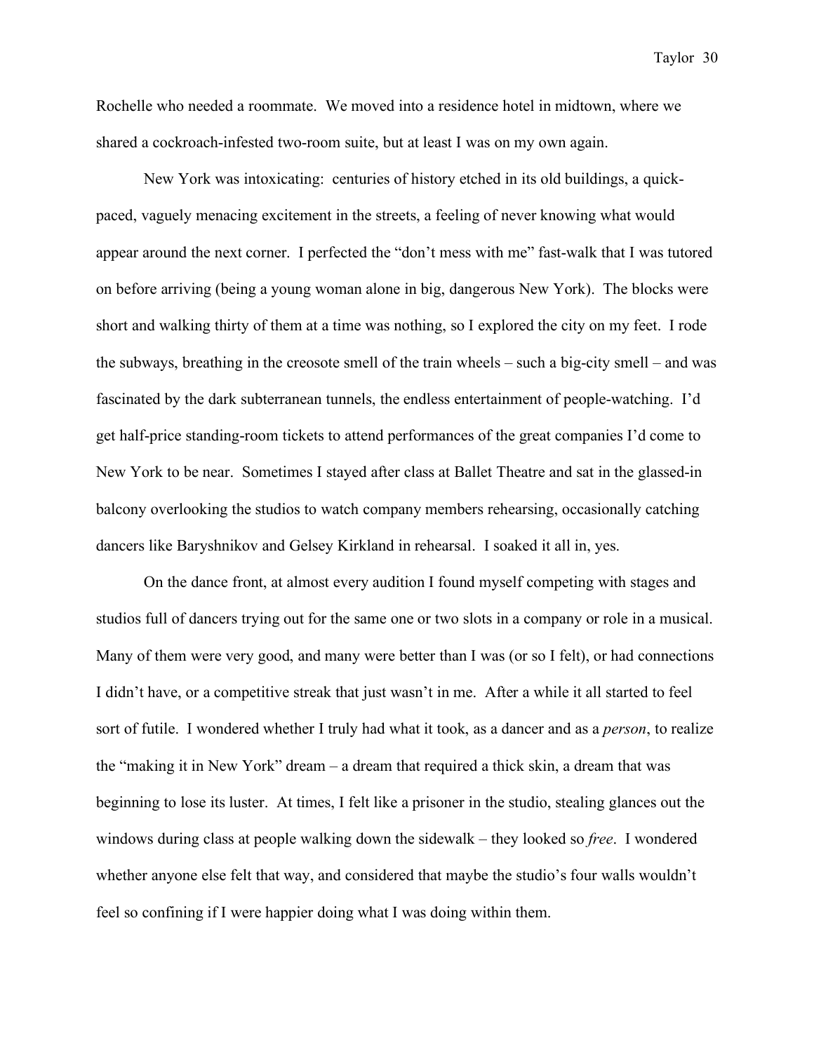Rochelle who needed a roommate. We moved into a residence hotel in midtown, where we shared a cockroach-infested two-room suite, but at least I was on my own again.

New York was intoxicating: centuries of history etched in its old buildings, a quick-paced, vaguely menacing excitement in the streets, a feeling of never knowing what would appear around the next corner. I perfected the "don't mess with me" fast-walk that I was tutored on before arriving (being a young woman alone in big, dangerous New York). The blocks were short and walking thirty of them at a time was nothing, so I explored the city on my feet. I rode the subways, breathing in the creosote smell of the train wheels – such a big-city smell – and was fascinated by the dark subterranean tunnels, the endless entertainment of people-watching. I'd get half-price standing-room tickets to attend performances of the great companies I'd come to New York to be near. Sometimes I stayed after class at Ballet Theatre and sat in the glassed-in balcony overlooking the studios to watch company members rehearsing, occasionally catching dancers like Baryshnikov and Gelsey Kirkland in rehearsal. I soaked it all in, yes.

On the dance front, at almost every audition I found myself competing with stages and studios full of dancers trying out for the same one or two slots in a company or role in a musical. Many of them were very good, and many were better than I was (or so I felt), or had connections I didn't have, or a competitive streak that just wasn't in me. After a while it all started to feel sort of futile. I wondered whether I truly had what it took, as a dancer and as a *person*, to realize the "making it in New York" dream – a dream that required a thick skin, a dream that was beginning to lose its luster. At times, I felt like a prisoner in the studio, stealing glances out the windows during class at people walking down the sidewalk – they looked so *free*. I wondered whether anyone else felt that way, and considered that maybe the studio's four walls wouldn't feel so confining if I were happier doing what I was doing within them.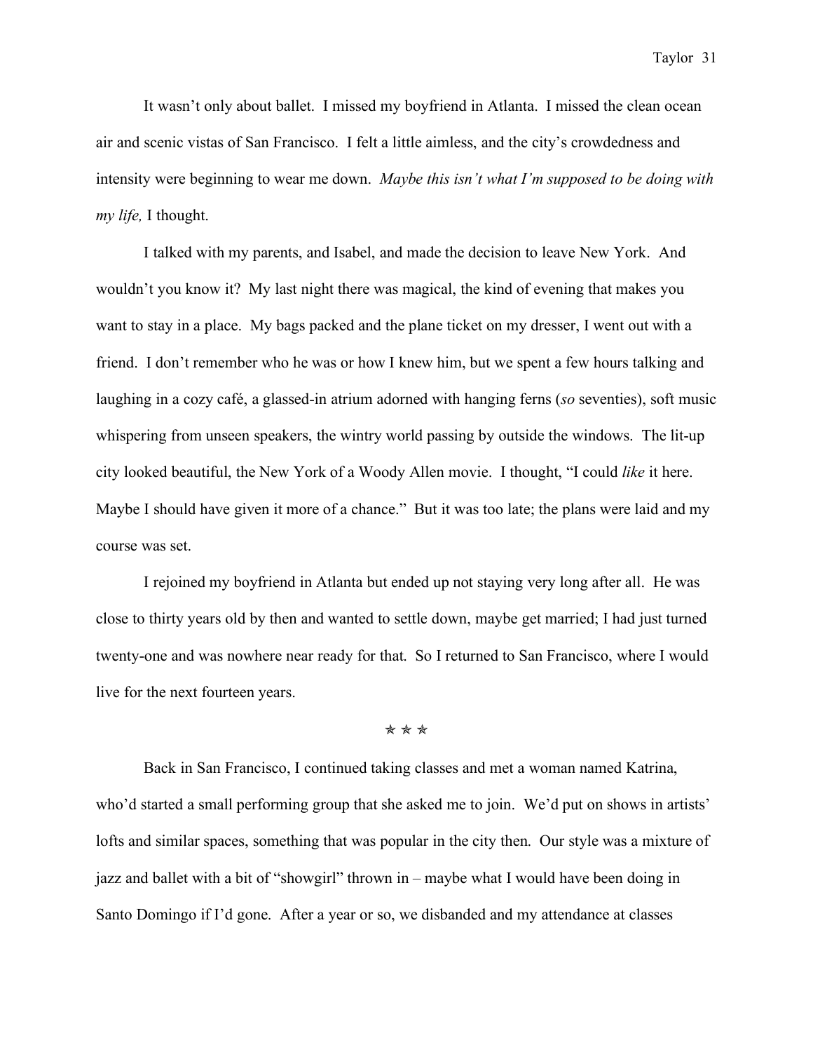It wasn't only about ballet. I missed my boyfriend in Atlanta. I missed the clean ocean air and scenic vistas of San Francisco. I felt a little aimless, and the city's crowdedness and intensity were beginning to wear me down. *Maybe this isn't what I'm supposed to be doing with my life,* I thought.

I talked with my parents, and Isabel, and made the decision to leave New York. And wouldn't you know it? My last night there was magical, the kind of evening that makes you want to stay in a place. My bags packed and the plane ticket on my dresser, I went out with a friend. I don't remember who he was or how I knew him, but we spent a few hours talking and laughing in a cozy café, a glassed-in atrium adorned with hanging ferns (*so* seventies), soft music whispering from unseen speakers, the wintry world passing by outside the windows. The lit-up city looked beautiful, the New York of a Woody Allen movie. I thought, "I could *like* it here. Maybe I should have given it more of a chance." But it was too late; the plans were laid and my course was set.

I rejoined my boyfriend in Atlanta but ended up not staying very long after all. He was close to thirty years old by then and wanted to settle down, maybe get married; I had just turned twenty-one and was nowhere near ready for that. So I returned to San Francisco, where I would live for the next fourteen years.

✯ ✯ ✯

Back in San Francisco, I continued taking classes and met a woman named Katrina, who'd started a small performing group that she asked me to join. We'd put on shows in artists' lofts and similar spaces, something that was popular in the city then. Our style was a mixture of jazz and ballet with a bit of "showgirl" thrown in – maybe what I would have been doing in Santo Domingo if I'd gone. After a year or so, we disbanded and my attendance at classes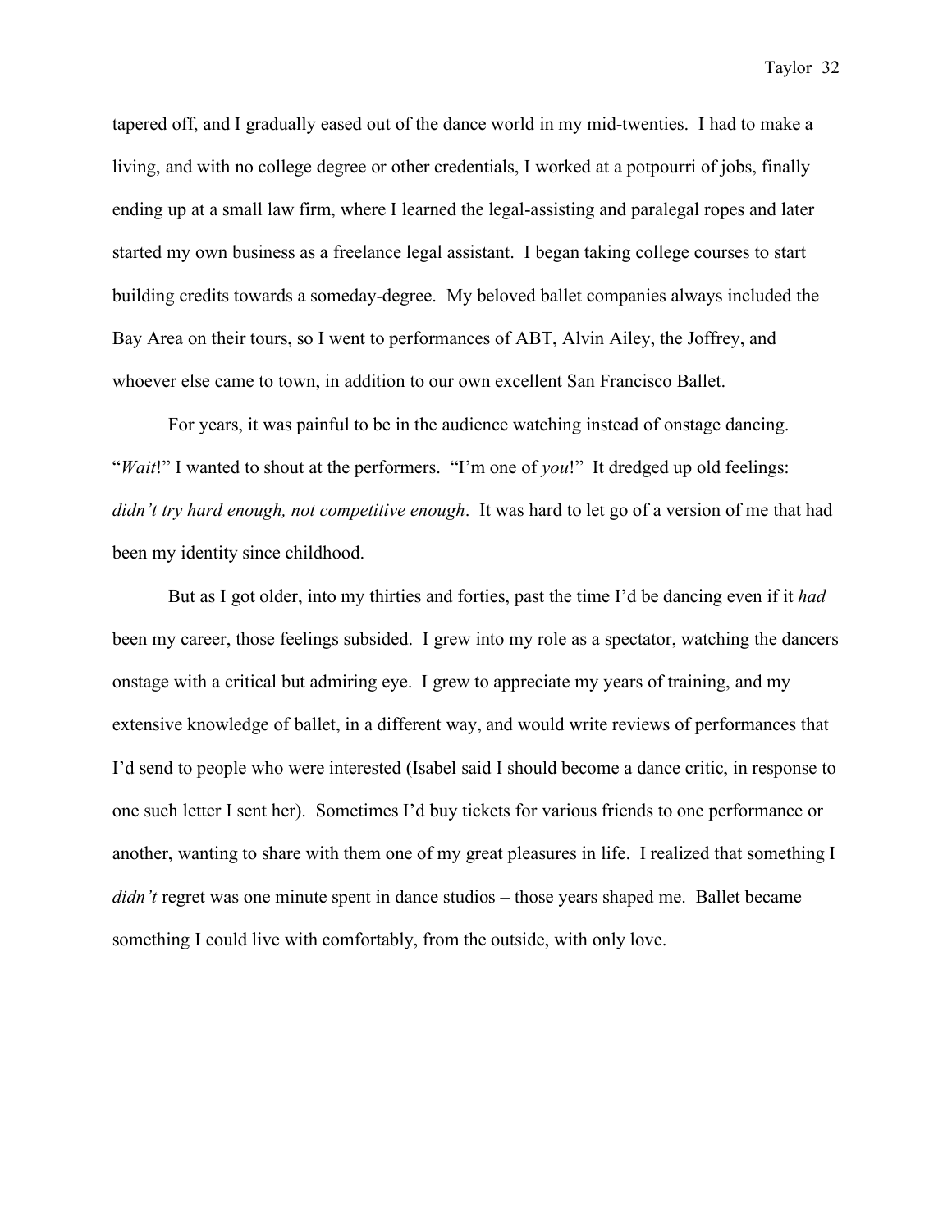tapered off, and I gradually eased out of the dance world in my mid-twenties. I had to make a living, and with no college degree or other credentials, I worked at a potpourri of jobs, finally ending up at a small law firm, where I learned the legal-assisting and paralegal ropes and later started my own business as a freelance legal assistant. I began taking college courses to start building credits towards a someday-degree. My beloved ballet companies always included the Bay Area on their tours, so I went to performances of ABT, Alvin Ailey, the Joffrey, and whoever else came to town, in addition to our own excellent San Francisco Ballet.

For years, it was painful to be in the audience watching instead of onstage dancing. "*Wait*!" I wanted to shout at the performers. "I'm one of *you*!" It dredged up old feelings: *didn't try hard enough, not competitive enough*. It was hard to let go of a version of me that had been my identity since childhood.

But as I got older, into my thirties and forties, past the time I'd be dancing even if it *had* been my career, those feelings subsided. I grew into my role as a spectator, watching the dancers onstage with a critical but admiring eye. I grew to appreciate my years of training, and my extensive knowledge of ballet, in a different way, and would write reviews of performances that I'd send to people who were interested (Isabel said I should become a dance critic, in response to one such letter I sent her). Sometimes I'd buy tickets for various friends to one performance or another, wanting to share with them one of my great pleasures in life. I realized that something I *didn't* regret was one minute spent in dance studios – those years shaped me. Ballet became something I could live with comfortably, from the outside, with only love.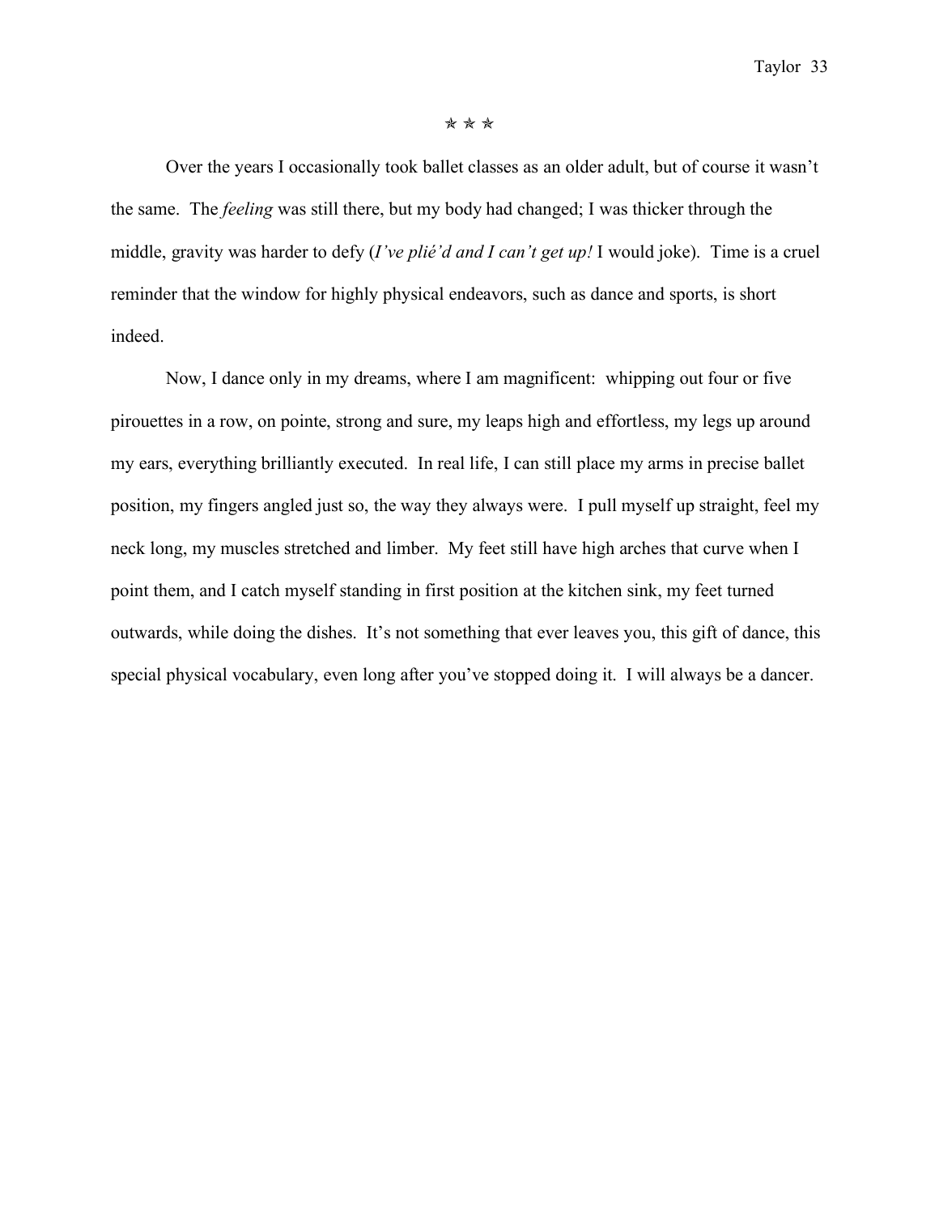✯ ✯ ✯

Over the years I occasionally took ballet classes as an older adult, but of course it wasn't the same. The *feeling* was still there, but my body had changed; I was thicker through the middle, gravity was harder to defy (*I've plié'd and I can't get up!* I would joke). Time is a cruel reminder that the window for highly physical endeavors, such as dance and sports, is short indeed.

Now, I dance only in my dreams, where I am magnificent: whipping out four or five pirouettes in a row, on pointe, strong and sure, my leaps high and effortless, my legs up around my ears, everything brilliantly executed. In real life, I can still place my arms in precise ballet position, my fingers angled just so, the way they always were. I pull myself up straight, feel my neck long, my muscles stretched and limber. My feet still have high arches that curve when I point them, and I catch myself standing in first position at the kitchen sink, my feet turned outwards, while doing the dishes. It's not something that ever leaves you, this gift of dance, this special physical vocabulary, even long after you've stopped doing it. I will always be a dancer.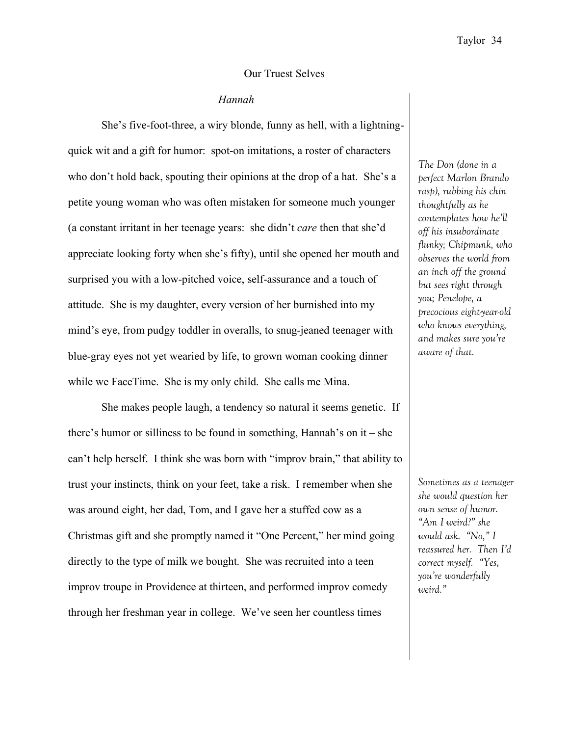# Our Truest Selves

## *Hannah*

She's five-foot-three, a wiry blonde, funny as hell, with a lightning-quick wit and a gift for humor: spot-on imitations, a roster of characters who don't hold back, spouting their opinions at the drop of a hat. She's a petite young woman who was often mistaken for someone much younger (a constant irritant in her teenage years: she didn't *care* then that she'd appreciate looking forty when she's fifty), until she opened her mouth and surprised you with a low-pitched voice, self-assurance and a touch of attitude. She is my daughter, every version of her burnished into my mind's eye, from pudgy toddler in overalls, to snug-jeaned teenager with blue-gray eyes not yet wearied by life, to grown woman cooking dinner while we FaceTime. She is my only child. She calls me Mina.

*The Don (done in a perfect Marlon Brando rasp), rubbing his chin thoughtfully as he contemplates how he'll off his insubordinate flunky; Chipmunk, who observes the world from an inch off the ground but sees right through you; Penelope, a precocious eight-year-old who knows everything, and makes sure you're aware of that.*

She makes people laugh, a tendency so natural it seems genetic. If there's humor or silliness to be found in something, Hannah's on it – she can't help herself. I think she was born with "improv brain," that ability to trust your instincts, think on your feet, take a risk. I remember when she was around eight, her dad, Tom, and I gave her a stuffed cow as a Christmas gift and she promptly named it "One Percent," her mind going directly to the type of milk we bought. She was recruited into a teen improv troupe in Providence at thirteen, and performed improv comedy through her freshman year in college. We've seen her countless times

*Sometimes as a teenager she would question her own sense of humor. "Am I weird?" she would ask. "No," I reassured her. Then I'd correct myself. "Yes, you're wonderfully weird."*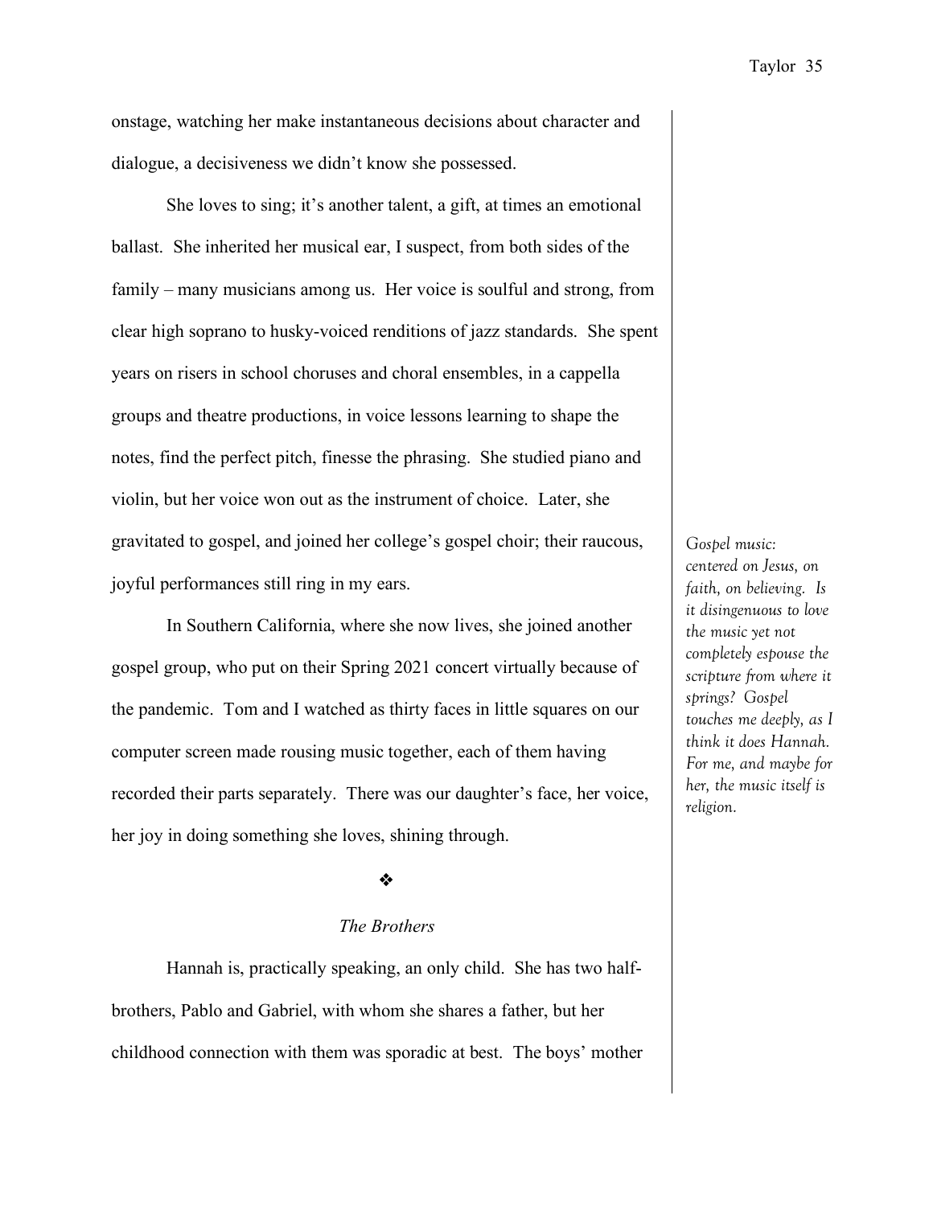onstage, watching her make instantaneous decisions about character and dialogue, a decisiveness we didn't know she possessed.

She loves to sing; it's another talent, a gift, at times an emotional ballast. She inherited her musical ear, I suspect, from both sides of the family – many musicians among us. Her voice is soulful and strong, from clear high soprano to husky-voiced renditions of jazz standards. She spent years on risers in school choruses and choral ensembles, in a cappella groups and theatre productions, in voice lessons learning to shape the notes, find the perfect pitch, finesse the phrasing. She studied piano and violin, but her voice won out as the instrument of choice. Later, she gravitated to gospel, and joined her college's gospel choir; their raucous, joyful performances still ring in my ears.

*Gospel music: centered on Jesus, on faith, on believing. Is it disingenuous to love the music yet not completely espouse the scripture from where it springs? Gospel touches me deeply, as I think it does Hannah. For me, and maybe for her, the music itself is religion.*

In Southern California, where she now lives, she joined another gospel group, who put on their Spring 2021 concert virtually because of the pandemic. Tom and I watched as thirty faces in little squares on our computer screen made rousing music together, each of them having recorded their parts separately. There was our daughter's face, her voice, her joy in doing something she loves, shining through.

❖

*The Brothers*

Hannah is, practically speaking, an only child. She has two half-brothers, Pablo and Gabriel, with whom she shares a father, but her childhood connection with them was sporadic at best. The boys' mother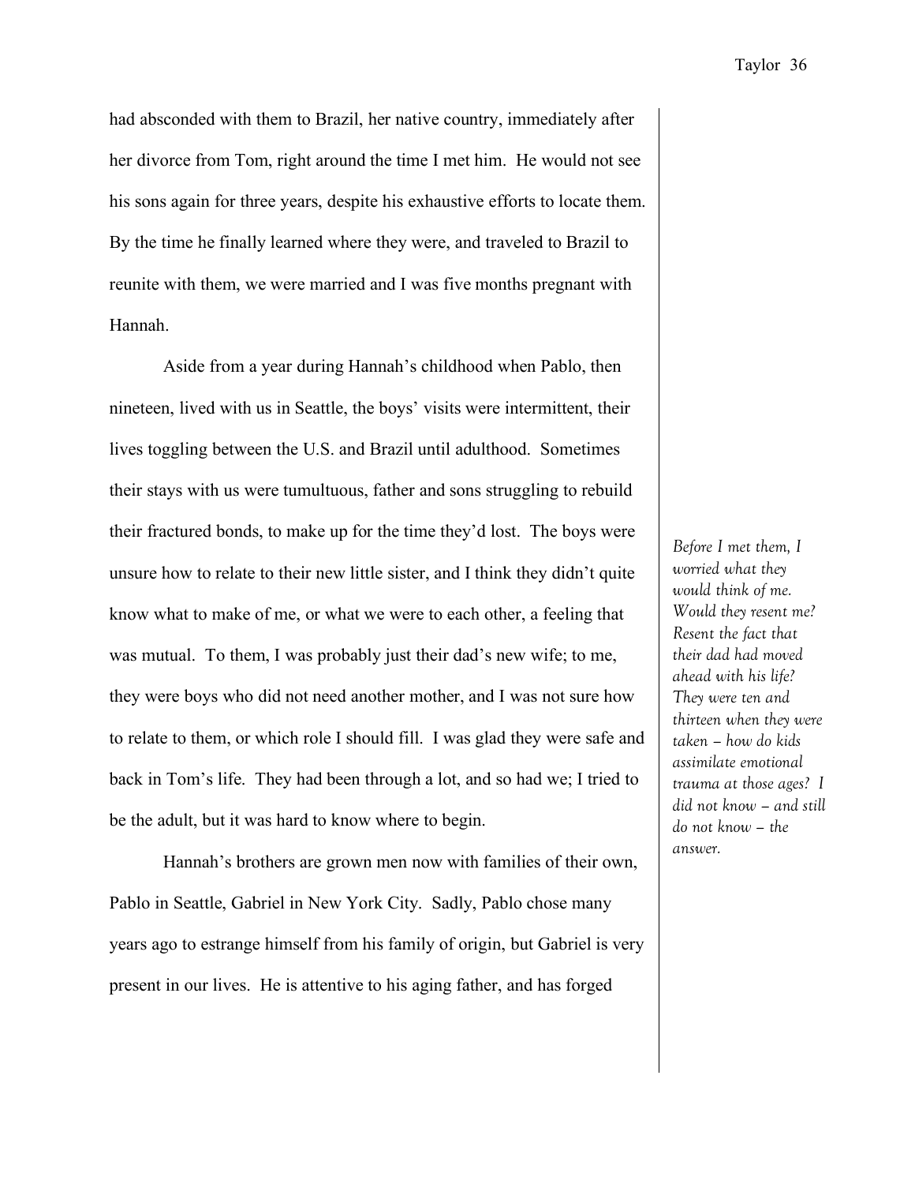had absconded with them to Brazil, her native country, immediately after her divorce from Tom, right around the time I met him. He would not see his sons again for three years, despite his exhaustive efforts to locate them. By the time he finally learned where they were, and traveled to Brazil to reunite with them, we were married and I was five months pregnant with Hannah.

Aside from a year during Hannah's childhood when Pablo, then nineteen, lived with us in Seattle, the boys' visits were intermittent, their lives toggling between the U.S. and Brazil until adulthood. Sometimes their stays with us were tumultuous, father and sons struggling to rebuild their fractured bonds, to make up for the time they'd lost. The boys were unsure how to relate to their new little sister, and I think they didn't quite know what to make of me, or what we were to each other, a feeling that was mutual. To them, I was probably just their dad's new wife; to me, they were boys who did not need another mother, and I was not sure how to relate to them, or which role I should fill. I was glad they were safe and back in Tom's life. They had been through a lot, and so had we; I tried to be the adult, but it was hard to know where to begin.

*Before I met them, I worried what they would think of me. Would they resent me? Resent the fact that their dad had moved ahead with his life? They were ten and thirteen when they were taken – how do kids assimilate emotional trauma at those ages? I did not know – and still do not know – the answer.*

Hannah's brothers are grown men now with families of their own, Pablo in Seattle, Gabriel in New York City. Sadly, Pablo chose many years ago to estrange himself from his family of origin, but Gabriel is very present in our lives. He is attentive to his aging father, and has forged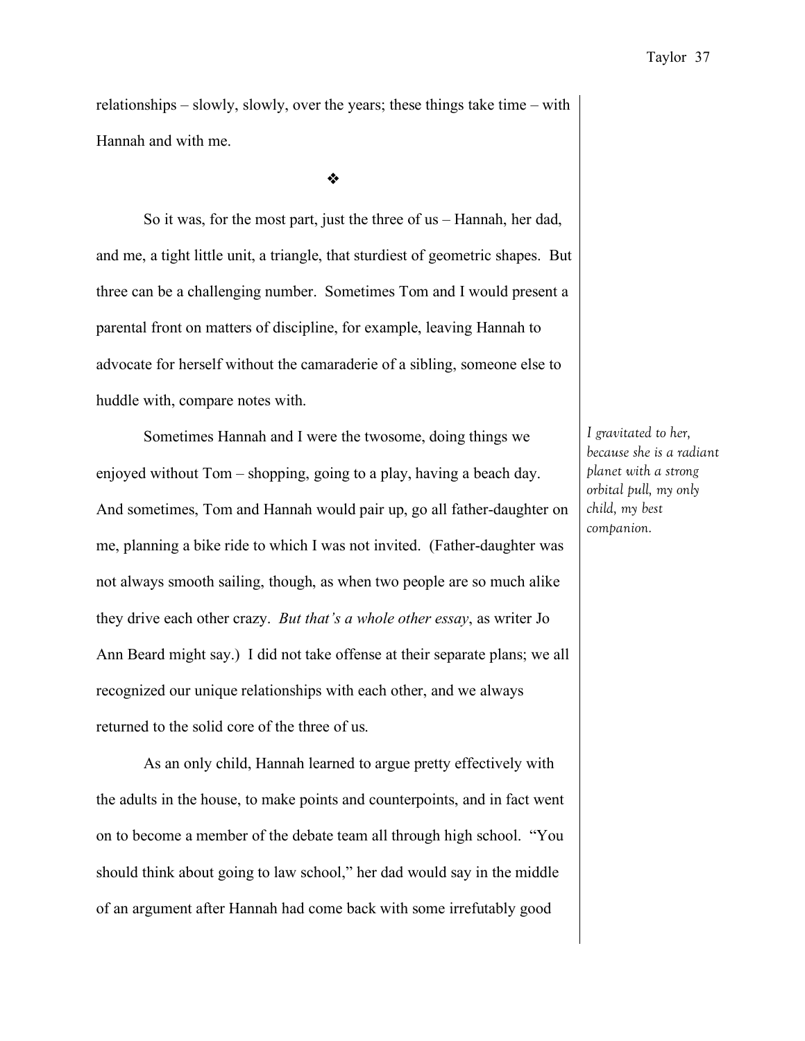relationships – slowly, slowly, over the years; these things take time – with Hannah and with me.

❖

So it was, for the most part, just the three of us – Hannah, her dad, and me, a tight little unit, a triangle, that sturdiest of geometric shapes. But three can be a challenging number. Sometimes Tom and I would present a parental front on matters of discipline, for example, leaving Hannah to advocate for herself without the camaraderie of a sibling, someone else to huddle with, compare notes with.

Sometimes Hannah and I were the twosome, doing things we enjoyed without Tom – shopping, going to a play, having a beach day. And sometimes, Tom and Hannah would pair up, go all father-daughter on me, planning a bike ride to which I was not invited. (Father-daughter was not always smooth sailing, though, as when two people are so much alike they drive each other crazy. *But that's a whole other essay*, as writer Jo Ann Beard might say.) I did not take offense at their separate plans; we all recognized our unique relationships with each other, and we always returned to the solid core of the three of us.

*I gravitated to her, because she is a radiant planet with a strong orbital pull, my only child, my best companion.*

As an only child, Hannah learned to argue pretty effectively with the adults in the house, to make points and counterpoints, and in fact went on to become a member of the debate team all through high school. "You should think about going to law school," her dad would say in the middle of an argument after Hannah had come back with some irrefutably good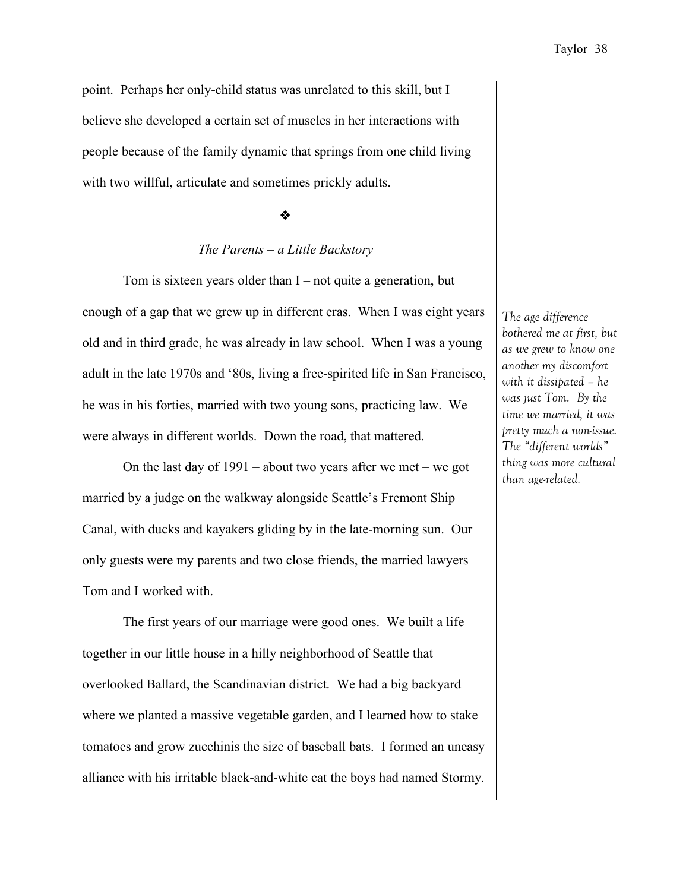point. Perhaps her only-child status was unrelated to this skill, but I believe she developed a certain set of muscles in her interactions with people because of the family dynamic that springs from one child living with two willful, articulate and sometimes prickly adults.

❖

*The Parents – a Little Backstory*

Tom is sixteen years older than I – not quite a generation, but enough of a gap that we grew up in different eras. When I was eight years old and in third grade, he was already in law school. When I was a young adult in the late 1970s and '80s, living a free-spirited life in San Francisco, he was in his forties, married with two young sons, practicing law. We were always in different worlds. Down the road, that mattered.

*The age difference bothered me at first, but as we grew to know one another my discomfort with it dissipated – he was just Tom. By the time we married, it was pretty much a non-issue. The "different worlds" thing was more cultural than age-related.*

On the last day of 1991 – about two years after we met – we got married by a judge on the walkway alongside Seattle's Fremont Ship Canal, with ducks and kayakers gliding by in the late-morning sun. Our only guests were my parents and two close friends, the married lawyers Tom and I worked with.

The first years of our marriage were good ones. We built a life together in our little house in a hilly neighborhood of Seattle that overlooked Ballard, the Scandinavian district. We had a big backyard where we planted a massive vegetable garden, and I learned how to stake tomatoes and grow zucchinis the size of baseball bats. I formed an uneasy alliance with his irritable black-and-white cat the boys had named Stormy.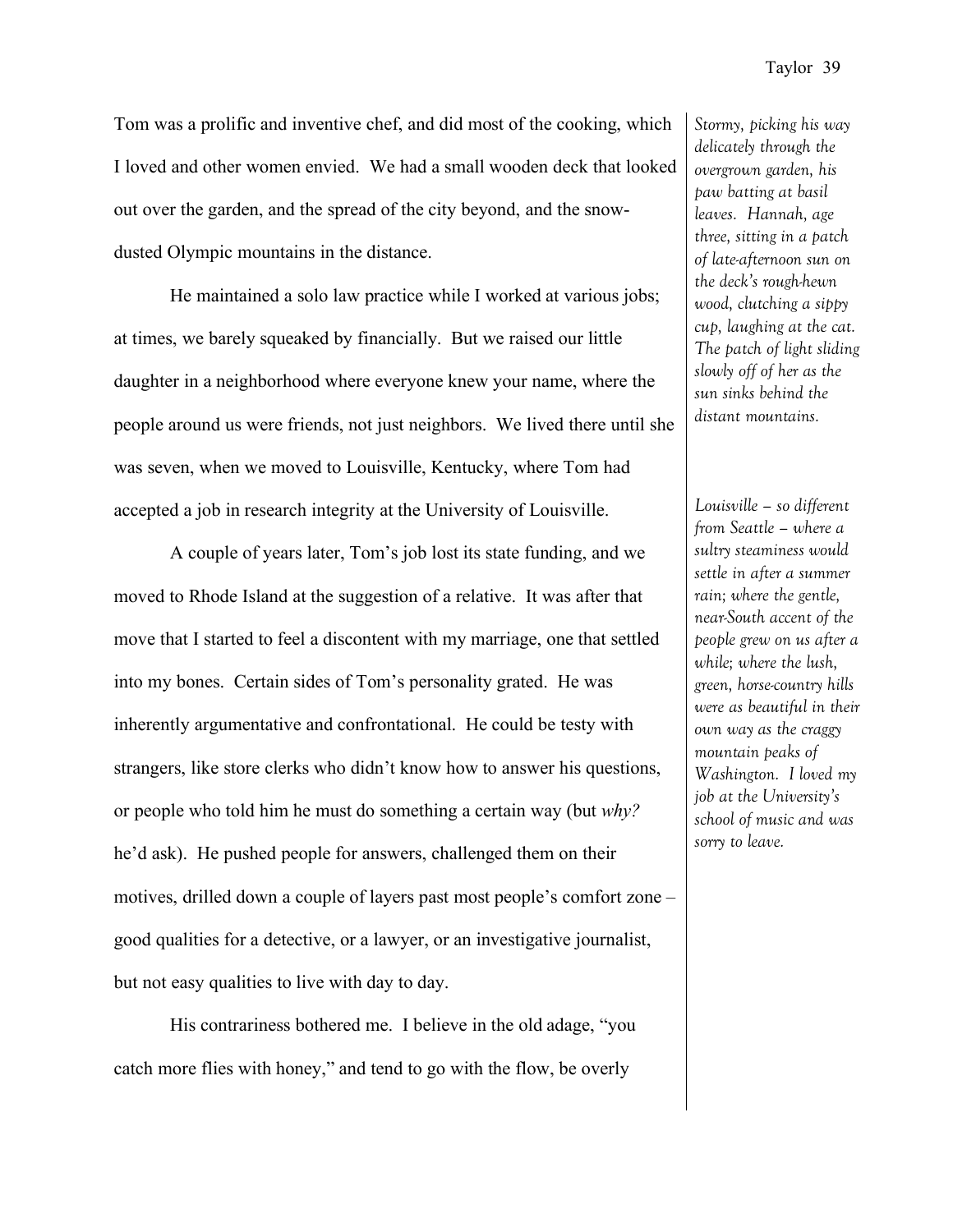Tom was a prolific and inventive chef, and did most of the cooking, which I loved and other women envied. We had a small wooden deck that looked out over the garden, and the spread of the city beyond, and the snow-dusted Olympic mountains in the distance.

*Stormy, picking his way delicately through the overgrown garden, his paw batting at basil leaves. Hannah, age three, sitting in a patch of late-afternoon sun on the deck's rough-hewn wood, clutching a sippy cup, laughing at the cat. The patch of light sliding slowly off of her as the sun sinks behind the distant mountains.*

He maintained a solo law practice while I worked at various jobs; at times, we barely squeaked by financially. But we raised our little daughter in a neighborhood where everyone knew your name, where the people around us were friends, not just neighbors. We lived there until she was seven, when we moved to Louisville, Kentucky, where Tom had accepted a job in research integrity at the University of Louisville.

*Louisville – so different from Seattle – where a sultry steaminess would settle in after a summer rain; where the gentle, near-South accent of the people grew on us after a while; where the lush, green, horse-country hills were as beautiful in their own way as the craggy mountain peaks of Washington. I loved my job at the University's school of music and was sorry to leave.*

A couple of years later, Tom's job lost its state funding, and we moved to Rhode Island at the suggestion of a relative. It was after that move that I started to feel a discontent with my marriage, one that settled into my bones. Certain sides of Tom's personality grated. He was inherently argumentative and confrontational. He could be testy with strangers, like store clerks who didn't know how to answer his questions, or people who told him he must do something a certain way (but *why?* he'd ask). He pushed people for answers, challenged them on their motives, drilled down a couple of layers past most people's comfort zone – good qualities for a detective, or a lawyer, or an investigative journalist, but not easy qualities to live with day to day.

His contrariness bothered me. I believe in the old adage, "you catch more flies with honey," and tend to go with the flow, be overly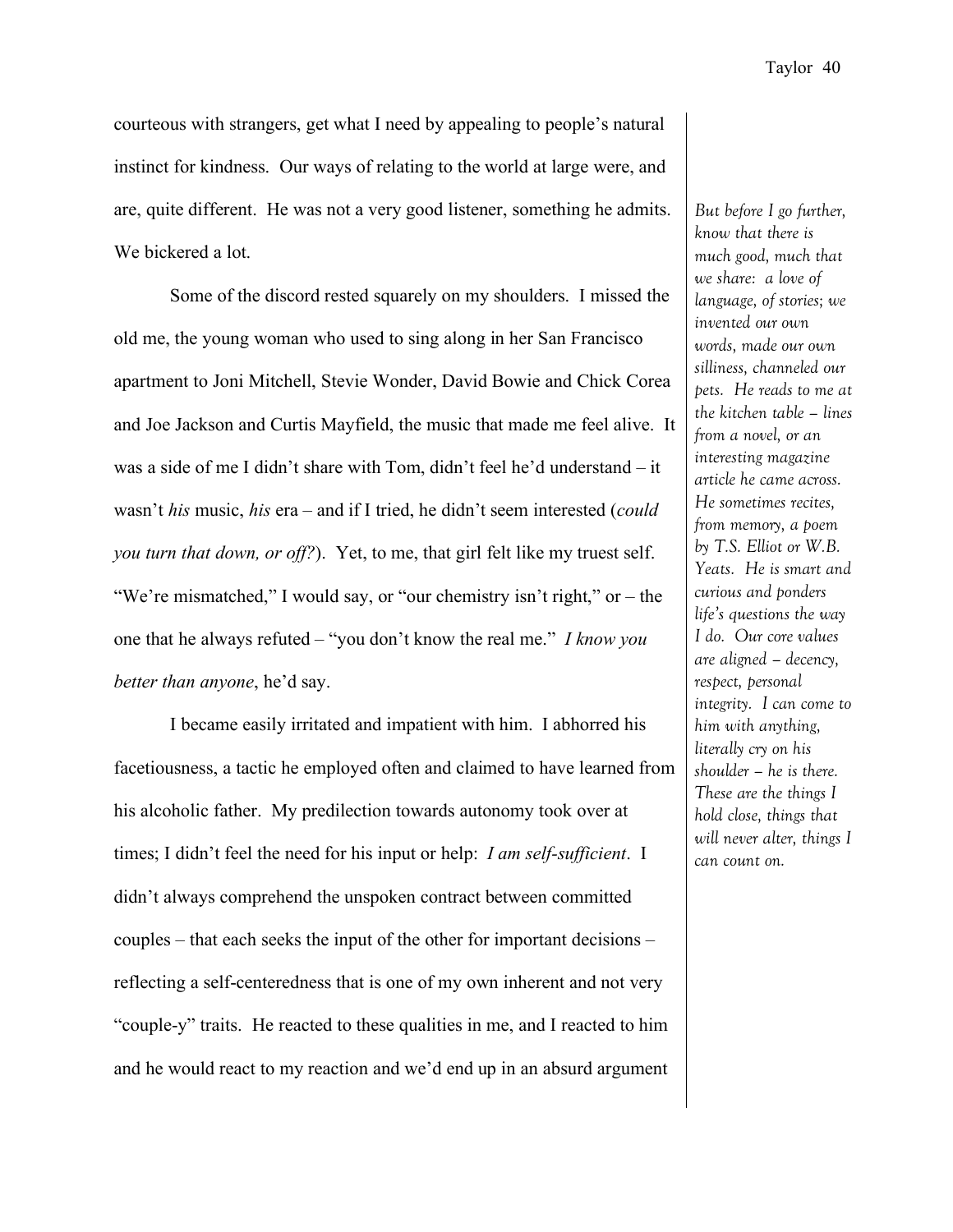courteous with strangers, get what I need by appealing to people's natural instinct for kindness. Our ways of relating to the world at large were, and are, quite different. He was not a very good listener, something he admits. We bickered a lot.

Some of the discord rested squarely on my shoulders. I missed the old me, the young woman who used to sing along in her San Francisco apartment to Joni Mitchell, Stevie Wonder, David Bowie and Chick Corea and Joe Jackson and Curtis Mayfield, the music that made me feel alive. It was a side of me I didn't share with Tom, didn't feel he'd understand – it wasn't *his* music, *his* era – and if I tried, he didn't seem interested (*could you turn that down, or off?*). Yet, to me, that girl felt like my truest self. "We're mismatched," I would say, or "our chemistry isn't right," or – the one that he always refuted – "you don't know the real me." *I know you better than anyone*, he'd say.

*But before I go further, know that there is much good, much that we share: a love of language, of stories; we invented our own words, made our own silliness, channeled our pets. He reads to me at the kitchen table – lines from a novel, or an interesting magazine article he came across. He sometimes recites, from memory, a poem by T.S. Elliot or W.B. Yeats. He is smart and curious and ponders life's questions the way I do. Our core values are aligned – decency, respect, personal integrity. I can come to him with anything, literally cry on his shoulder – he is there. These are the things I hold close, things that will never alter, things I can count on.*

I became easily irritated and impatient with him. I abhorred his facetiousness, a tactic he employed often and claimed to have learned from his alcoholic father. My predilection towards autonomy took over at times; I didn't feel the need for his input or help: *I am self-sufficient*. I didn't always comprehend the unspoken contract between committed couples – that each seeks the input of the other for important decisions – reflecting a self-centeredness that is one of my own inherent and not very "couple-y" traits. He reacted to these qualities in me, and I reacted to him and he would react to my reaction and we'd end up in an absurd argument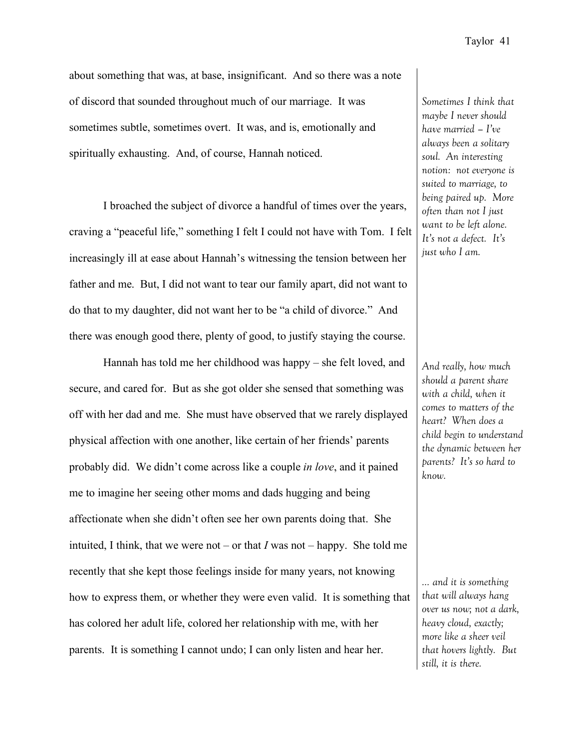about something that was, at base, insignificant. And so there was a note of discord that sounded throughout much of our marriage. It was sometimes subtle, sometimes overt. It was, and is, emotionally and spiritually exhausting. And, of course, Hannah noticed.

*Sometimes I think that maybe I never should have married – I've always been a solitary soul. An interesting notion: not everyone is suited to marriage, to being paired up. More often than not I just want to be left alone. It's not a defect. It's just who I am.*

I broached the subject of divorce a handful of times over the years, craving a "peaceful life," something I felt I could not have with Tom. I felt increasingly ill at ease about Hannah's witnessing the tension between her father and me. But, I did not want to tear our family apart, did not want to do that to my daughter, did not want her to be "a child of divorce." And there was enough good there, plenty of good, to justify staying the course.

Hannah has told me her childhood was happy – she felt loved, and secure, and cared for. But as she got older she sensed that something was off with her dad and me. She must have observed that we rarely displayed physical affection with one another, like certain of her friends' parents probably did. We didn't come across like a couple *in love*, and it pained me to imagine her seeing other moms and dads hugging and being affectionate when she didn't often see her own parents doing that. She intuited, I think, that we were not – or that *I* was not – happy. She told me recently that she kept those feelings inside for many years, not knowing how to express them, or whether they were even valid. It is something that has colored her adult life, colored her relationship with me, with her parents. It is something I cannot undo; I can only listen and hear her.

*And really, how much should a parent share with a child, when it comes to matters of the heart? When does a child begin to understand the dynamic between her parents? It's so hard to know.*

*… and it is something that will always hang over us now; not a dark, heavy cloud, exactly; more like a sheer veil that hovers lightly. But still, it is there.*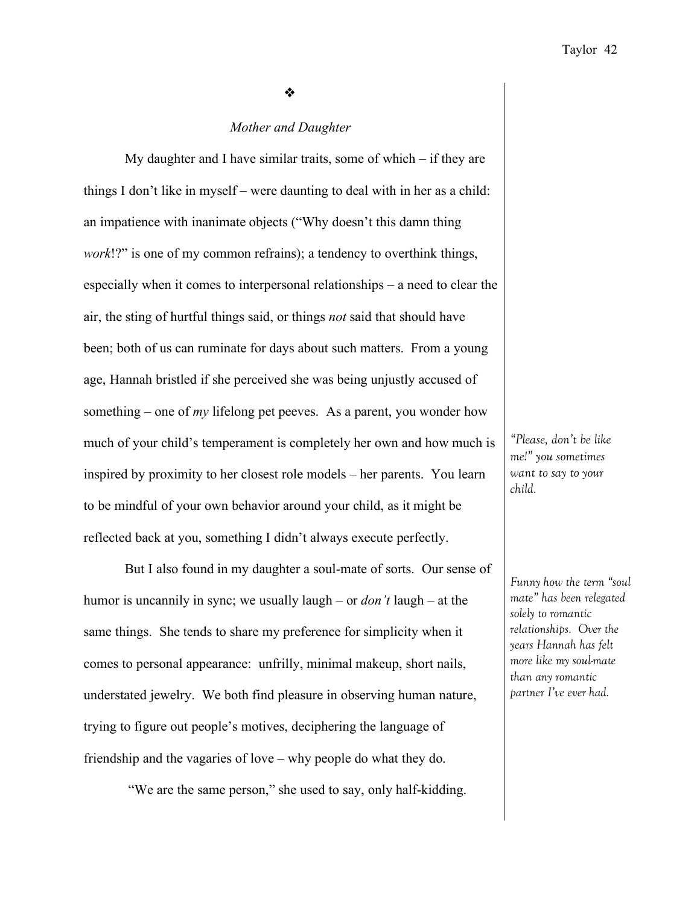❖

### *Mother and Daughter*

My daughter and I have similar traits, some of which – if they are things I don't like in myself – were daunting to deal with in her as a child: an impatience with inanimate objects ("Why doesn't this damn thing *work*!?" is one of my common refrains); a tendency to overthink things, especially when it comes to interpersonal relationships – a need to clear the air, the sting of hurtful things said, or things *not* said that should have been; both of us can ruminate for days about such matters. From a young age, Hannah bristled if she perceived she was being unjustly accused of something – one of *my* lifelong pet peeves. As a parent, you wonder how much of your child's temperament is completely her own and how much is inspired by proximity to her closest role models – her parents. You learn to be mindful of your own behavior around your child, as it might be reflected back at you, something I didn't always execute perfectly.

*"Please, don't be like me!" you sometimes want to say to your child.*

But I also found in my daughter a soul-mate of sorts. Our sense of humor is uncannily in sync; we usually laugh – or *don't* laugh – at the same things. She tends to share my preference for simplicity when it comes to personal appearance: unfrilly, minimal makeup, short nails, understated jewelry. We both find pleasure in observing human nature, trying to figure out people's motives, deciphering the language of friendship and the vagaries of love – why people do what they do.

*Funny how the term "soul mate" has been relegated solely to romantic relationships. Over the years Hannah has felt more like my soul-mate than any romantic partner I've ever had.*

"We are the same person," she used to say, only half-kidding.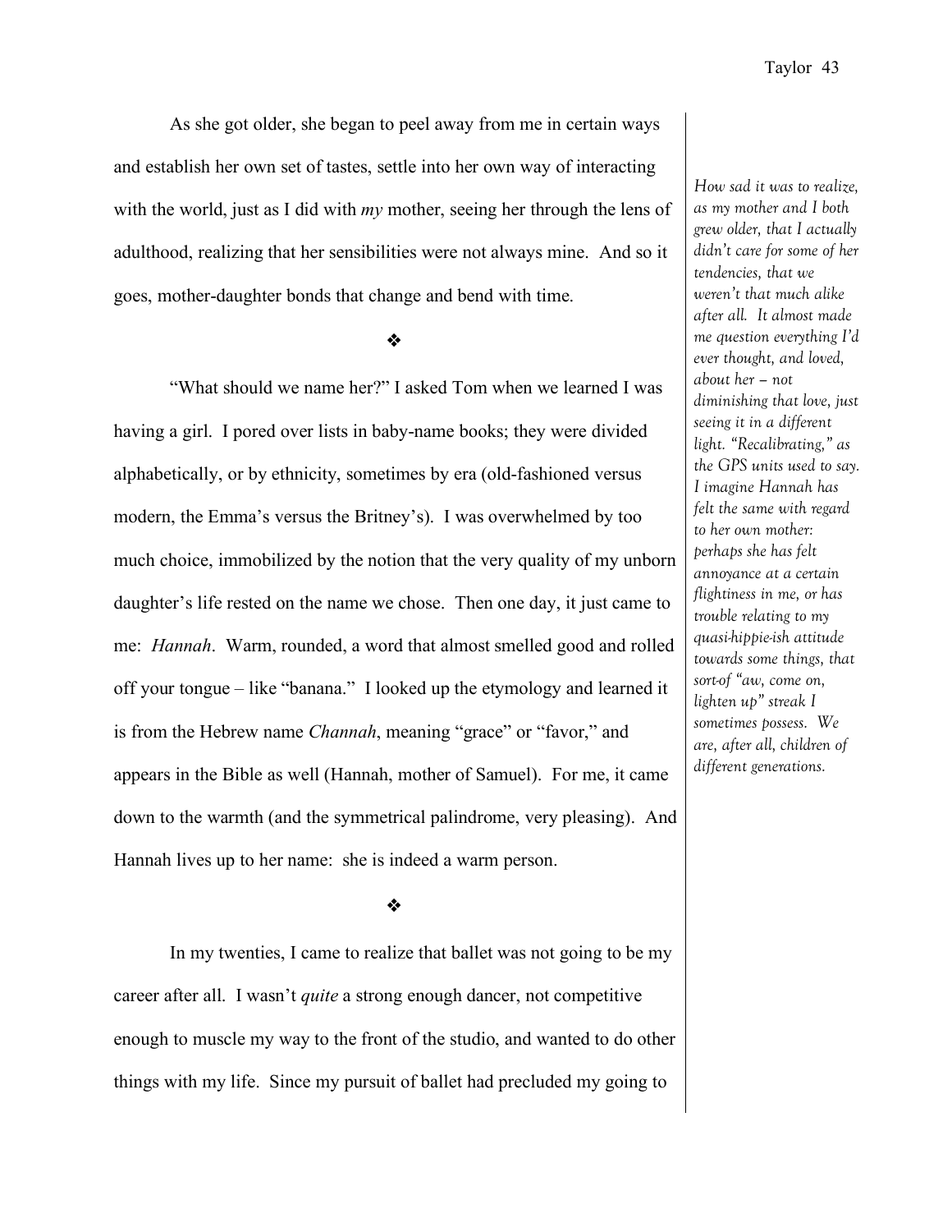As she got older, she began to peel away from me in certain ways and establish her own set of tastes, settle into her own way of interacting with the world, just as I did with *my* mother, seeing her through the lens of adulthood, realizing that her sensibilities were not always mine. And so it goes, mother-daughter bonds that change and bend with time.

*How sad it was to realize, as my mother and I both grew older, that I actually didn't care for some of her tendencies, that we weren't that much alike after all. It almost made me question everything I'd ever thought, and loved, about her – not diminishing that love, just seeing it in a different light. "Recalibrating," as the GPS units used to say. I imagine Hannah has felt the same with regard to her own mother: perhaps she has felt annoyance at a certain flightiness in me, or has trouble relating to my quasi-hippie-ish attitude towards some things, that sort-of "aw, come on, lighten up" streak I sometimes possess. We are, after all, children of different generations.*

❖

"What should we name her?" I asked Tom when we learned I was having a girl. I pored over lists in baby-name books; they were divided alphabetically, or by ethnicity, sometimes by era (old-fashioned versus modern, the Emma's versus the Britney's). I was overwhelmed by too much choice, immobilized by the notion that the very quality of my unborn daughter's life rested on the name we chose. Then one day, it just came to me: *Hannah*. Warm, rounded, a word that almost smelled good and rolled off your tongue – like "banana." I looked up the etymology and learned it is from the Hebrew name *Channah*, meaning "grace" or "favor," and appears in the Bible as well (Hannah, mother of Samuel). For me, it came down to the warmth (and the symmetrical palindrome, very pleasing). And Hannah lives up to her name: she is indeed a warm person.

❖

In my twenties, I came to realize that ballet was not going to be my career after all. I wasn't *quite* a strong enough dancer, not competitive enough to muscle my way to the front of the studio, and wanted to do other things with my life. Since my pursuit of ballet had precluded my going to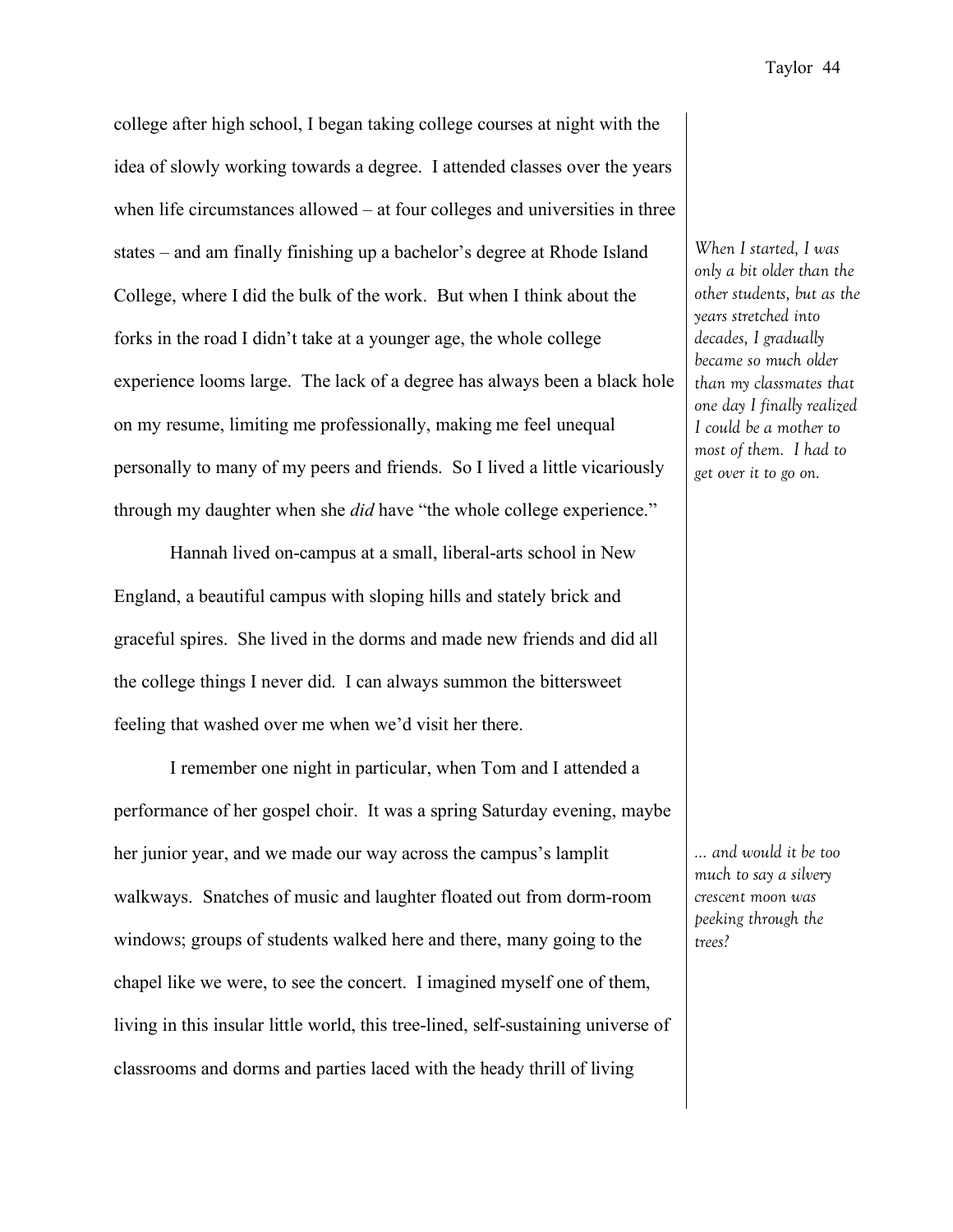college after high school, I began taking college courses at night with the idea of slowly working towards a degree. I attended classes over the years when life circumstances allowed – at four colleges and universities in three states – and am finally finishing up a bachelor's degree at Rhode Island College, where I did the bulk of the work. But when I think about the forks in the road I didn't take at a younger age, the whole college experience looms large. The lack of a degree has always been a black hole on my resume, limiting me professionally, making me feel unequal personally to many of my peers and friends. So I lived a little vicariously through my daughter when she *did* have "the whole college experience."

*When I started, I was only a bit older than the other students, but as the years stretched into decades, I gradually became so much older than my classmates that one day I finally realized I could be a mother to most of them. I had to get over it to go on.*

Hannah lived on-campus at a small, liberal-arts school in New England, a beautiful campus with sloping hills and stately brick and graceful spires. She lived in the dorms and made new friends and did all the college things I never did. I can always summon the bittersweet feeling that washed over me when we'd visit her there.

I remember one night in particular, when Tom and I attended a performance of her gospel choir. It was a spring Saturday evening, maybe her junior year, and we made our way across the campus's lamplit walkways. Snatches of music and laughter floated out from dorm-room windows; groups of students walked here and there, many going to the chapel like we were, to see the concert. I imagined myself one of them, living in this insular little world, this tree-lined, self-sustaining universe of classrooms and dorms and parties laced with the heady thrill of living

*... and would it be too much to say a silvery crescent moon was peeking through the trees?*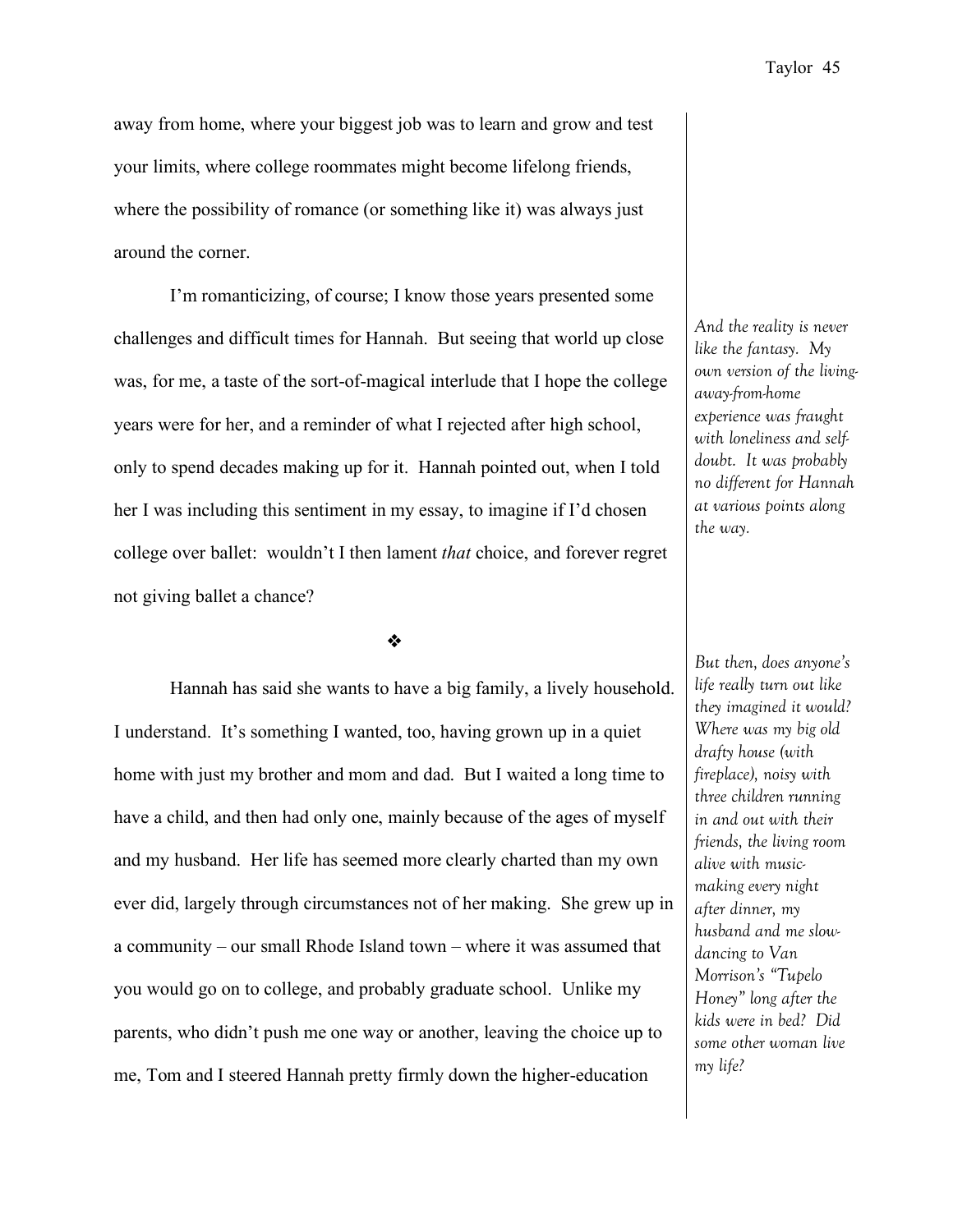away from home, where your biggest job was to learn and grow and test your limits, where college roommates might become lifelong friends, where the possibility of romance (or something like it) was always just around the corner.

I'm romanticizing, of course; I know those years presented some challenges and difficult times for Hannah. But seeing that world up close was, for me, a taste of the sort-of-magical interlude that I hope the college years were for her, and a reminder of what I rejected after high school, only to spend decades making up for it. Hannah pointed out, when I told her I was including this sentiment in my essay, to imagine if I'd chosen college over ballet: wouldn't I then lament *that* choice, and forever regret not giving ballet a chance?

*And the reality is never like the fantasy. My own version of the living-away-from-home experience was fraught with loneliness and self-doubt. It was probably no different for Hannah at various points along the way.*

❖

Hannah has said she wants to have a big family, a lively household. I understand. It's something I wanted, too, having grown up in a quiet home with just my brother and mom and dad. But I waited a long time to have a child, and then had only one, mainly because of the ages of myself and my husband. Her life has seemed more clearly charted than my own ever did, largely through circumstances not of her making. She grew up in a community – our small Rhode Island town – where it was assumed that you would go on to college, and probably graduate school. Unlike my parents, who didn't push me one way or another, leaving the choice up to me, Tom and I steered Hannah pretty firmly down the higher-education

*But then, does anyone's life really turn out like they imagined it would? Where was my big old drafty house (with fireplace), noisy with three children running in and out with their friends, the living room alive with music-making every night after dinner, my husband and me slow-dancing to Van Morrison's "Tupelo Honey" long after the kids were in bed? Did some other woman live my life?*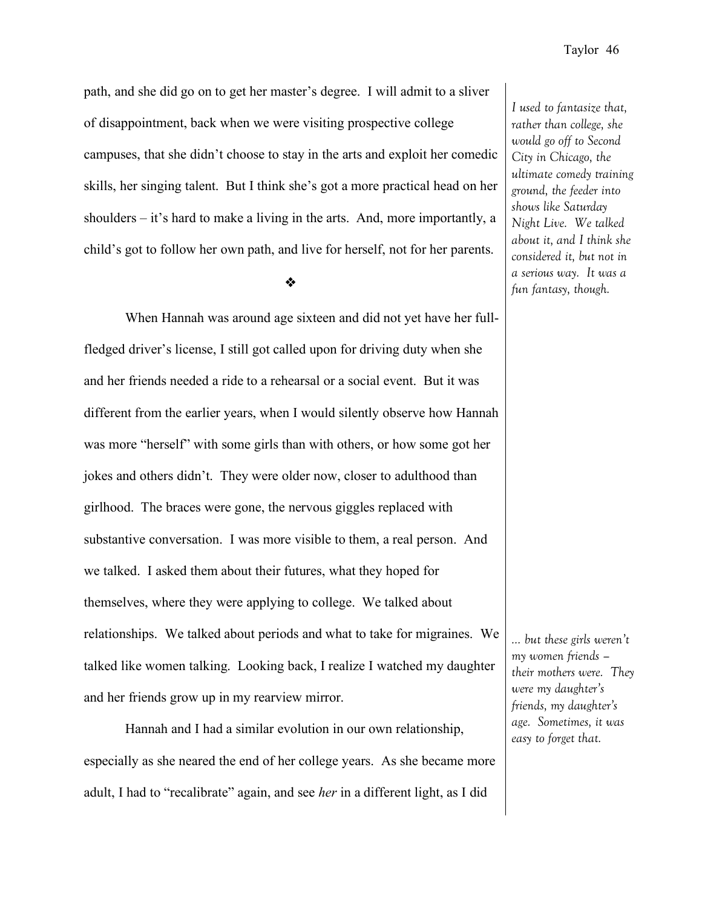path, and she did go on to get her master's degree. I will admit to a sliver of disappointment, back when we were visiting prospective college campuses, that she didn't choose to stay in the arts and exploit her comedic skills, her singing talent. But I think she's got a more practical head on her shoulders – it's hard to make a living in the arts. And, more importantly, a child's got to follow her own path, and live for herself, not for her parents.

*I used to fantasize that, rather than college, she would go off to Second City in Chicago, the ultimate comedy training ground, the feeder into shows like Saturday Night Live. We talked about it, and I think she considered it, but not in a serious way. It was a fun fantasy, though.*

❖

When Hannah was around age sixteen and did not yet have her full-fledged driver's license, I still got called upon for driving duty when she and her friends needed a ride to a rehearsal or a social event. But it was different from the earlier years, when I would silently observe how Hannah was more "herself" with some girls than with others, or how some got her jokes and others didn't. They were older now, closer to adulthood than girlhood. The braces were gone, the nervous giggles replaced with substantive conversation. I was more visible to them, a real person. And we talked. I asked them about their futures, what they hoped for themselves, where they were applying to college. We talked about relationships. We talked about periods and what to take for migraines. We talked like women talking. Looking back, I realize I watched my daughter and her friends grow up in my rearview mirror.

*... but these girls weren't my women friends – their mothers were. They were my daughter's friends, my daughter's age. Sometimes, it was easy to forget that.*

Hannah and I had a similar evolution in our own relationship, especially as she neared the end of her college years. As she became more adult, I had to "recalibrate" again, and see *her* in a different light, as I did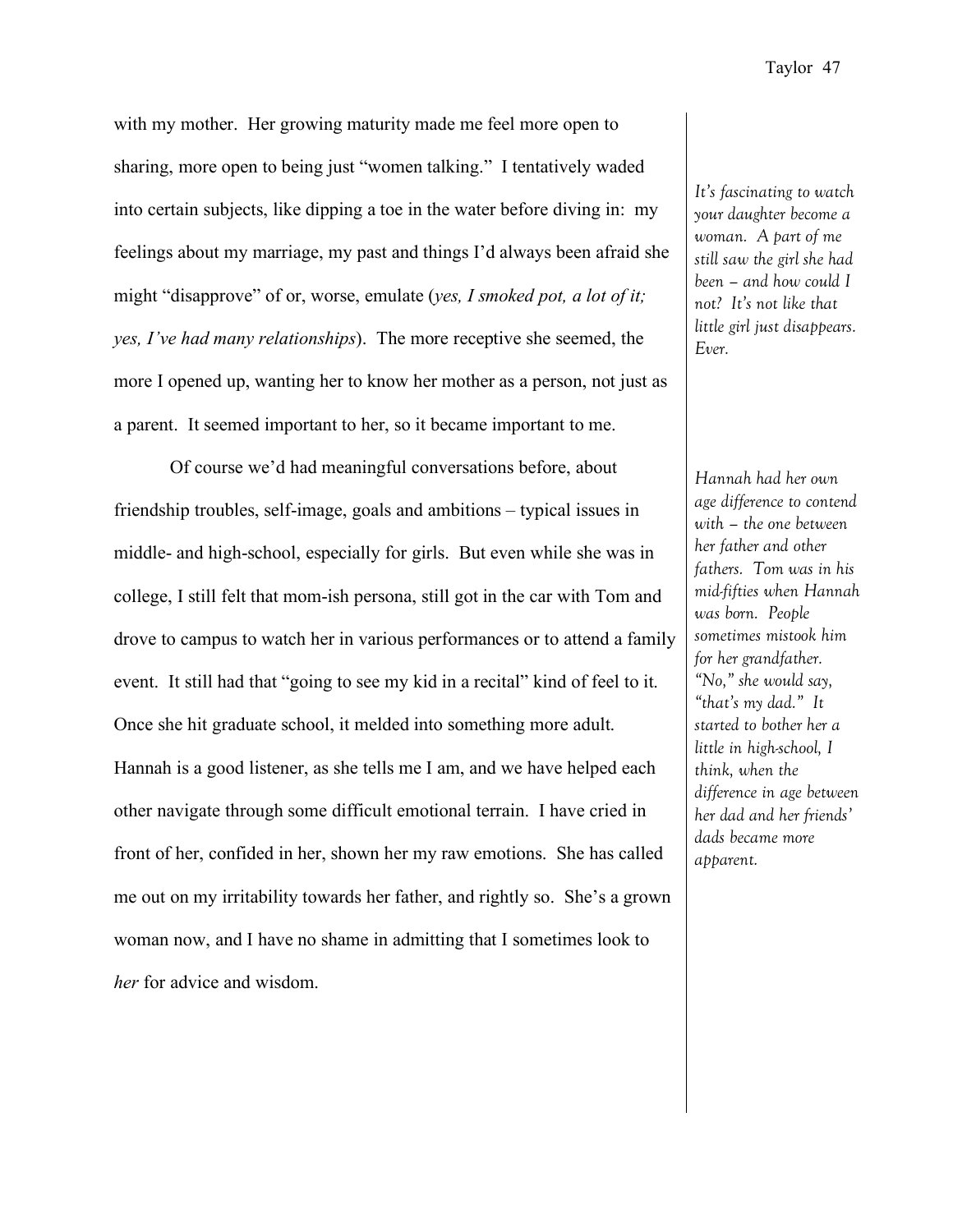with my mother. Her growing maturity made me feel more open to sharing, more open to being just "women talking." I tentatively waded into certain subjects, like dipping a toe in the water before diving in: my feelings about my marriage, my past and things I'd always been afraid she might "disapprove" of or, worse, emulate (*yes, I smoked pot, a lot of it; yes, I've had many relationships*). The more receptive she seemed, the more I opened up, wanting her to know her mother as a person, not just as a parent. It seemed important to her, so it became important to me.

*It's fascinating to watch your daughter become a woman. A part of me still saw the girl she had been – and how could I not? It's not like that little girl just disappears. Ever.*

Of course we'd had meaningful conversations before, about friendship troubles, self-image, goals and ambitions – typical issues in middle- and high-school, especially for girls. But even while she was in college, I still felt that mom-ish persona, still got in the car with Tom and drove to campus to watch her in various performances or to attend a family event. It still had that "going to see my kid in a recital" kind of feel to it. Once she hit graduate school, it melded into something more adult. Hannah is a good listener, as she tells me I am, and we have helped each other navigate through some difficult emotional terrain. I have cried in front of her, confided in her, shown her my raw emotions. She has called me out on my irritability towards her father, and rightly so. She's a grown woman now, and I have no shame in admitting that I sometimes look to *her* for advice and wisdom.

*Hannah had her own age difference to contend with – the one between her father and other fathers. Tom was in his mid-fifties when Hannah was born. People sometimes mistook him for her grandfather. "No," she would say, "that's my dad." It started to bother her a little in high-school, I think, when the difference in age between her dad and her friends' dads became more apparent.*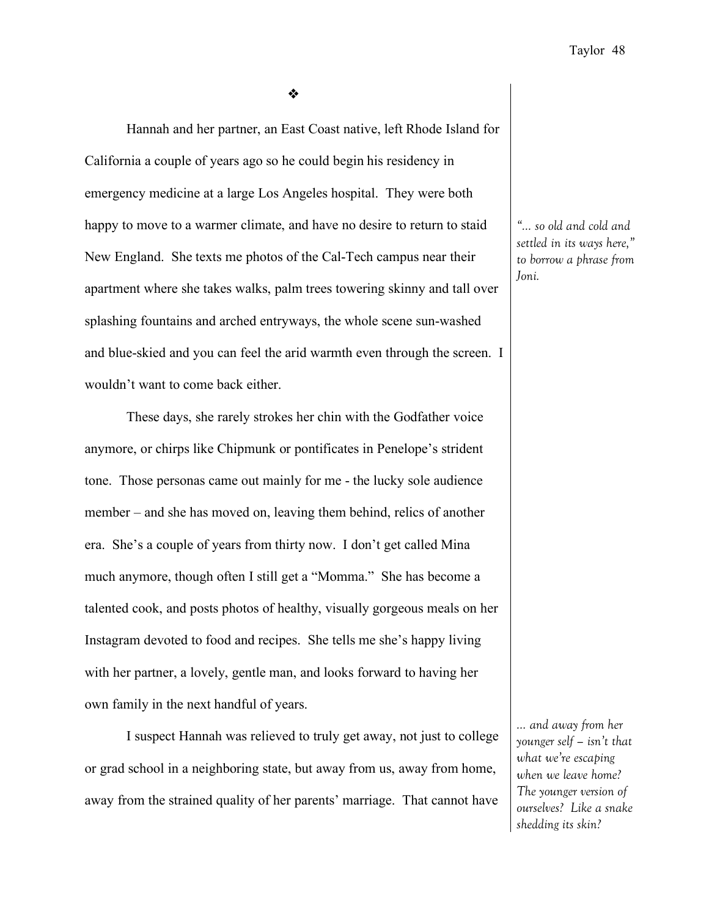❖

Hannah and her partner, an East Coast native, left Rhode Island for California a couple of years ago so he could begin his residency in emergency medicine at a large Los Angeles hospital. They were both happy to move to a warmer climate, and have no desire to return to staid New England. She texts me photos of the Cal-Tech campus near their apartment where she takes walks, palm trees towering skinny and tall over splashing fountains and arched entryways, the whole scene sun-washed and blue-skied and you can feel the arid warmth even through the screen. I wouldn't want to come back either.

*"… so old and cold and settled in its ways here," to borrow a phrase from Joni.*

These days, she rarely strokes her chin with the Godfather voice anymore, or chirps like Chipmunk or pontificates in Penelope's strident tone. Those personas came out mainly for me - the lucky sole audience member – and she has moved on, leaving them behind, relics of another era. She's a couple of years from thirty now. I don't get called Mina much anymore, though often I still get a "Momma." She has become a talented cook, and posts photos of healthy, visually gorgeous meals on her Instagram devoted to food and recipes. She tells me she's happy living with her partner, a lovely, gentle man, and looks forward to having her own family in the next handful of years.

I suspect Hannah was relieved to truly get away, not just to college or grad school in a neighboring state, but away from us, away from home, away from the strained quality of her parents' marriage. That cannot have

*… and away from her younger self – isn't that what we're escaping when we leave home? The younger version of ourselves? Like a snake shedding its skin?*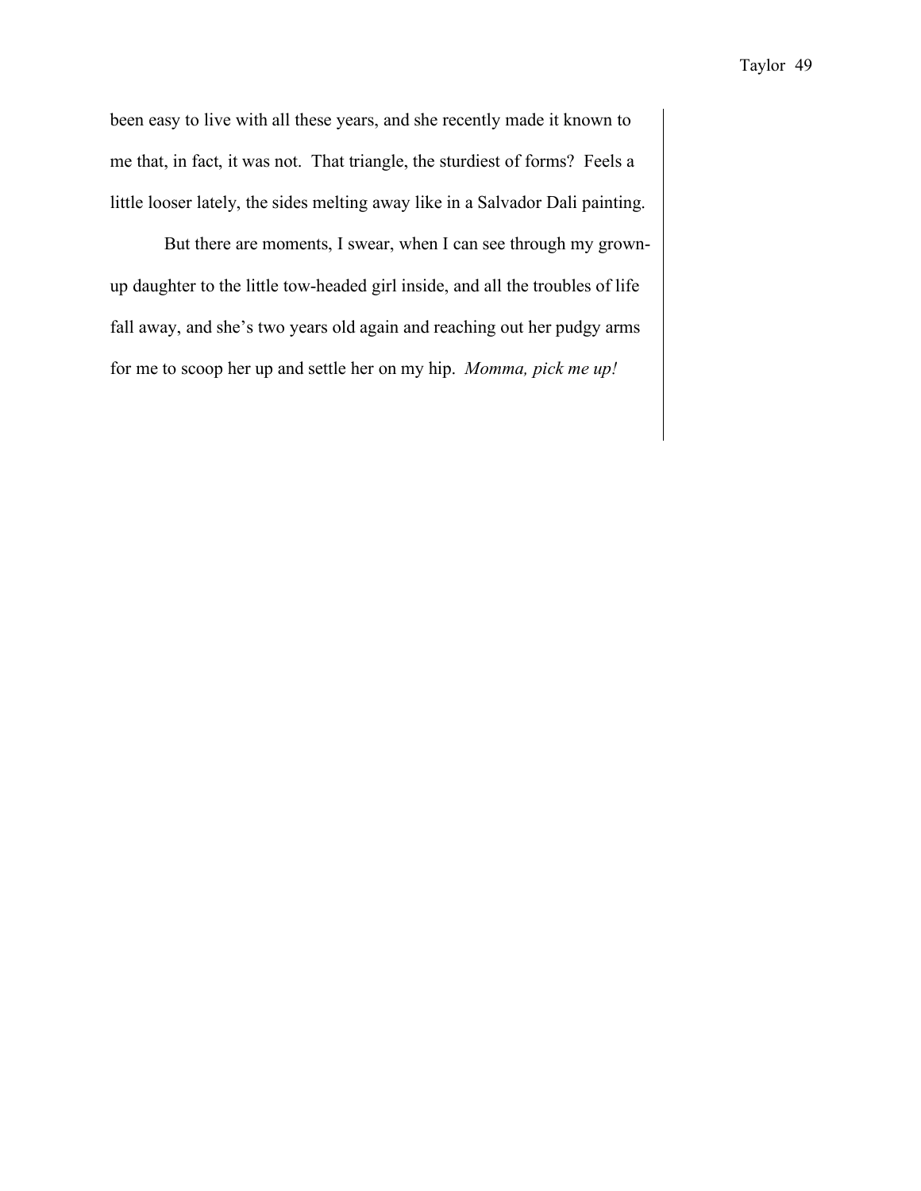been easy to live with all these years, and she recently made it known to me that, in fact, it was not. That triangle, the sturdiest of forms? Feels a little looser lately, the sides melting away like in a Salvador Dali painting.

But there are moments, I swear, when I can see through my grown-up daughter to the little tow-headed girl inside, and all the troubles of life fall away, and she's two years old again and reaching out her pudgy arms for me to scoop her up and settle her on my hip. *Momma, pick me up!*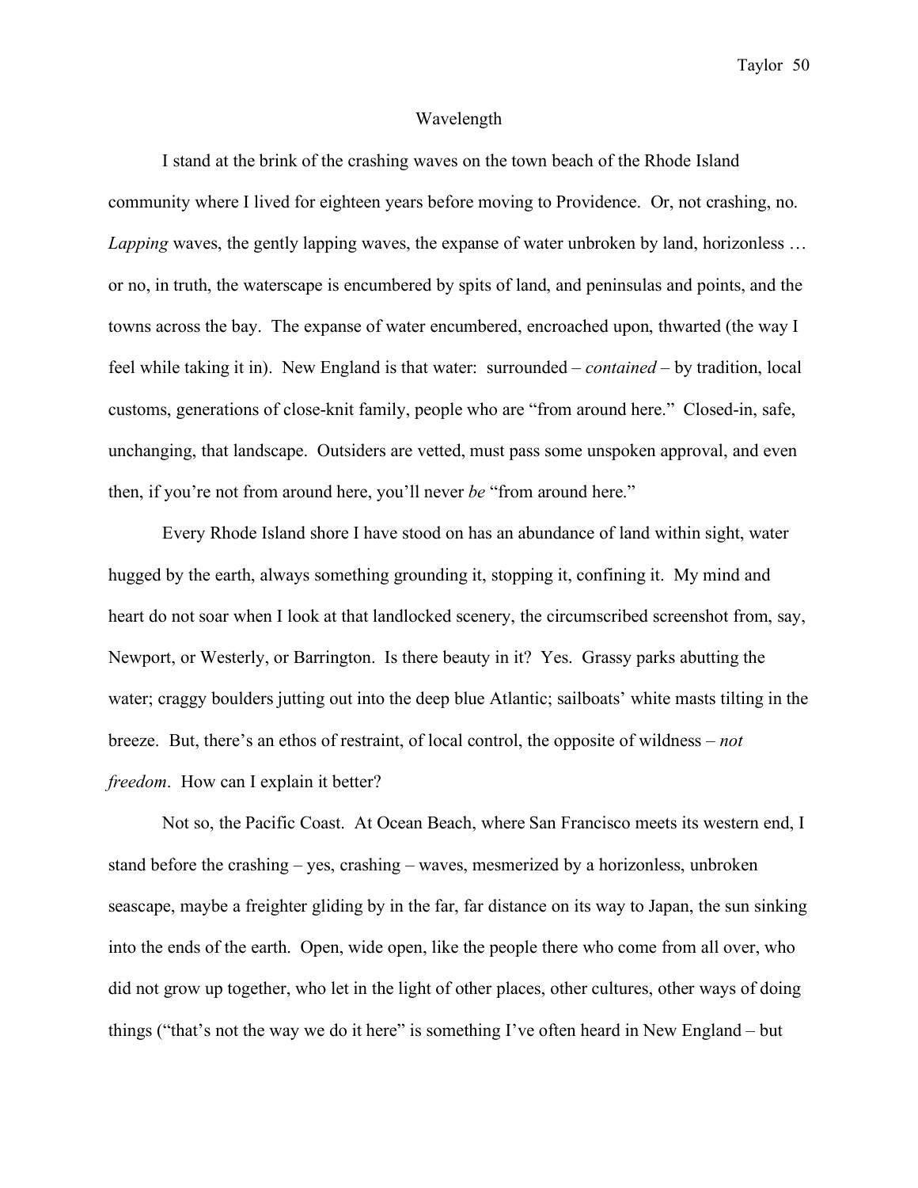# Wavelength

I stand at the brink of the crashing waves on the town beach of the Rhode Island community where I lived for eighteen years before moving to Providence. Or, not crashing, no. *Lapping* waves, the gently lapping waves, the expanse of water unbroken by land, horizonless … or no, in truth, the waterscape is encumbered by spits of land, and peninsulas and points, and the towns across the bay. The expanse of water encumbered, encroached upon, thwarted (the way I feel while taking it in). New England is that water: surrounded – *contained* – by tradition, local customs, generations of close-knit family, people who are "from around here." Closed-in, safe, unchanging, that landscape. Outsiders are vetted, must pass some unspoken approval, and even then, if you're not from around here, you'll never *be* "from around here."

Every Rhode Island shore I have stood on has an abundance of land within sight, water hugged by the earth, always something grounding it, stopping it, confining it. My mind and heart do not soar when I look at that landlocked scenery, the circumscribed screenshot from, say, Newport, or Westerly, or Barrington. Is there beauty in it? Yes. Grassy parks abutting the water; craggy boulders jutting out into the deep blue Atlantic; sailboats' white masts tilting in the breeze. But, there's an ethos of restraint, of local control, the opposite of wildness – *not freedom*. How can I explain it better?

Not so, the Pacific Coast. At Ocean Beach, where San Francisco meets its western end, I stand before the crashing – yes, crashing – waves, mesmerized by a horizonless, unbroken seascape, maybe a freighter gliding by in the far, far distance on its way to Japan, the sun sinking into the ends of the earth. Open, wide open, like the people there who come from all over, who did not grow up together, who let in the light of other places, other cultures, other ways of doing things ("that's not the way we do it here" is something I've often heard in New England – but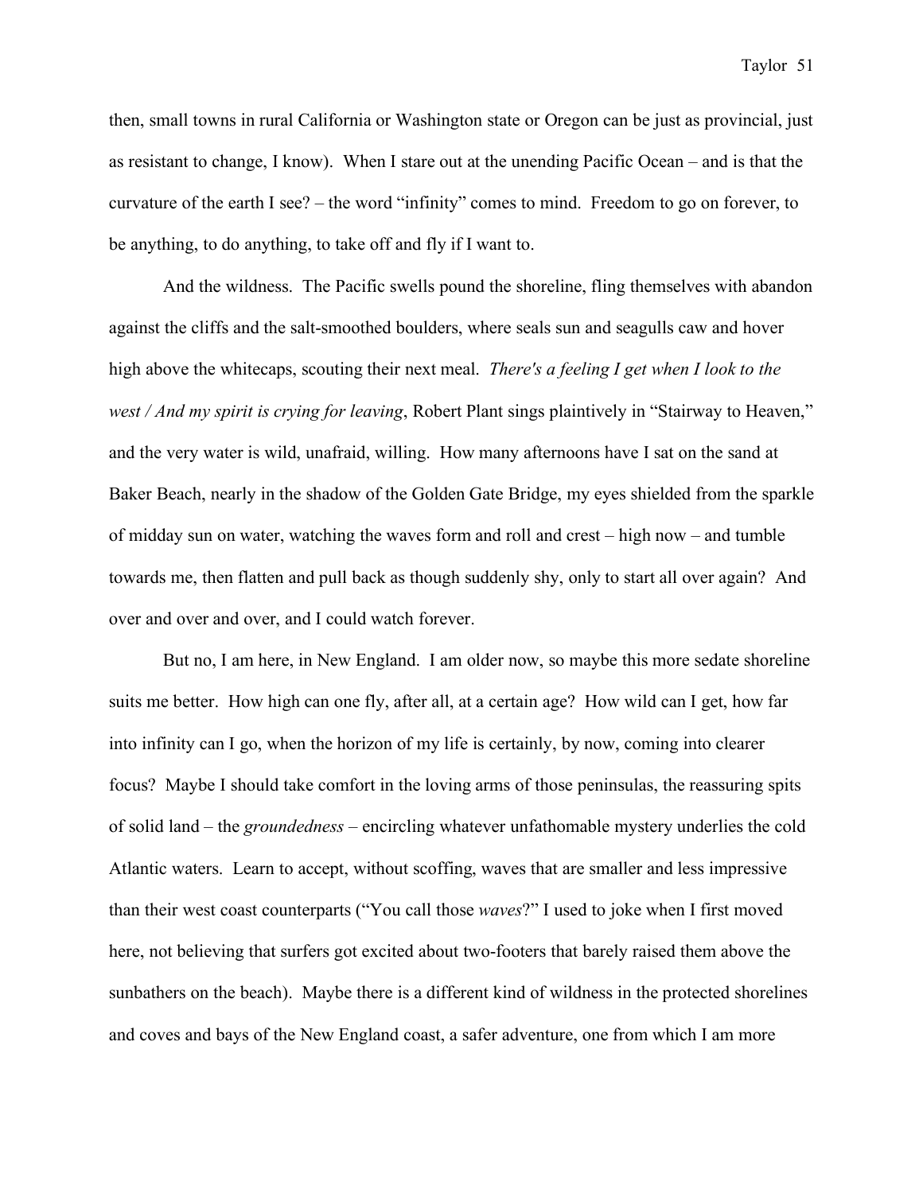then, small towns in rural California or Washington state or Oregon can be just as provincial, just as resistant to change, I know). When I stare out at the unending Pacific Ocean – and is that the curvature of the earth I see? – the word "infinity" comes to mind. Freedom to go on forever, to be anything, to do anything, to take off and fly if I want to.

And the wildness. The Pacific swells pound the shoreline, fling themselves with abandon against the cliffs and the salt-smoothed boulders, where seals sun and seagulls caw and hover high above the whitecaps, scouting their next meal. *There's a feeling I get when I look to the west / And my spirit is crying for leaving*, Robert Plant sings plaintively in "Stairway to Heaven," and the very water is wild, unafraid, willing. How many afternoons have I sat on the sand at Baker Beach, nearly in the shadow of the Golden Gate Bridge, my eyes shielded from the sparkle of midday sun on water, watching the waves form and roll and crest – high now – and tumble towards me, then flatten and pull back as though suddenly shy, only to start all over again? And over and over and over, and I could watch forever.

But no, I am here, in New England. I am older now, so maybe this more sedate shoreline suits me better. How high can one fly, after all, at a certain age? How wild can I get, how far into infinity can I go, when the horizon of my life is certainly, by now, coming into clearer focus? Maybe I should take comfort in the loving arms of those peninsulas, the reassuring spits of solid land – the *groundedness* – encircling whatever unfathomable mystery underlies the cold Atlantic waters. Learn to accept, without scoffing, waves that are smaller and less impressive than their west coast counterparts ("You call those *waves*?" I used to joke when I first moved here, not believing that surfers got excited about two-footers that barely raised them above the sunbathers on the beach). Maybe there is a different kind of wildness in the protected shorelines and coves and bays of the New England coast, a safer adventure, one from which I am more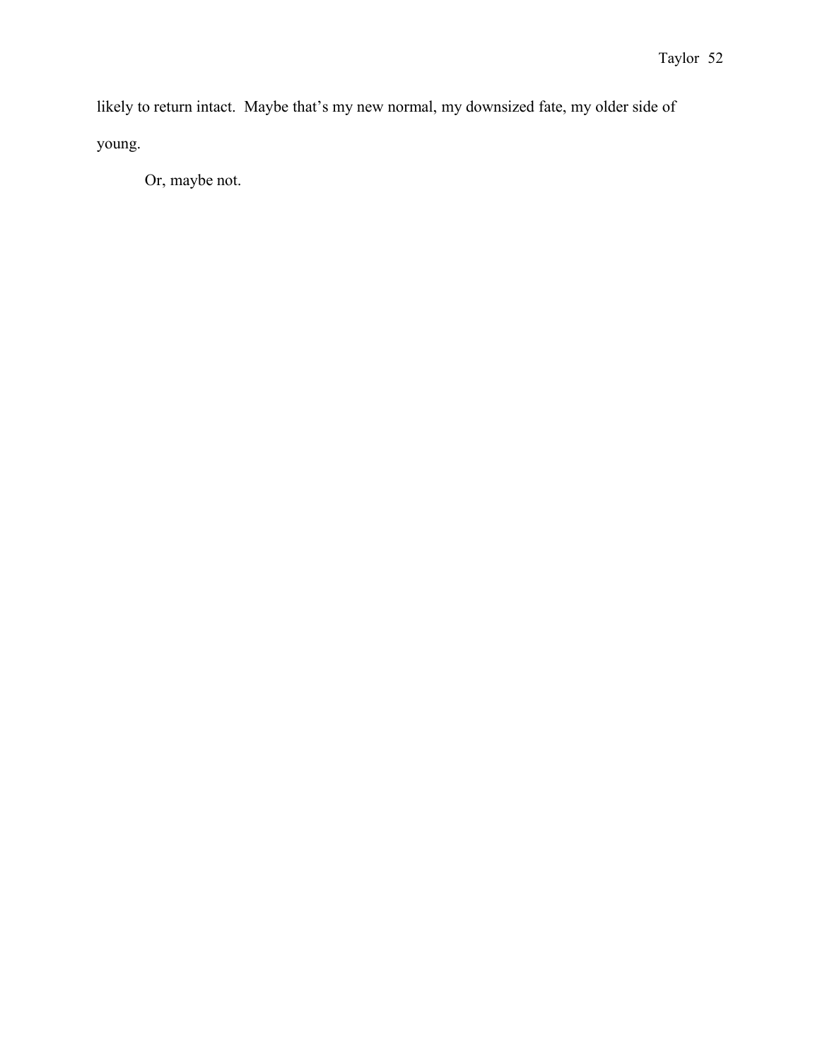likely to return intact. Maybe that's my new normal, my downsized fate, my older side of young.

Or, maybe not.